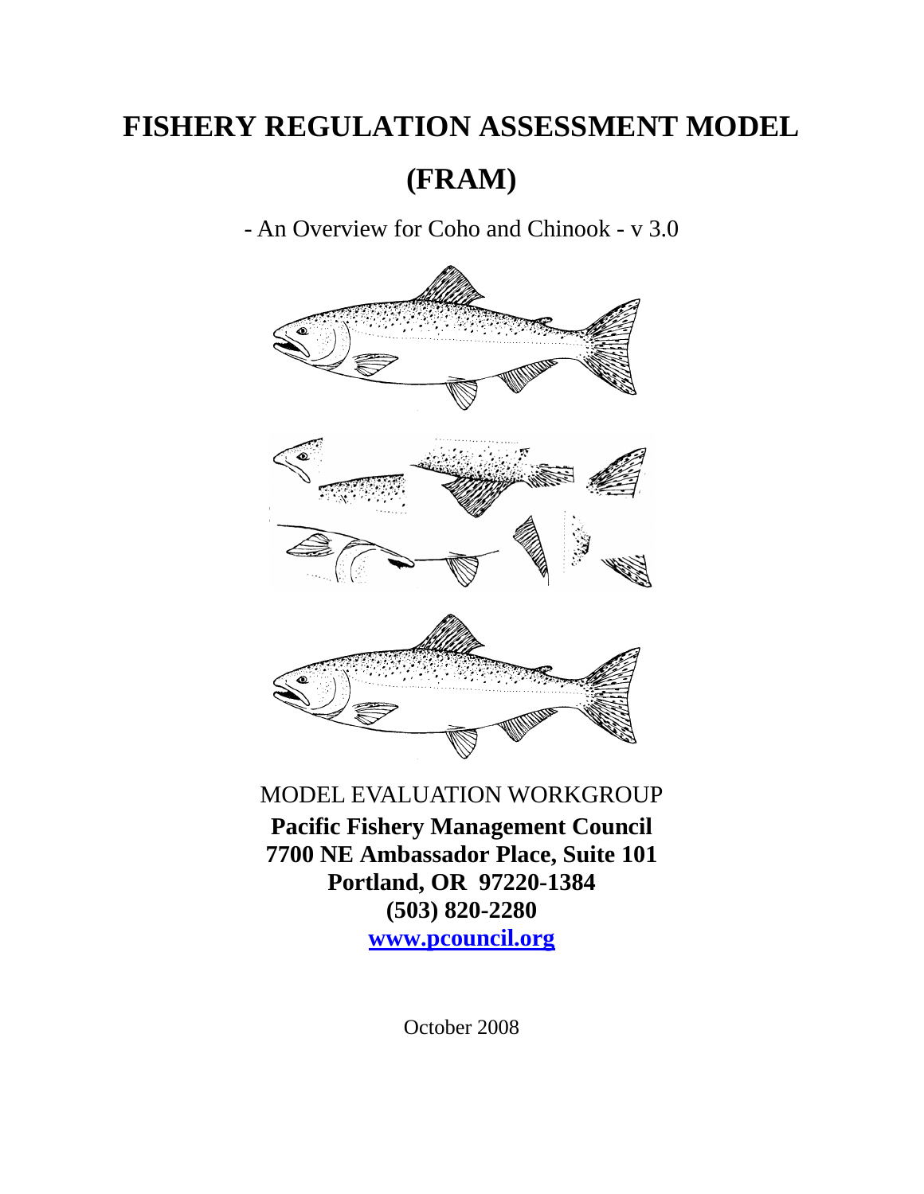# FISHERY REGULATION ASSESSMENT MODEL (FRAM)

- An Overview for Coho and Chinook - v 3.0

MODEL EVALUATION WORKGROUP

**Pacific Fishery Management Council**
**7700 NE Ambassador Place, Suite 101**
**Portland, OR 97220-1384**
**(503) 820-2280**
**[www.pcouncil.org](www.pcouncil.org)**

October 2008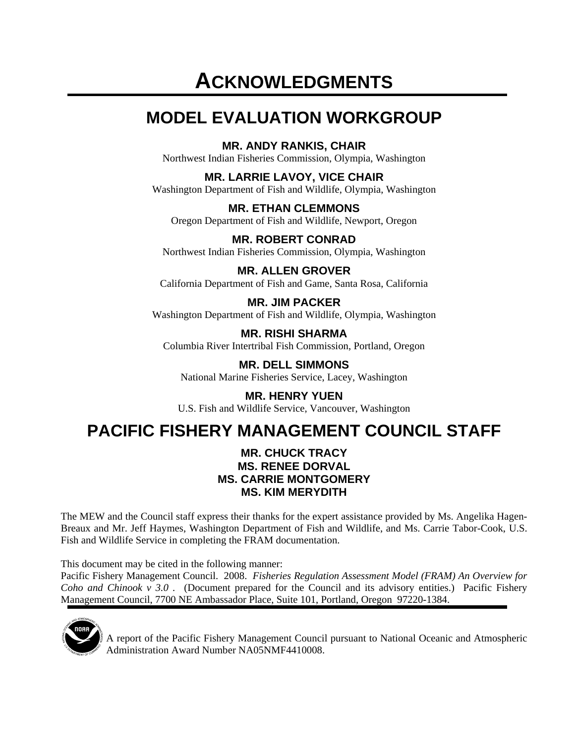# ACKNOWLEDGMENTS

## MODEL EVALUATION WORKGROUP

**MR. ANDY RANKIS, CHAIR**
Northwest Indian Fisheries Commission, Olympia, Washington

**MR. LARRIE LAVOY, VICE CHAIR**
Washington Department of Fish and Wildlife, Olympia, Washington

**MR. ETHAN CLEMMONS**
Oregon Department of Fish and Wildlife, Newport, Oregon

**MR. ROBERT CONRAD**
Northwest Indian Fisheries Commission, Olympia, Washington

**MR. ALLEN GROVER**
California Department of Fish and Game, Santa Rosa, California

**MR. JIM PACKER**
Washington Department of Fish and Wildlife, Olympia, Washington

**MR. RISHI SHARMA**
Columbia River Intertribal Fish Commission, Portland, Oregon

**MR. DELL SIMMONS**
National Marine Fisheries Service, Lacey, Washington

**MR. HENRY YUEN**
U.S. Fish and Wildlife Service, Vancouver, Washington

## PACIFIC FISHERY MANAGEMENT COUNCIL STAFF

**MR. CHUCK TRACY**
**MS. RENEE DORVAL**
**MS. CARRIE MONTGOMERY**
**MS. KIM MERYDITH**

The MEW and the Council staff express their thanks for the expert assistance provided by Ms. Angelika Hagen-Breaux and Mr. Jeff Haymes, Washington Department of Fish and Wildlife, and Ms. Carrie Tabor-Cook, U.S. Fish and Wildlife Service in completing the FRAM documentation.

This document may be cited in the following manner:
Pacific Fishery Management Council. 2008. *Fisheries Regulation Assessment Model (FRAM) An Overview for Coho and Chinook v 3.0* . (Document prepared for the Council and its advisory entities.) Pacific Fishery Management Council, 7700 NE Ambassador Place, Suite 101, Portland, Oregon 97220-1384.

A report of the Pacific Fishery Management Council pursuant to National Oceanic and Atmospheric Administration Award Number NA05NMF4410008.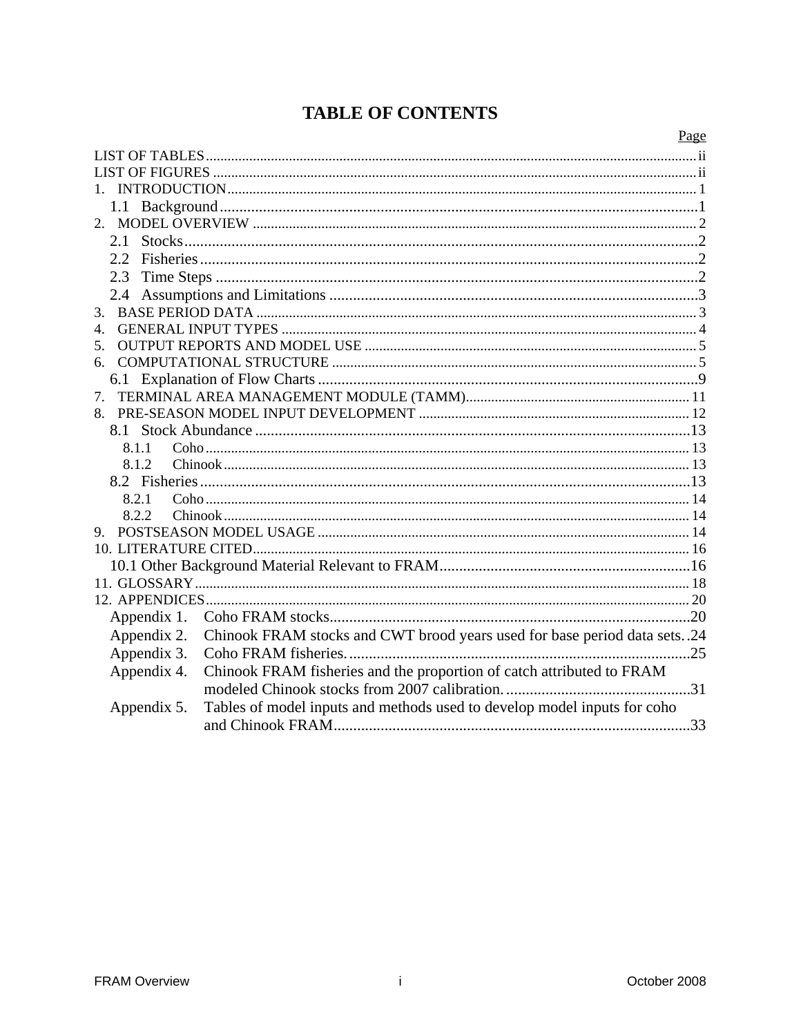# TABLE OF CONTENTS

Page

LIST OF TABLES ..... ii
LIST OF FIGURES ..... ii
1. INTRODUCTION ..... 1
   1.1 Background ..... 1
2. MODEL OVERVIEW ..... 2
   2.1 Stocks ..... 2
   2.2 Fisheries ..... 2
   2.3 Time Steps ..... 2
   2.4 Assumptions and Limitations ..... 3
3. BASE PERIOD DATA ..... 3
4. GENERAL INPUT TYPES ..... 4
5. OUTPUT REPORTS AND MODEL USE ..... 5
6. COMPUTATIONAL STRUCTURE ..... 5
   6.1 Explanation of Flow Charts ..... 9
7. TERMINAL AREA MANAGEMENT MODULE (TAMM) ..... 11
8. PRE-SEASON MODEL INPUT DEVELOPMENT ..... 12
   8.1 Stock Abundance ..... 13
      8.1.1 Coho ..... 13
      8.1.2 Chinook ..... 13
   8.2 Fisheries ..... 13
      8.2.1 Coho ..... 14
      8.2.2 Chinook ..... 14
9. POSTSEASON MODEL USAGE ..... 14
10. LITERATURE CITED ..... 16
   10.1 Other Background Material Relevant to FRAM ..... 16
11. GLOSSARY ..... 18
12. APPENDICES ..... 20
   Appendix 1. Coho FRAM stocks ..... 20
   Appendix 2. Chinook FRAM stocks and CWT brood years used for base period data sets ..... 24
   Appendix 3. Coho FRAM fisheries ..... 25
   Appendix 4. Chinook FRAM fisheries and the proportion of catch attributed to FRAM modeled Chinook stocks from 2007 calibration ..... 31
   Appendix 5. Tables of model inputs and methods used to develop model inputs for coho and Chinook FRAM ..... 33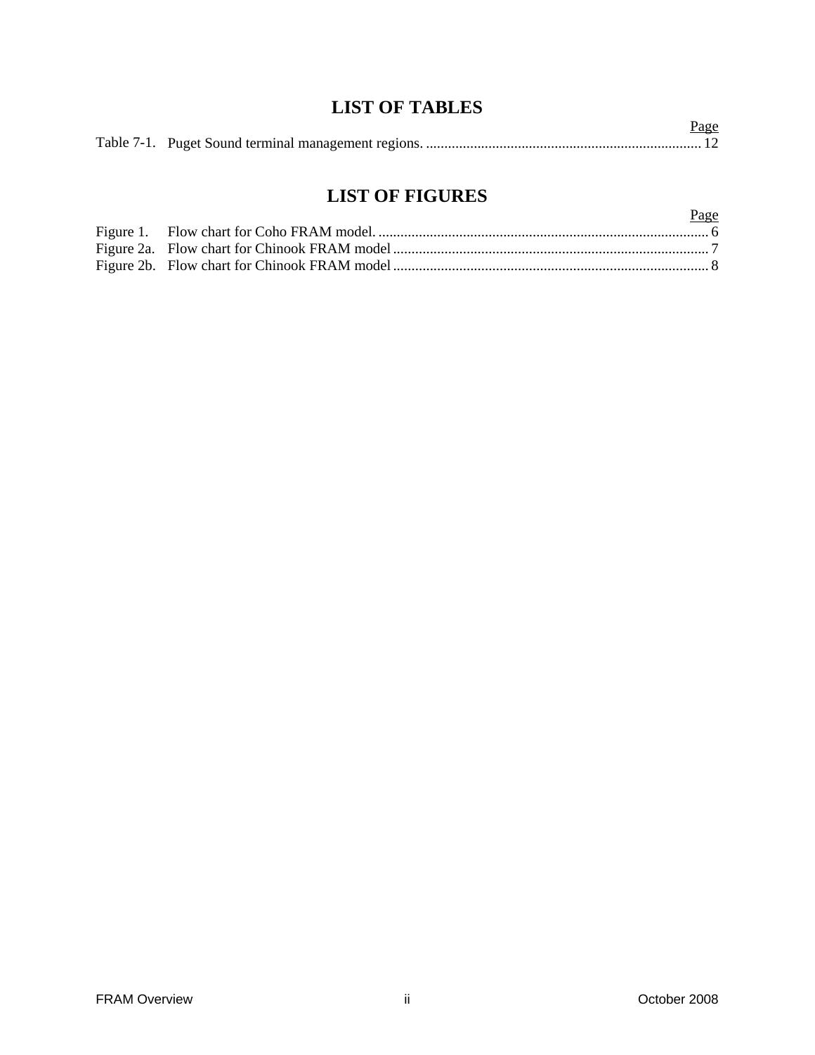# LIST OF TABLES

| | | Page |
|---|---|---|
| Table 7-1. | Puget Sound terminal management regions. | 12 |

# LIST OF FIGURES

| | | Page |
|---|---|---|
| Figure 1. | Flow chart for Coho FRAM model. | 6 |
| Figure 2a. | Flow chart for Chinook FRAM model | 7 |
| Figure 2b. | Flow chart for Chinook FRAM model | 8 |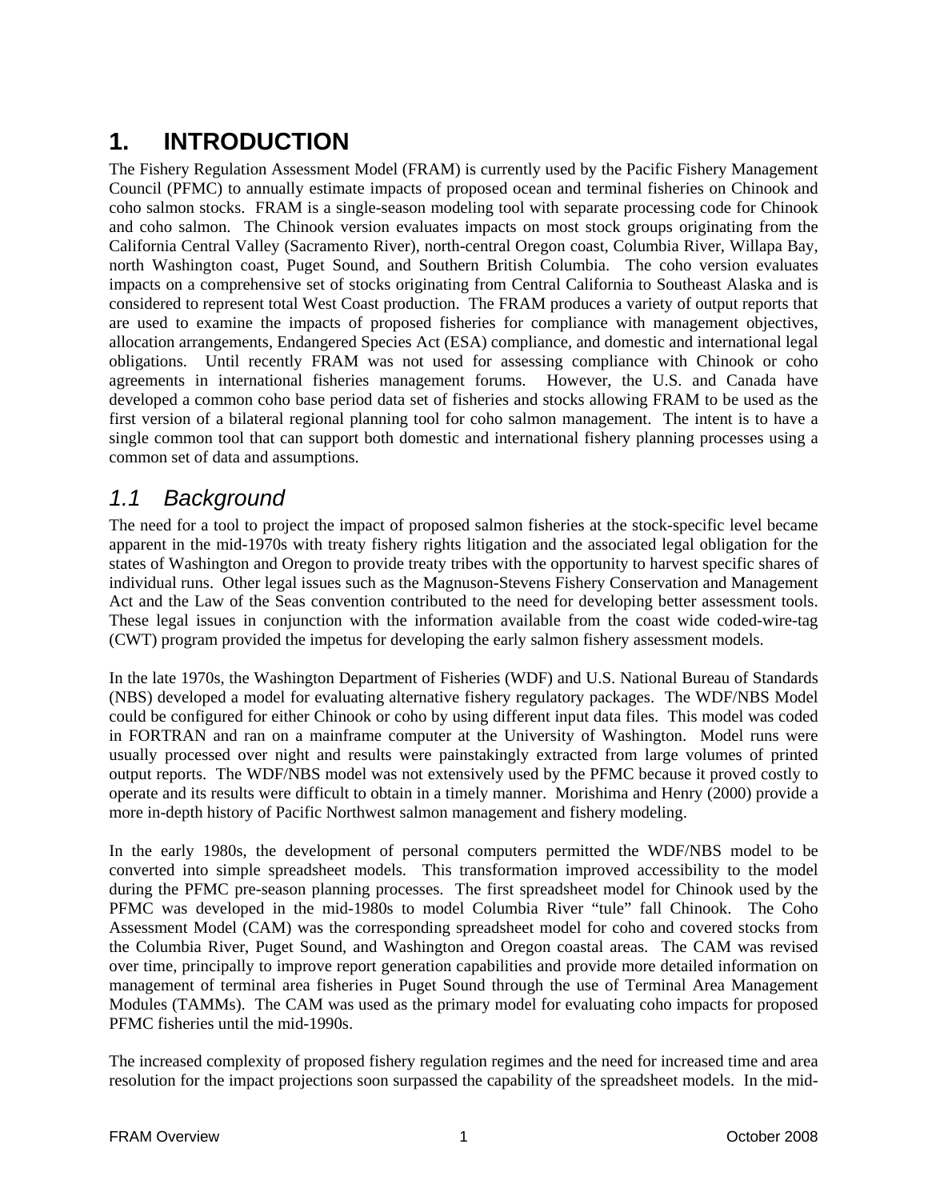# 1. INTRODUCTION

The Fishery Regulation Assessment Model (FRAM) is currently used by the Pacific Fishery Management Council (PFMC) to annually estimate impacts of proposed ocean and terminal fisheries on Chinook and coho salmon stocks. FRAM is a single-season modeling tool with separate processing code for Chinook and coho salmon. The Chinook version evaluates impacts on most stock groups originating from the California Central Valley (Sacramento River), north-central Oregon coast, Columbia River, Willapa Bay, north Washington coast, Puget Sound, and Southern British Columbia. The coho version evaluates impacts on a comprehensive set of stocks originating from Central California to Southeast Alaska and is considered to represent total West Coast production. The FRAM produces a variety of output reports that are used to examine the impacts of proposed fisheries for compliance with management objectives, allocation arrangements, Endangered Species Act (ESA) compliance, and domestic and international legal obligations. Until recently FRAM was not used for assessing compliance with Chinook or coho agreements in international fisheries management forums. However, the U.S. and Canada have developed a common coho base period data set of fisheries and stocks allowing FRAM to be used as the first version of a bilateral regional planning tool for coho salmon management. The intent is to have a single common tool that can support both domestic and international fishery planning processes using a common set of data and assumptions.

## *1.1 Background*

The need for a tool to project the impact of proposed salmon fisheries at the stock-specific level became apparent in the mid-1970s with treaty fishery rights litigation and the associated legal obligation for the states of Washington and Oregon to provide treaty tribes with the opportunity to harvest specific shares of individual runs. Other legal issues such as the Magnuson-Stevens Fishery Conservation and Management Act and the Law of the Seas convention contributed to the need for developing better assessment tools. These legal issues in conjunction with the information available from the coast wide coded-wire-tag (CWT) program provided the impetus for developing the early salmon fishery assessment models.

In the late 1970s, the Washington Department of Fisheries (WDF) and U.S. National Bureau of Standards (NBS) developed a model for evaluating alternative fishery regulatory packages. The WDF/NBS Model could be configured for either Chinook or coho by using different input data files. This model was coded in FORTRAN and ran on a mainframe computer at the University of Washington. Model runs were usually processed over night and results were painstakingly extracted from large volumes of printed output reports. The WDF/NBS model was not extensively used by the PFMC because it proved costly to operate and its results were difficult to obtain in a timely manner. Morishima and Henry (2000) provide a more in-depth history of Pacific Northwest salmon management and fishery modeling.

In the early 1980s, the development of personal computers permitted the WDF/NBS model to be converted into simple spreadsheet models. This transformation improved accessibility to the model during the PFMC pre-season planning processes. The first spreadsheet model for Chinook used by the PFMC was developed in the mid-1980s to model Columbia River "tule" fall Chinook. The Coho Assessment Model (CAM) was the corresponding spreadsheet model for coho and covered stocks from the Columbia River, Puget Sound, and Washington and Oregon coastal areas. The CAM was revised over time, principally to improve report generation capabilities and provide more detailed information on management of terminal area fisheries in Puget Sound through the use of Terminal Area Management Modules (TAMMs). The CAM was used as the primary model for evaluating coho impacts for proposed PFMC fisheries until the mid-1990s.

The increased complexity of proposed fishery regulation regimes and the need for increased time and area resolution for the impact projections soon surpassed the capability of the spreadsheet models. In the mid-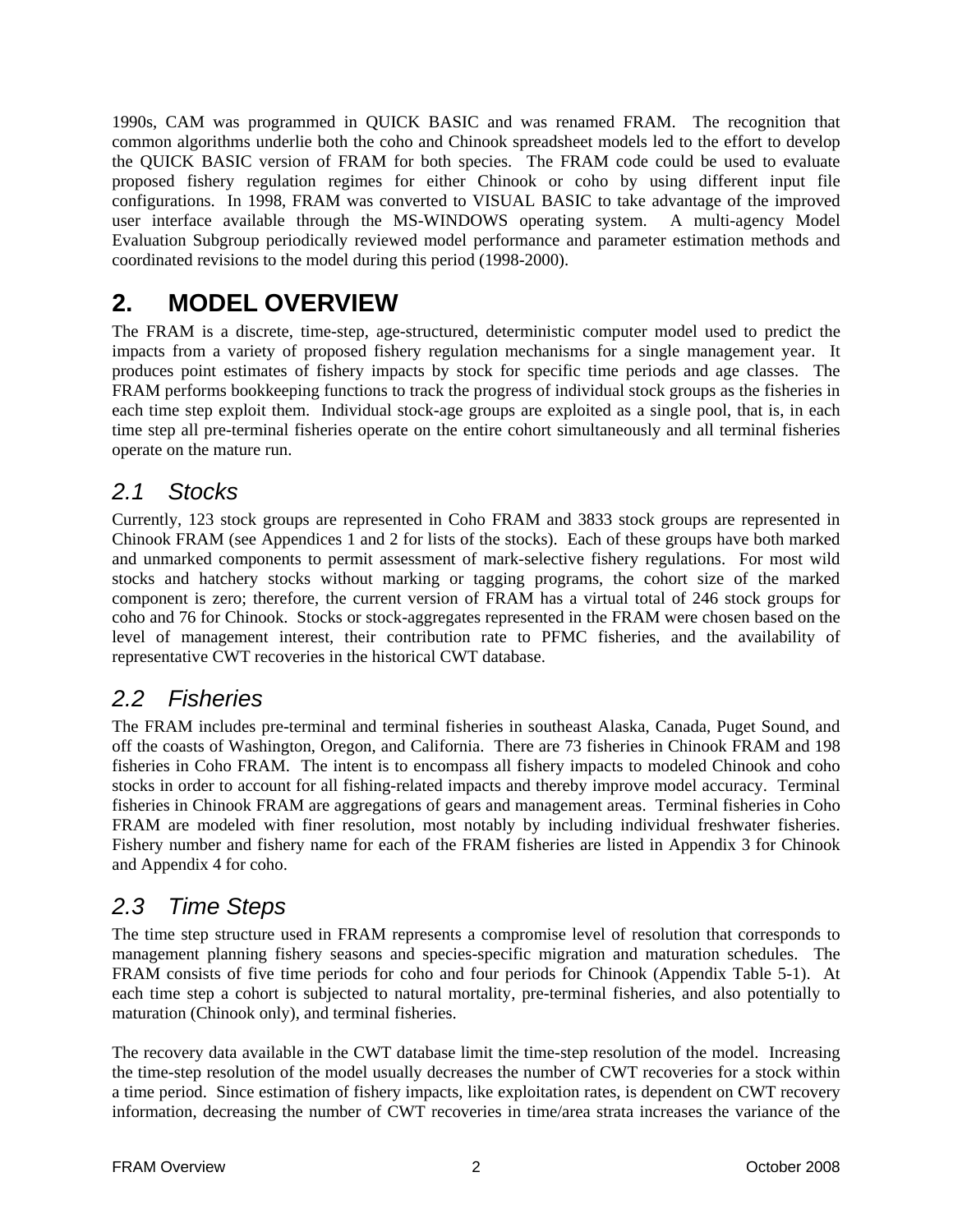1990s, CAM was programmed in QUICK BASIC and was renamed FRAM. The recognition that common algorithms underlie both the coho and Chinook spreadsheet models led to the effort to develop the QUICK BASIC version of FRAM for both species. The FRAM code could be used to evaluate proposed fishery regulation regimes for either Chinook or coho by using different input file configurations. In 1998, FRAM was converted to VISUAL BASIC to take advantage of the improved user interface available through the MS-WINDOWS operating system. A multi-agency Model Evaluation Subgroup periodically reviewed model performance and parameter estimation methods and coordinated revisions to the model during this period (1998-2000).

# 2. MODEL OVERVIEW

The FRAM is a discrete, time-step, age-structured, deterministic computer model used to predict the impacts from a variety of proposed fishery regulation mechanisms for a single management year. It produces point estimates of fishery impacts by stock for specific time periods and age classes. The FRAM performs bookkeeping functions to track the progress of individual stock groups as the fisheries in each time step exploit them. Individual stock-age groups are exploited as a single pool, that is, in each time step all pre-terminal fisheries operate on the entire cohort simultaneously and all terminal fisheries operate on the mature run.

## *2.1 Stocks*

Currently, 123 stock groups are represented in Coho FRAM and 3833 stock groups are represented in Chinook FRAM (see Appendices 1 and 2 for lists of the stocks). Each of these groups have both marked and unmarked components to permit assessment of mark-selective fishery regulations. For most wild stocks and hatchery stocks without marking or tagging programs, the cohort size of the marked component is zero; therefore, the current version of FRAM has a virtual total of 246 stock groups for coho and 76 for Chinook. Stocks or stock-aggregates represented in the FRAM were chosen based on the level of management interest, their contribution rate to PFMC fisheries, and the availability of representative CWT recoveries in the historical CWT database.

## *2.2 Fisheries*

The FRAM includes pre-terminal and terminal fisheries in southeast Alaska, Canada, Puget Sound, and off the coasts of Washington, Oregon, and California. There are 73 fisheries in Chinook FRAM and 198 fisheries in Coho FRAM. The intent is to encompass all fishery impacts to modeled Chinook and coho stocks in order to account for all fishing-related impacts and thereby improve model accuracy. Terminal fisheries in Chinook FRAM are aggregations of gears and management areas. Terminal fisheries in Coho FRAM are modeled with finer resolution, most notably by including individual freshwater fisheries. Fishery number and fishery name for each of the FRAM fisheries are listed in Appendix 3 for Chinook and Appendix 4 for coho.

## *2.3 Time Steps*

The time step structure used in FRAM represents a compromise level of resolution that corresponds to management planning fishery seasons and species-specific migration and maturation schedules. The FRAM consists of five time periods for coho and four periods for Chinook (Appendix Table 5-1). At each time step a cohort is subjected to natural mortality, pre-terminal fisheries, and also potentially to maturation (Chinook only), and terminal fisheries.

The recovery data available in the CWT database limit the time-step resolution of the model. Increasing the time-step resolution of the model usually decreases the number of CWT recoveries for a stock within a time period. Since estimation of fishery impacts, like exploitation rates, is dependent on CWT recovery information, decreasing the number of CWT recoveries in time/area strata increases the variance of the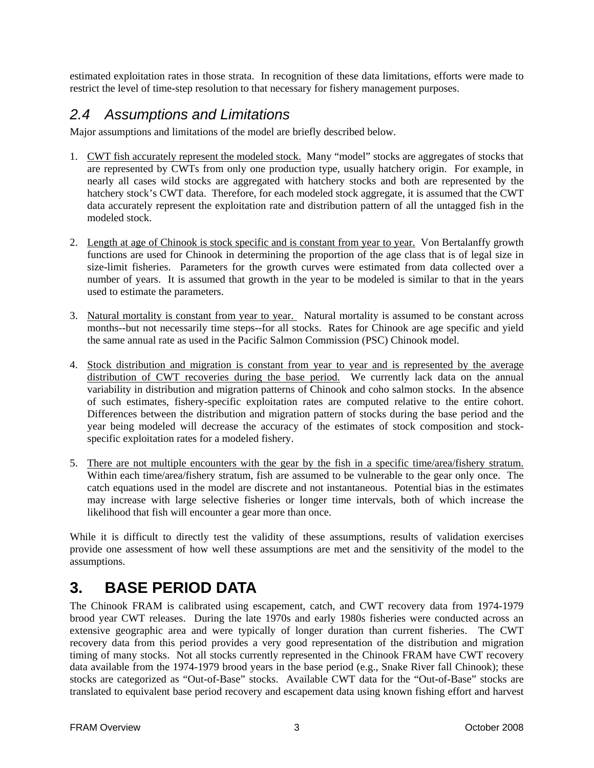estimated exploitation rates in those strata. In recognition of these data limitations, efforts were made to restrict the level of time-step resolution to that necessary for fishery management purposes.

## *2.4 Assumptions and Limitations*

Major assumptions and limitations of the model are briefly described below.

1. <u>CWT fish accurately represent the modeled stock.</u> Many "model" stocks are aggregates of stocks that are represented by CWTs from only one production type, usually hatchery origin. For example, in nearly all cases wild stocks are aggregated with hatchery stocks and both are represented by the hatchery stock's CWT data. Therefore, for each modeled stock aggregate, it is assumed that the CWT data accurately represent the exploitation rate and distribution pattern of all the untagged fish in the modeled stock.

2. <u>Length at age of Chinook is stock specific and is constant from year to year.</u> Von Bertalanffy growth functions are used for Chinook in determining the proportion of the age class that is of legal size in size-limit fisheries. Parameters for the growth curves were estimated from data collected over a number of years. It is assumed that growth in the year to be modeled is similar to that in the years used to estimate the parameters.

3. <u>Natural mortality is constant from year to year.</u> Natural mortality is assumed to be constant across months--but not necessarily time steps--for all stocks. Rates for Chinook are age specific and yield the same annual rate as used in the Pacific Salmon Commission (PSC) Chinook model.

4. <u>Stock distribution and migration is constant from year to year and is represented by the average distribution of CWT recoveries during the base period.</u> We currently lack data on the annual variability in distribution and migration patterns of Chinook and coho salmon stocks. In the absence of such estimates, fishery-specific exploitation rates are computed relative to the entire cohort. Differences between the distribution and migration pattern of stocks during the base period and the year being modeled will decrease the accuracy of the estimates of stock composition and stock-specific exploitation rates for a modeled fishery.

5. <u>There are not multiple encounters with the gear by the fish in a specific time/area/fishery stratum.</u> Within each time/area/fishery stratum, fish are assumed to be vulnerable to the gear only once. The catch equations used in the model are discrete and not instantaneous. Potential bias in the estimates may increase with large selective fisheries or longer time intervals, both of which increase the likelihood that fish will encounter a gear more than once.

While it is difficult to directly test the validity of these assumptions, results of validation exercises provide one assessment of how well these assumptions are met and the sensitivity of the model to the assumptions.

# 3. BASE PERIOD DATA

The Chinook FRAM is calibrated using escapement, catch, and CWT recovery data from 1974-1979 brood year CWT releases. During the late 1970s and early 1980s fisheries were conducted across an extensive geographic area and were typically of longer duration than current fisheries. The CWT recovery data from this period provides a very good representation of the distribution and migration timing of many stocks. Not all stocks currently represented in the Chinook FRAM have CWT recovery data available from the 1974-1979 brood years in the base period (e.g., Snake River fall Chinook); these stocks are categorized as "Out-of-Base" stocks. Available CWT data for the "Out-of-Base" stocks are translated to equivalent base period recovery and escapement data using known fishing effort and harvest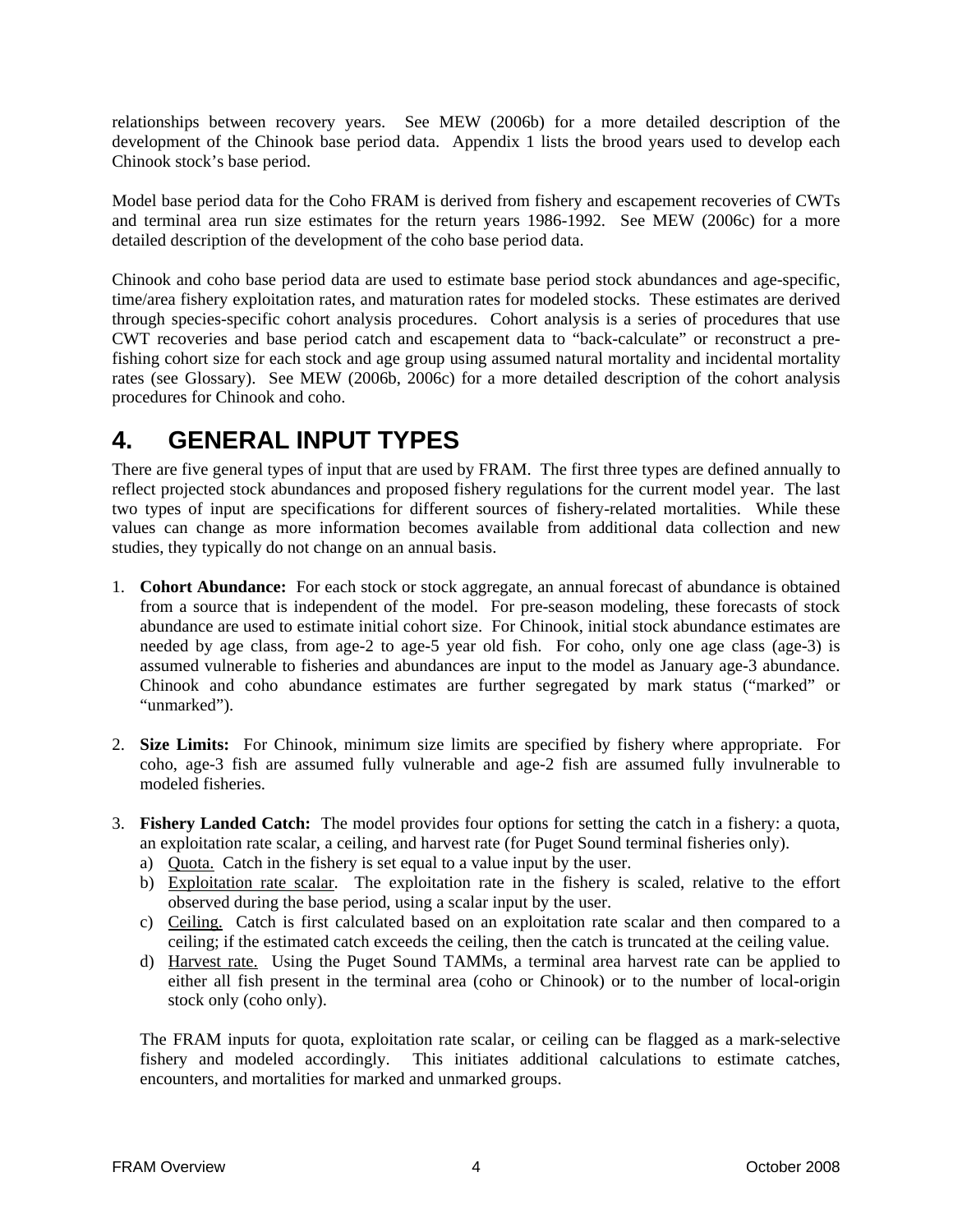relationships between recovery years. See MEW (2006b) for a more detailed description of the development of the Chinook base period data. Appendix 1 lists the brood years used to develop each Chinook stock's base period.

Model base period data for the Coho FRAM is derived from fishery and escapement recoveries of CWTs and terminal area run size estimates for the return years 1986-1992. See MEW (2006c) for a more detailed description of the development of the coho base period data.

Chinook and coho base period data are used to estimate base period stock abundances and age-specific, time/area fishery exploitation rates, and maturation rates for modeled stocks. These estimates are derived through species-specific cohort analysis procedures. Cohort analysis is a series of procedures that use CWT recoveries and base period catch and escapement data to "back-calculate" or reconstruct a pre-fishing cohort size for each stock and age group using assumed natural mortality and incidental mortality rates (see Glossary). See MEW (2006b, 2006c) for a more detailed description of the cohort analysis procedures for Chinook and coho.

# 4. GENERAL INPUT TYPES

There are five general types of input that are used by FRAM. The first three types are defined annually to reflect projected stock abundances and proposed fishery regulations for the current model year. The last two types of input are specifications for different sources of fishery-related mortalities. While these values can change as more information becomes available from additional data collection and new studies, they typically do not change on an annual basis.

1. **Cohort Abundance:** For each stock or stock aggregate, an annual forecast of abundance is obtained from a source that is independent of the model. For pre-season modeling, these forecasts of stock abundance are used to estimate initial cohort size. For Chinook, initial stock abundance estimates are needed by age class, from age-2 to age-5 year old fish. For coho, only one age class (age-3) is assumed vulnerable to fisheries and abundances are input to the model as January age-3 abundance. Chinook and coho abundance estimates are further segregated by mark status ("marked" or "unmarked").

2. **Size Limits:** For Chinook, minimum size limits are specified by fishery where appropriate. For coho, age-3 fish are assumed fully vulnerable and age-2 fish are assumed fully invulnerable to modeled fisheries.

3. **Fishery Landed Catch:** The model provides four options for setting the catch in a fishery: a quota, an exploitation rate scalar, a ceiling, and harvest rate (for Puget Sound terminal fisheries only).
   a) Quota. Catch in the fishery is set equal to a value input by the user.
   b) Exploitation rate scalar. The exploitation rate in the fishery is scaled, relative to the effort observed during the base period, using a scalar input by the user.
   c) Ceiling. Catch is first calculated based on an exploitation rate scalar and then compared to a ceiling; if the estimated catch exceeds the ceiling, then the catch is truncated at the ceiling value.
   d) Harvest rate. Using the Puget Sound TAMMs, a terminal area harvest rate can be applied to either all fish present in the terminal area (coho or Chinook) or to the number of local-origin stock only (coho only).

   The FRAM inputs for quota, exploitation rate scalar, or ceiling can be flagged as a mark-selective fishery and modeled accordingly. This initiates additional calculations to estimate catches, encounters, and mortalities for marked and unmarked groups.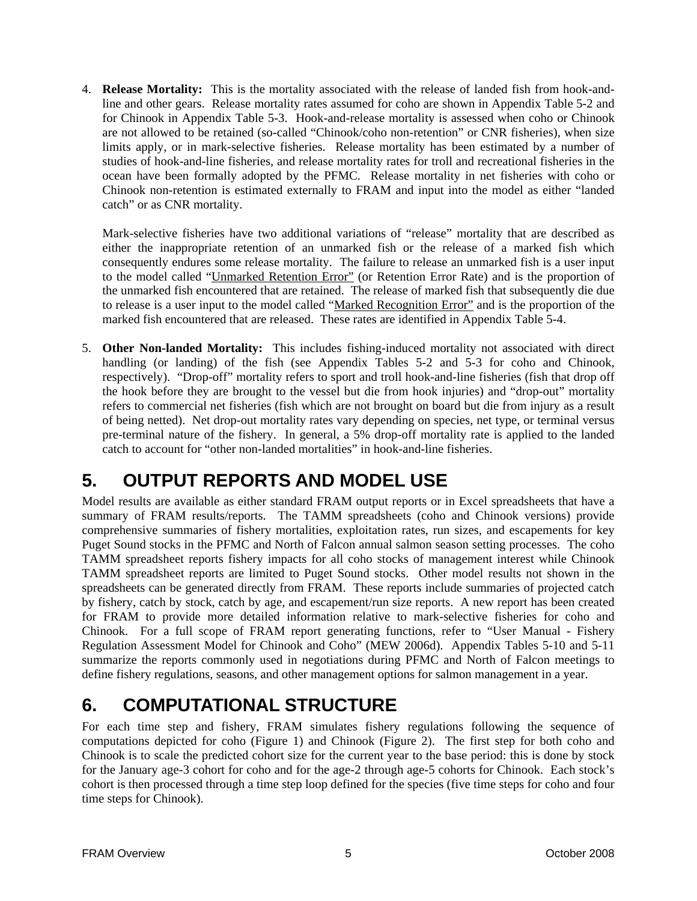4. **Release Mortality:** This is the mortality associated with the release of landed fish from hook-and-line and other gears. Release mortality rates assumed for coho are shown in Appendix Table 5-2 and for Chinook in Appendix Table 5-3. Hook-and-release mortality is assessed when coho or Chinook are not allowed to be retained (so-called "Chinook/coho non-retention" or CNR fisheries), when size limits apply, or in mark-selective fisheries. Release mortality has been estimated by a number of studies of hook-and-line fisheries, and release mortality rates for troll and recreational fisheries in the ocean have been formally adopted by the PFMC. Release mortality in net fisheries with coho or Chinook non-retention is estimated externally to FRAM and input into the model as either "landed catch" or as CNR mortality.

   Mark-selective fisheries have two additional variations of "release" mortality that are described as either the inappropriate retention of an unmarked fish or the release of a marked fish which consequently endures some release mortality. The failure to release an unmarked fish is a user input to the model called "Unmarked Retention Error" (or Retention Error Rate) and is the proportion of the unmarked fish encountered that are retained. The release of marked fish that subsequently die due to release is a user input to the model called "Marked Recognition Error" and is the proportion of the marked fish encountered that are released. These rates are identified in Appendix Table 5-4.

5. **Other Non-landed Mortality:** This includes fishing-induced mortality not associated with direct handling (or landing) of the fish (see Appendix Tables 5-2 and 5-3 for coho and Chinook, respectively). "Drop-off" mortality refers to sport and troll hook-and-line fisheries (fish that drop off the hook before they are brought to the vessel but die from hook injuries) and "drop-out" mortality refers to commercial net fisheries (fish which are not brought on board but die from injury as a result of being netted). Net drop-out mortality rates vary depending on species, net type, or terminal versus pre-terminal nature of the fishery. In general, a 5% drop-off mortality rate is applied to the landed catch to account for "other non-landed mortalities" in hook-and-line fisheries.

# 5. OUTPUT REPORTS AND MODEL USE

Model results are available as either standard FRAM output reports or in Excel spreadsheets that have a summary of FRAM results/reports. The TAMM spreadsheets (coho and Chinook versions) provide comprehensive summaries of fishery mortalities, exploitation rates, run sizes, and escapements for key Puget Sound stocks in the PFMC and North of Falcon annual salmon season setting processes. The coho TAMM spreadsheet reports fishery impacts for all coho stocks of management interest while Chinook TAMM spreadsheet reports are limited to Puget Sound stocks. Other model results not shown in the spreadsheets can be generated directly from FRAM. These reports include summaries of projected catch by fishery, catch by stock, catch by age, and escapement/run size reports. A new report has been created for FRAM to provide more detailed information relative to mark-selective fisheries for coho and Chinook. For a full scope of FRAM report generating functions, refer to "User Manual - Fishery Regulation Assessment Model for Chinook and Coho" (MEW 2006d). Appendix Tables 5-10 and 5-11 summarize the reports commonly used in negotiations during PFMC and North of Falcon meetings to define fishery regulations, seasons, and other management options for salmon management in a year.

# 6. COMPUTATIONAL STRUCTURE

For each time step and fishery, FRAM simulates fishery regulations following the sequence of computations depicted for coho (Figure 1) and Chinook (Figure 2). The first step for both coho and Chinook is to scale the predicted cohort size for the current year to the base period: this is done by stock for the January age-3 cohort for coho and for the age-2 through age-5 cohorts for Chinook. Each stock's cohort is then processed through a time step loop defined for the species (five time steps for coho and four time steps for Chinook).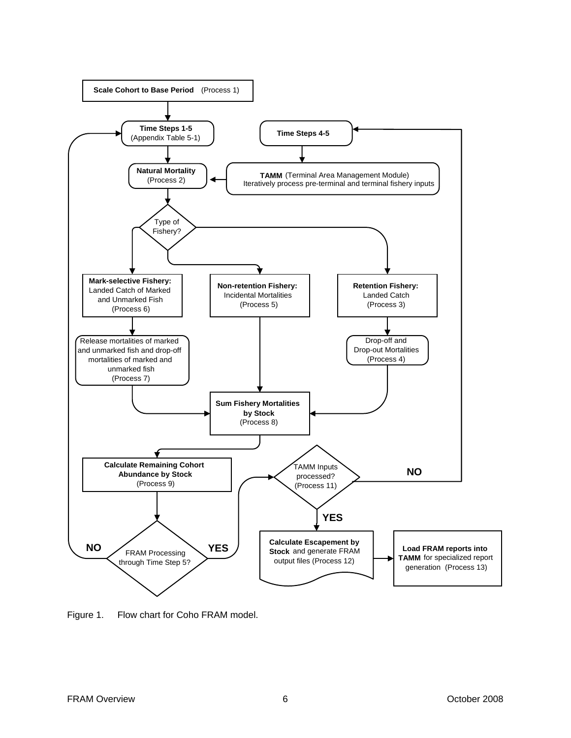Scale Cohort to Base Period (Process 1)

Time Steps 1-5 (Appendix Table 5-1)

Time Steps 4-5

Natural Mortality (Process 2)

TAMM (Terminal Area Management Module) Iteratively process pre-terminal and terminal fishery inputs

Type of Fishery?

Mark-selective Fishery: Landed Catch of Marked and Unmarked Fish (Process 6)

Non-retention Fishery: Incidental Mortalities (Process 5)

Retention Fishery: Landed Catch (Process 3)

Release mortalities of marked and unmarked fish and drop-off mortalities of marked and unmarked fish (Process 7)

Drop-off and Drop-out Mortalities (Process 4)

Sum Fishery Mortalities by Stock (Process 8)

Calculate Remaining Cohort Abundance by Stock (Process 9)

TAMM Inputs processed? (Process 11)

NO

YES

NO

FRAM Processing through Time Step 5?

YES

Calculate Escapement by Stock and generate FRAM output files (Process 12)

Load FRAM reports into TAMM for specialized report generation (Process 13)

Figure 1. Flow chart for Coho FRAM model.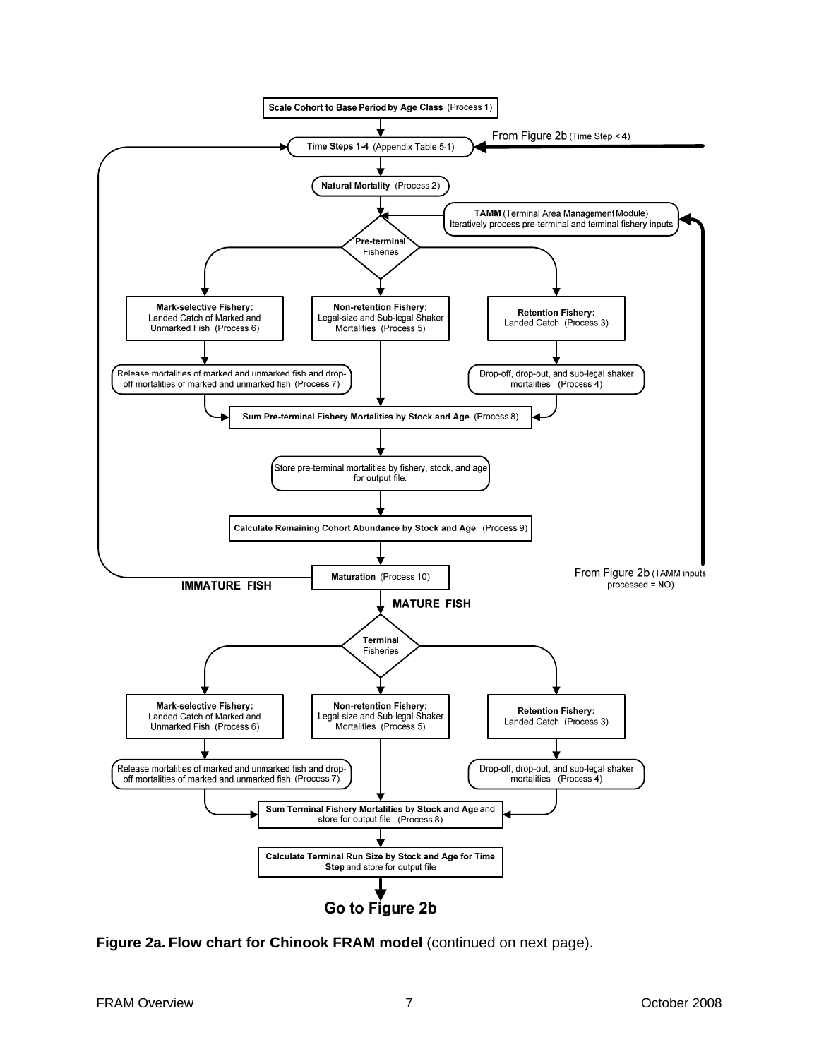Scale Cohort to Base Period by Age Class (Process 1)

Time Steps 1-4 (Appendix Table 5-1)

From Figure 2b (Time Step < 4)

Natural Mortality (Process 2)

**TAMM** (Terminal Area Management Module) Iteratively process pre-terminal and terminal fishery inputs

**Pre-terminal** Fisheries

**Mark-selective Fishery:** Landed Catch of Marked and Unmarked Fish (Process 6)

**Non-retention Fishery:** Legal-size and Sub-legal Shaker Mortalities (Process 5)

**Retention Fishery:** Landed Catch (Process 3)

Release mortalities of marked and unmarked fish and drop-off mortalities of marked and unmarked fish (Process 7)

Drop-off, drop-out, and sub-legal shaker mortalities (Process 4)

**Sum Pre-terminal Fishery Mortalities by Stock and Age** (Process 8)

Store pre-terminal mortalities by fishery, stock, and age for output file.

**Calculate Remaining Cohort Abundance by Stock and Age** (Process 9)

**Maturation** (Process 10)

**IMMATURE FISH**

**MATURE FISH**

From Figure 2b (TAMM inputs processed = NO)

**Terminal** Fisheries

**Mark-selective Fishery:** Landed Catch of Marked and Unmarked Fish (Process 6)

**Non-retention Fishery:** Legal-size and Sub-legal Shaker Mortalities (Process 5)

**Retention Fishery:** Landed Catch (Process 3)

Release mortalities of marked and unmarked fish and drop-off mortalities of marked and unmarked fish (Process 7)

Drop-off, drop-out, and sub-legal shaker mortalities (Process 4)

**Sum Terminal Fishery Mortalities by Stock and Age** and store for output file (Process 8)

**Calculate Terminal Run Size by Stock and Age for Time Step** and store for output file

**Go to Figure 2b**

**Figure 2a. Flow chart for Chinook FRAM model** (continued on next page).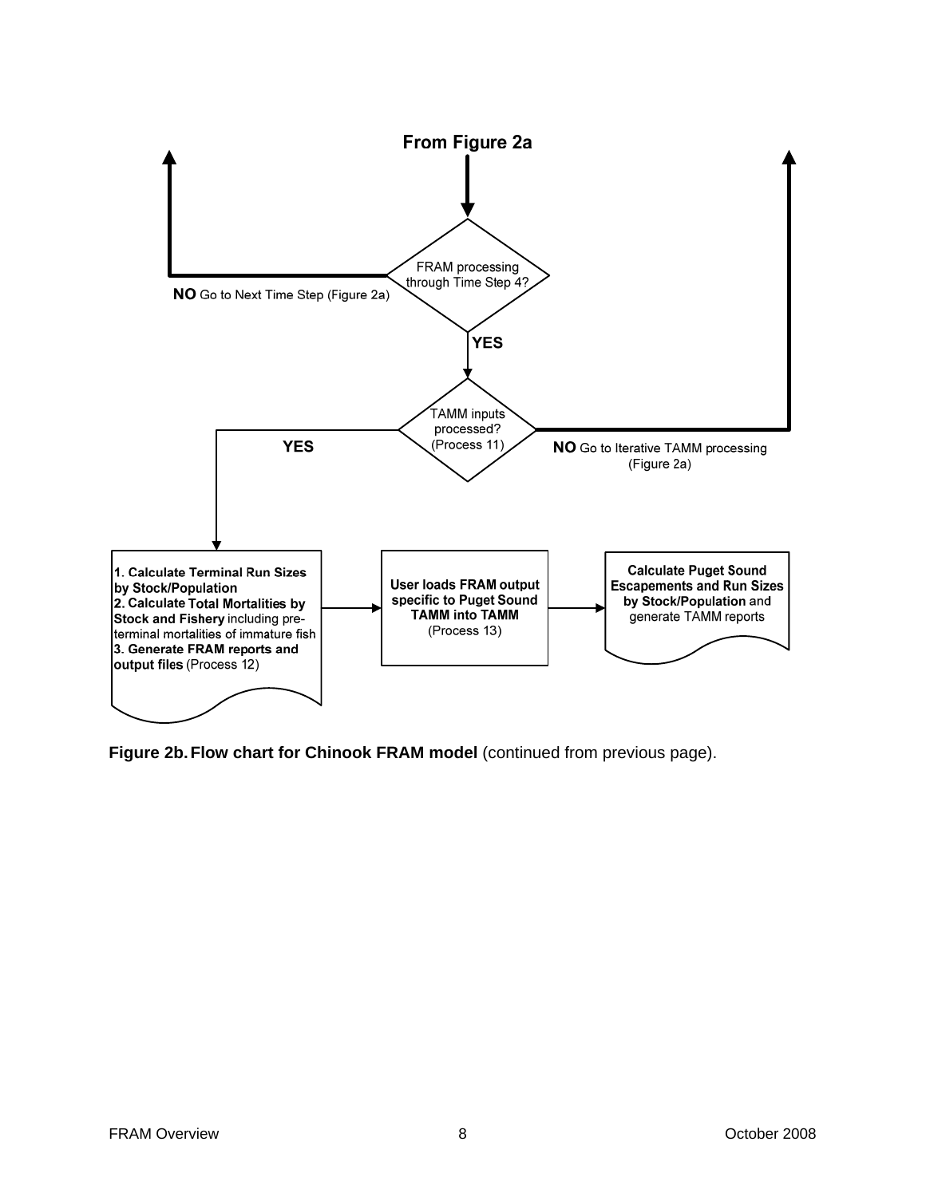From Figure 2a

FRAM processing through Time Step 4?

**NO** Go to Next Time Step (Figure 2a)

**YES**

TAMM inputs processed? (Process 11)

**YES**

**NO** Go to Iterative TAMM processing (Figure 2a)

**1. Calculate Terminal Run Sizes by Stock/Population**
**2. Calculate Total Mortalities by Stock and Fishery** including pre-terminal mortalities of immature fish
**3. Generate FRAM reports and output files** (Process 12)

**User loads FRAM output specific to Puget Sound TAMM into TAMM** (Process 13)

**Calculate Puget Sound Escapements and Run Sizes by Stock/Population** and generate TAMM reports

**Figure 2b. Flow chart for Chinook FRAM model** (continued from previous page).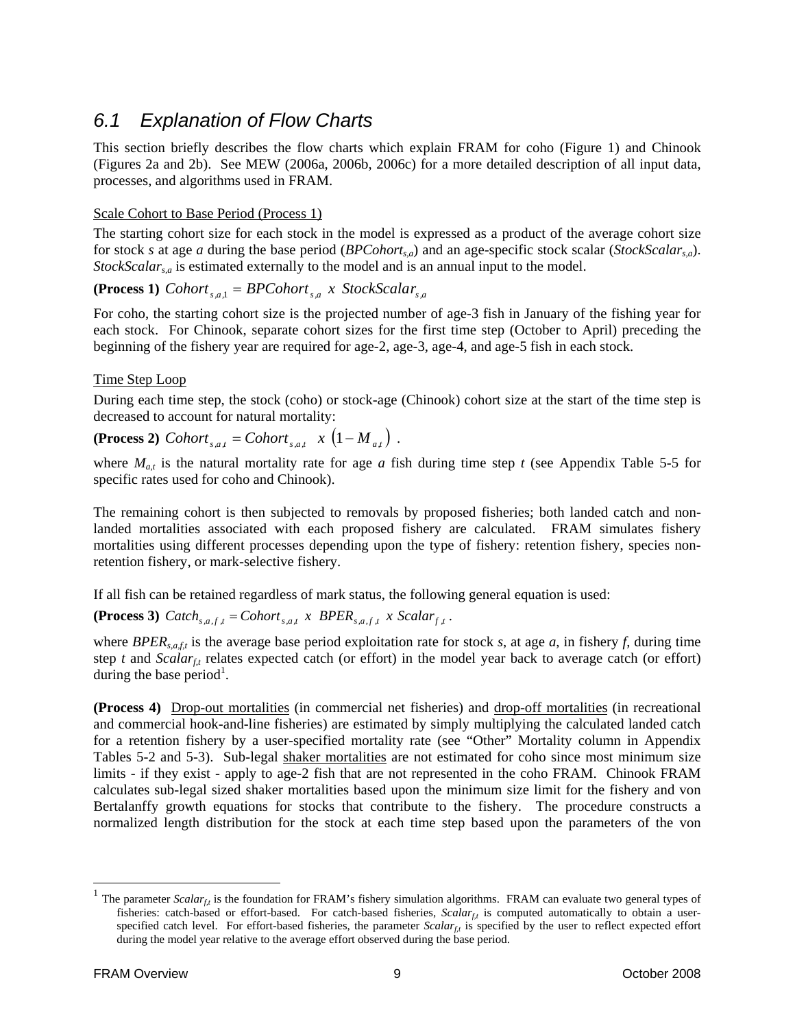## 6.1 Explanation of Flow Charts

This section briefly describes the flow charts which explain FRAM for coho (Figure 1) and Chinook (Figures 2a and 2b). See MEW (2006a, 2006b, 2006c) for a more detailed description of all input data, processes, and algorithms used in FRAM.

Scale Cohort to Base Period (Process 1)

The starting cohort size for each stock in the model is expressed as a product of the average cohort size for stock *s* at age *a* during the base period ($BPCohort_{s,a}$) and an age-specific stock scalar ($StockScalar_{s,a}$). $StockScalar_{s,a}$ is estimated externally to the model and is an annual input to the model.

**(Process 1)** $Cohort_{s,a,1} = BPCohort_{s,a} \ x \ StockScalar_{s,a}$

For coho, the starting cohort size is the projected number of age-3 fish in January of the fishing year for each stock. For Chinook, separate cohort sizes for the first time step (October to April) preceding the beginning of the fishery year are required for age-2, age-3, age-4, and age-5 fish in each stock.

Time Step Loop

During each time step, the stock (coho) or stock-age (Chinook) cohort size at the start of the time step is decreased to account for natural mortality:

**(Process 2)** $Cohort_{s,a,t} = Cohort_{s,a,t} \ \ x \ \left(1 - M_{a,t}\right)$ .

where $M_{a,t}$ is the natural mortality rate for age *a* fish during time step *t* (see Appendix Table 5-5 for specific rates used for coho and Chinook).

The remaining cohort is then subjected to removals by proposed fisheries; both landed catch and non-landed mortalities associated with each proposed fishery are calculated. FRAM simulates fishery mortalities using different processes depending upon the type of fishery: retention fishery, species non-retention fishery, or mark-selective fishery.

If all fish can be retained regardless of mark status, the following general equation is used:

**(Process 3)** $Catch_{s,a,f,t} = Cohort_{s,a,t} \ x \ BPER_{s,a,f,t} \ x \ Scalar_{f,t}$ .

where $BPER_{s,a,f,t}$ is the average base period exploitation rate for stock *s*, at age *a*, in fishery *f*, during time step *t* and $Scalar_{f,t}$ relates expected catch (or effort) in the model year back to average catch (or effort) during the base period[1].

**(Process 4)** Drop-out mortalities (in commercial net fisheries) and drop-off mortalities (in recreational and commercial hook-and-line fisheries) are estimated by simply multiplying the calculated landed catch for a retention fishery by a user-specified mortality rate (see "Other" Mortality column in Appendix Tables 5-2 and 5-3). Sub-legal shaker mortalities are not estimated for coho since most minimum size limits - if they exist - apply to age-2 fish that are not represented in the coho FRAM. Chinook FRAM calculates sub-legal sized shaker mortalities based upon the minimum size limit for the fishery and von Bertalanffy growth equations for stocks that contribute to the fishery. The procedure constructs a normalized length distribution for the stock at each time step based upon the parameters of the von

[1] The parameter $Scalar_{f,t}$ is the foundation for FRAM's fishery simulation algorithms. FRAM can evaluate two general types of fisheries: catch-based or effort-based. For catch-based fisheries, $Scalar_{f,t}$ is computed automatically to obtain a user-specified catch level. For effort-based fisheries, the parameter $Scalar_{f,t}$ is specified by the user to reflect expected effort during the model year relative to the average effort observed during the base period.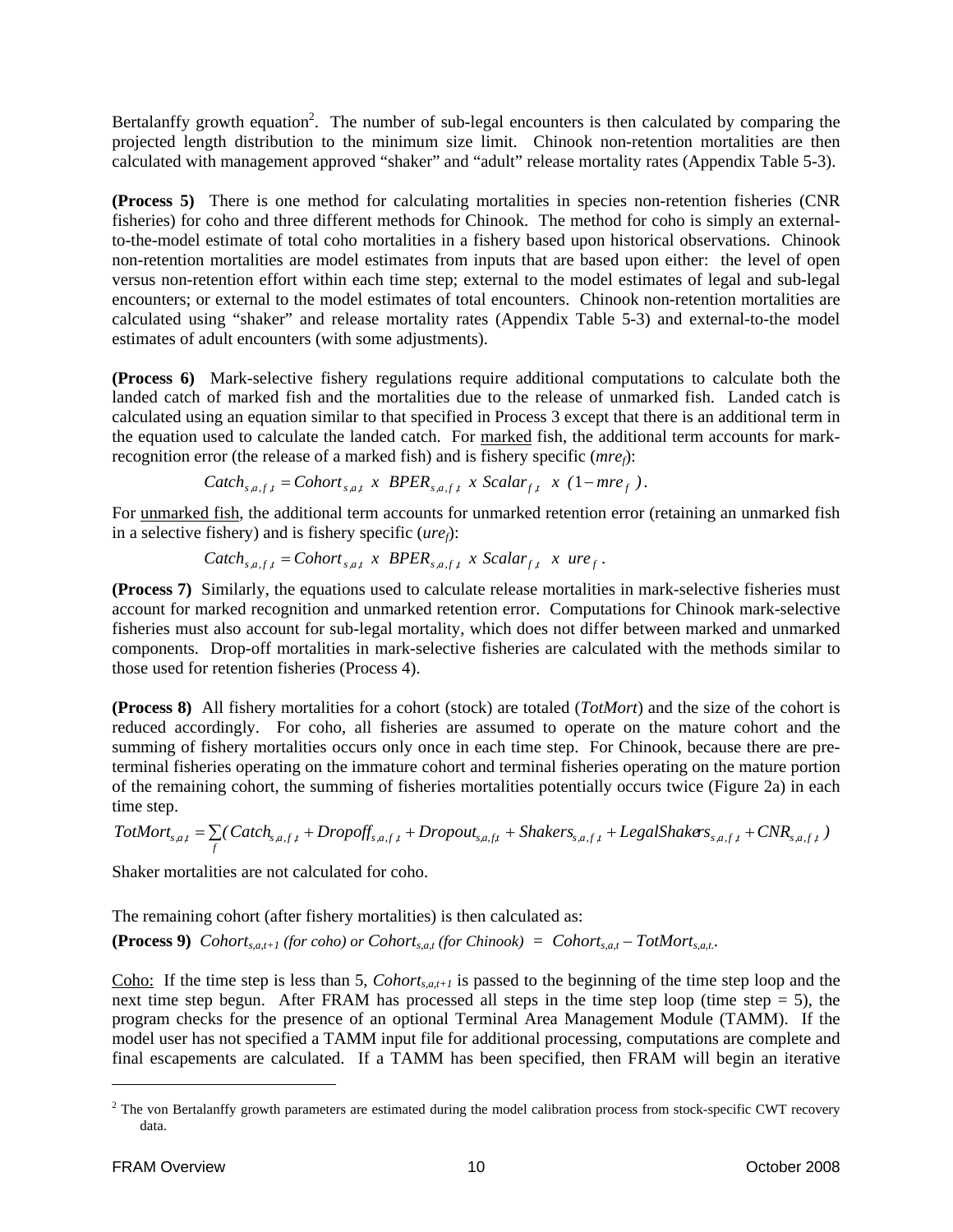Bertalanffy growth equation[2]. The number of sub-legal encounters is then calculated by comparing the projected length distribution to the minimum size limit. Chinook non-retention mortalities are then calculated with management approved "shaker" and "adult" release mortality rates (Appendix Table 5-3).

**(Process 5)** There is one method for calculating mortalities in species non-retention fisheries (CNR fisheries) for coho and three different methods for Chinook. The method for coho is simply an external-to-the-model estimate of total coho mortalities in a fishery based upon historical observations. Chinook non-retention mortalities are model estimates from inputs that are based upon either: the level of open versus non-retention effort within each time step; external to the model estimates of legal and sub-legal encounters; or external to the model estimates of total encounters. Chinook non-retention mortalities are calculated using "shaker" and release mortality rates (Appendix Table 5-3) and external-to-the model estimates of adult encounters (with some adjustments).

**(Process 6)** Mark-selective fishery regulations require additional computations to calculate both the landed catch of marked fish and the mortalities due to the release of unmarked fish. Landed catch is calculated using an equation similar to that specified in Process 3 except that there is an additional term in the equation used to calculate the landed catch. For marked fish, the additional term accounts for mark-recognition error (the release of a marked fish) and is fishery specific ($mre_f$):

$$Catch_{s,a,f,t} = Cohort_{s,a,t} \ x \ BPER_{s,a,f,t} \ x \ Scalar_{f,t} \ x \ (1 - mre_f).$$

For unmarked fish, the additional term accounts for unmarked retention error (retaining an unmarked fish in a selective fishery) and is fishery specific ($ure_f$):

$$Catch_{s,a,f,t} = Cohort_{s,a,t} \ x \ BPER_{s,a,f,t} \ x \ Scalar_{f,t} \ x \ ure_f.$$

**(Process 7)** Similarly, the equations used to calculate release mortalities in mark-selective fisheries must account for marked recognition and unmarked retention error. Computations for Chinook mark-selective fisheries must also account for sub-legal mortality, which does not differ between marked and unmarked components. Drop-off mortalities in mark-selective fisheries are calculated with the methods similar to those used for retention fisheries (Process 4).

**(Process 8)** All fishery mortalities for a cohort (stock) are totaled (*TotMort*) and the size of the cohort is reduced accordingly. For coho, all fisheries are assumed to operate on the mature cohort and the summing of fishery mortalities occurs only once in each time step. For Chinook, because there are pre-terminal fisheries operating on the immature cohort and terminal fisheries operating on the mature portion of the remaining cohort, the summing of fisheries mortalities potentially occurs twice (Figure 2a) in each time step.

$$TotMort_{s,a,t} = \sum_f (Catch_{s,a,f,t} + Dropoff_{s,a,f,t} + Dropout_{s,a,f,t} + Shakers_{s,a,f,t} + LegalShakers_{s,a,f,t} + CNR_{s,a,f,t})$$

Shaker mortalities are not calculated for coho.

The remaining cohort (after fishery mortalities) is then calculated as:

**(Process 9)** $Cohort_{s,a,t+1}$ *(for coho) or* $Cohort_{s,a,t}$ *(for Chinook)* = $Cohort_{s,a,t} - TotMort_{s,a,t}$.

Coho: If the time step is less than 5, $Cohort_{s,a,t+1}$ is passed to the beginning of the time step loop and the next time step begun. After FRAM has processed all steps in the time step loop (time step = 5), the program checks for the presence of an optional Terminal Area Management Module (TAMM). If the model user has not specified a TAMM input file for additional processing, computations are complete and final escapements are calculated. If a TAMM has been specified, then FRAM will begin an iterative

[2] The von Bertalanffy growth parameters are estimated during the model calibration process from stock-specific CWT recovery data.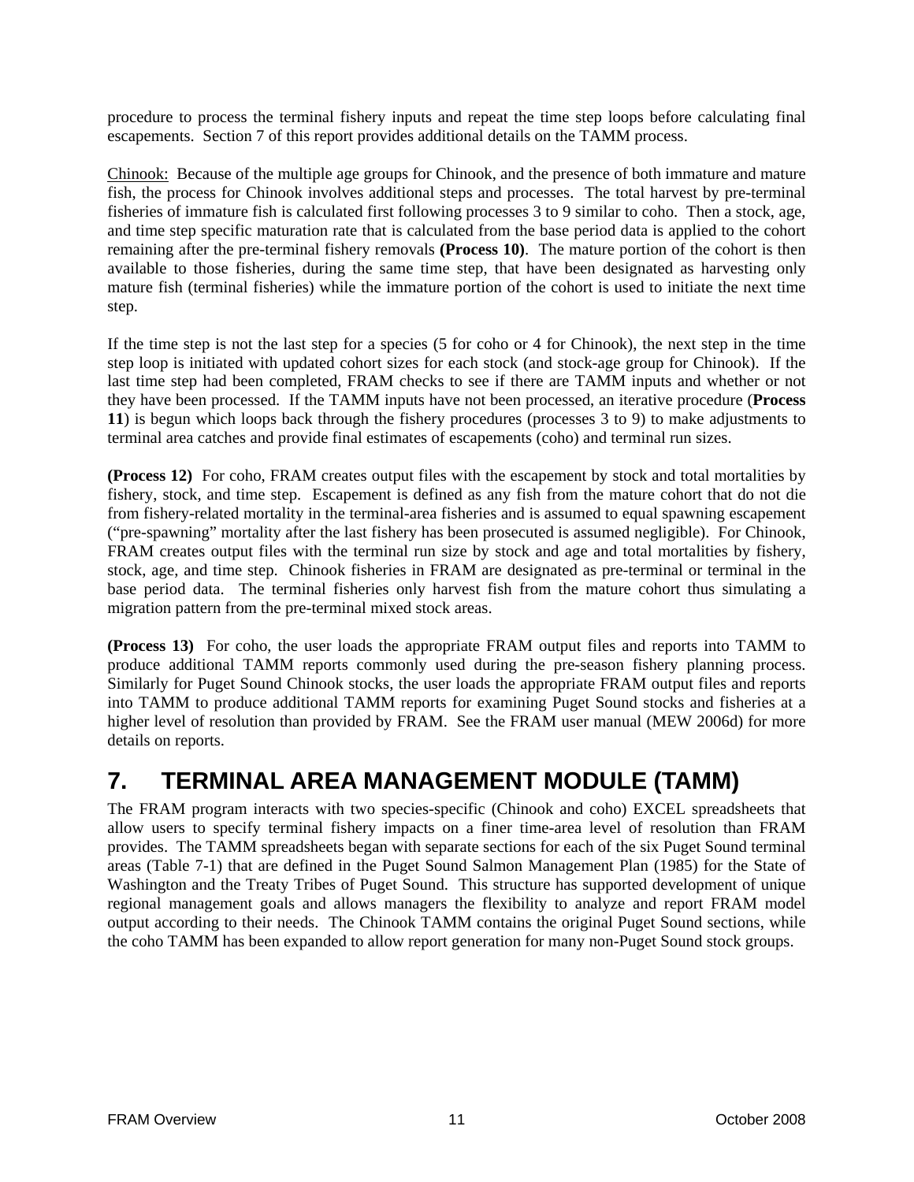procedure to process the terminal fishery inputs and repeat the time step loops before calculating final escapements. Section 7 of this report provides additional details on the TAMM process.

Chinook: Because of the multiple age groups for Chinook, and the presence of both immature and mature fish, the process for Chinook involves additional steps and processes. The total harvest by pre-terminal fisheries of immature fish is calculated first following processes 3 to 9 similar to coho. Then a stock, age, and time step specific maturation rate that is calculated from the base period data is applied to the cohort remaining after the pre-terminal fishery removals **(Process 10)**. The mature portion of the cohort is then available to those fisheries, during the same time step, that have been designated as harvesting only mature fish (terminal fisheries) while the immature portion of the cohort is used to initiate the next time step.

If the time step is not the last step for a species (5 for coho or 4 for Chinook), the next step in the time step loop is initiated with updated cohort sizes for each stock (and stock-age group for Chinook). If the last time step had been completed, FRAM checks to see if there are TAMM inputs and whether or not they have been processed. If the TAMM inputs have not been processed, an iterative procedure (**Process 11**) is begun which loops back through the fishery procedures (processes 3 to 9) to make adjustments to terminal area catches and provide final estimates of escapements (coho) and terminal run sizes.

**(Process 12)** For coho, FRAM creates output files with the escapement by stock and total mortalities by fishery, stock, and time step. Escapement is defined as any fish from the mature cohort that do not die from fishery-related mortality in the terminal-area fisheries and is assumed to equal spawning escapement ("pre-spawning" mortality after the last fishery has been prosecuted is assumed negligible). For Chinook, FRAM creates output files with the terminal run size by stock and age and total mortalities by fishery, stock, age, and time step. Chinook fisheries in FRAM are designated as pre-terminal or terminal in the base period data. The terminal fisheries only harvest fish from the mature cohort thus simulating a migration pattern from the pre-terminal mixed stock areas.

**(Process 13)** For coho, the user loads the appropriate FRAM output files and reports into TAMM to produce additional TAMM reports commonly used during the pre-season fishery planning process. Similarly for Puget Sound Chinook stocks, the user loads the appropriate FRAM output files and reports into TAMM to produce additional TAMM reports for examining Puget Sound stocks and fisheries at a higher level of resolution than provided by FRAM. See the FRAM user manual (MEW 2006d) for more details on reports.

# 7. TERMINAL AREA MANAGEMENT MODULE (TAMM)

The FRAM program interacts with two species-specific (Chinook and coho) EXCEL spreadsheets that allow users to specify terminal fishery impacts on a finer time-area level of resolution than FRAM provides. The TAMM spreadsheets began with separate sections for each of the six Puget Sound terminal areas (Table 7-1) that are defined in the Puget Sound Salmon Management Plan (1985) for the State of Washington and the Treaty Tribes of Puget Sound. This structure has supported development of unique regional management goals and allows managers the flexibility to analyze and report FRAM model output according to their needs. The Chinook TAMM contains the original Puget Sound sections, while the coho TAMM has been expanded to allow report generation for many non-Puget Sound stock groups.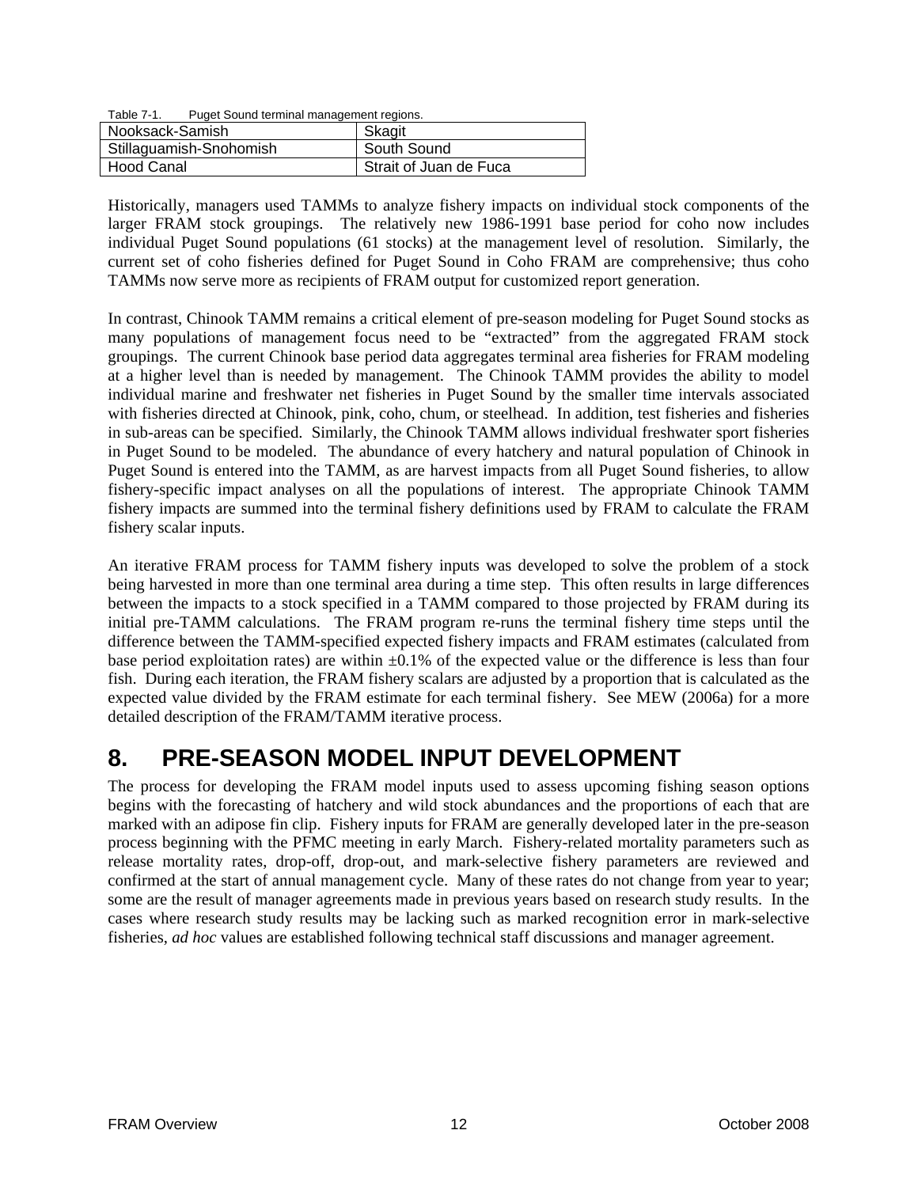Table 7-1. Puget Sound terminal management regions.

| Nooksack-Samish | Skagit |
|---|---|
| Stillaguamish-Snohomish | South Sound |
| Hood Canal | Strait of Juan de Fuca |

Historically, managers used TAMMs to analyze fishery impacts on individual stock components of the larger FRAM stock groupings. The relatively new 1986-1991 base period for coho now includes individual Puget Sound populations (61 stocks) at the management level of resolution. Similarly, the current set of coho fisheries defined for Puget Sound in Coho FRAM are comprehensive; thus coho TAMMs now serve more as recipients of FRAM output for customized report generation.

In contrast, Chinook TAMM remains a critical element of pre-season modeling for Puget Sound stocks as many populations of management focus need to be "extracted" from the aggregated FRAM stock groupings. The current Chinook base period data aggregates terminal area fisheries for FRAM modeling at a higher level than is needed by management. The Chinook TAMM provides the ability to model individual marine and freshwater net fisheries in Puget Sound by the smaller time intervals associated with fisheries directed at Chinook, pink, coho, chum, or steelhead. In addition, test fisheries and fisheries in sub-areas can be specified. Similarly, the Chinook TAMM allows individual freshwater sport fisheries in Puget Sound to be modeled. The abundance of every hatchery and natural population of Chinook in Puget Sound is entered into the TAMM, as are harvest impacts from all Puget Sound fisheries, to allow fishery-specific impact analyses on all the populations of interest. The appropriate Chinook TAMM fishery impacts are summed into the terminal fishery definitions used by FRAM to calculate the FRAM fishery scalar inputs.

An iterative FRAM process for TAMM fishery inputs was developed to solve the problem of a stock being harvested in more than one terminal area during a time step. This often results in large differences between the impacts to a stock specified in a TAMM compared to those projected by FRAM during its initial pre-TAMM calculations. The FRAM program re-runs the terminal fishery time steps until the difference between the TAMM-specified expected fishery impacts and FRAM estimates (calculated from base period exploitation rates) are within ±0.1% of the expected value or the difference is less than four fish. During each iteration, the FRAM fishery scalars are adjusted by a proportion that is calculated as the expected value divided by the FRAM estimate for each terminal fishery. See MEW (2006a) for a more detailed description of the FRAM/TAMM iterative process.

# 8. PRE-SEASON MODEL INPUT DEVELOPMENT

The process for developing the FRAM model inputs used to assess upcoming fishing season options begins with the forecasting of hatchery and wild stock abundances and the proportions of each that are marked with an adipose fin clip. Fishery inputs for FRAM are generally developed later in the pre-season process beginning with the PFMC meeting in early March. Fishery-related mortality parameters such as release mortality rates, drop-off, drop-out, and mark-selective fishery parameters are reviewed and confirmed at the start of annual management cycle. Many of these rates do not change from year to year; some are the result of manager agreements made in previous years based on research study results. In the cases where research study results may be lacking such as marked recognition error in mark-selective fisheries, *ad hoc* values are established following technical staff discussions and manager agreement.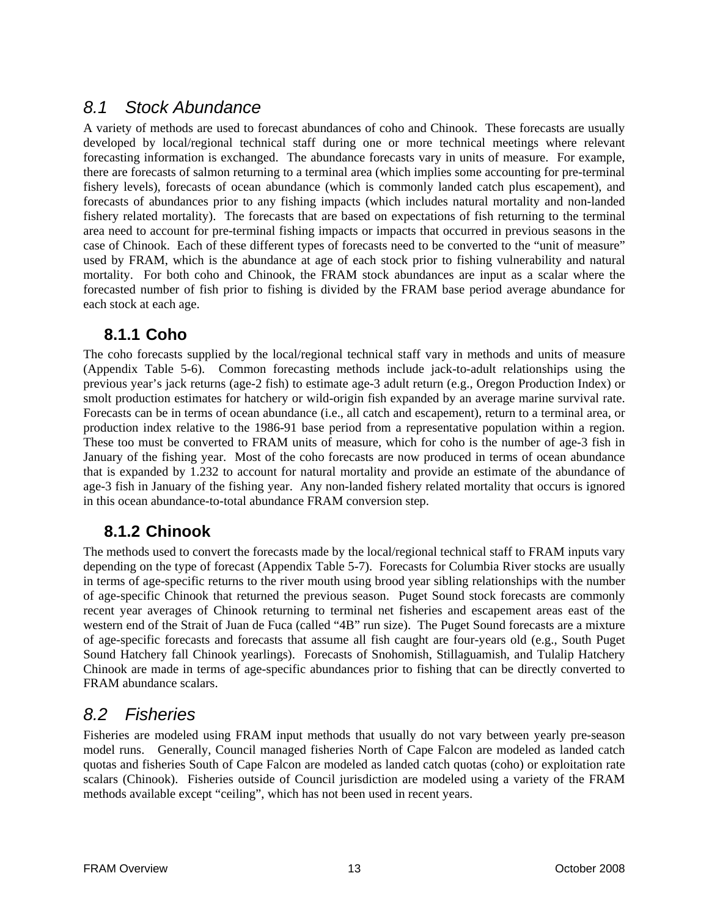## *8.1 Stock Abundance*

A variety of methods are used to forecast abundances of coho and Chinook. These forecasts are usually developed by local/regional technical staff during one or more technical meetings where relevant forecasting information is exchanged. The abundance forecasts vary in units of measure. For example, there are forecasts of salmon returning to a terminal area (which implies some accounting for pre-terminal fishery levels), forecasts of ocean abundance (which is commonly landed catch plus escapement), and forecasts of abundances prior to any fishing impacts (which includes natural mortality and non-landed fishery related mortality). The forecasts that are based on expectations of fish returning to the terminal area need to account for pre-terminal fishing impacts or impacts that occurred in previous seasons in the case of Chinook. Each of these different types of forecasts need to be converted to the "unit of measure" used by FRAM, which is the abundance at age of each stock prior to fishing vulnerability and natural mortality. For both coho and Chinook, the FRAM stock abundances are input as a scalar where the forecasted number of fish prior to fishing is divided by the FRAM base period average abundance for each stock at each age.

### 8.1.1 Coho

The coho forecasts supplied by the local/regional technical staff vary in methods and units of measure (Appendix Table 5-6). Common forecasting methods include jack-to-adult relationships using the previous year's jack returns (age-2 fish) to estimate age-3 adult return (e.g., Oregon Production Index) or smolt production estimates for hatchery or wild-origin fish expanded by an average marine survival rate. Forecasts can be in terms of ocean abundance (i.e., all catch and escapement), return to a terminal area, or production index relative to the 1986-91 base period from a representative population within a region. These too must be converted to FRAM units of measure, which for coho is the number of age-3 fish in January of the fishing year. Most of the coho forecasts are now produced in terms of ocean abundance that is expanded by 1.232 to account for natural mortality and provide an estimate of the abundance of age-3 fish in January of the fishing year. Any non-landed fishery related mortality that occurs is ignored in this ocean abundance-to-total abundance FRAM conversion step.

### 8.1.2 Chinook

The methods used to convert the forecasts made by the local/regional technical staff to FRAM inputs vary depending on the type of forecast (Appendix Table 5-7). Forecasts for Columbia River stocks are usually in terms of age-specific returns to the river mouth using brood year sibling relationships with the number of age-specific Chinook that returned the previous season. Puget Sound stock forecasts are commonly recent year averages of Chinook returning to terminal net fisheries and escapement areas east of the western end of the Strait of Juan de Fuca (called "4B" run size). The Puget Sound forecasts are a mixture of age-specific forecasts and forecasts that assume all fish caught are four-years old (e.g., South Puget Sound Hatchery fall Chinook yearlings). Forecasts of Snohomish, Stillaguamish, and Tulalip Hatchery Chinook are made in terms of age-specific abundances prior to fishing that can be directly converted to FRAM abundance scalars.

## *8.2 Fisheries*

Fisheries are modeled using FRAM input methods that usually do not vary between yearly pre-season model runs. Generally, Council managed fisheries North of Cape Falcon are modeled as landed catch quotas and fisheries South of Cape Falcon are modeled as landed catch quotas (coho) or exploitation rate scalars (Chinook). Fisheries outside of Council jurisdiction are modeled using a variety of the FRAM methods available except "ceiling", which has not been used in recent years.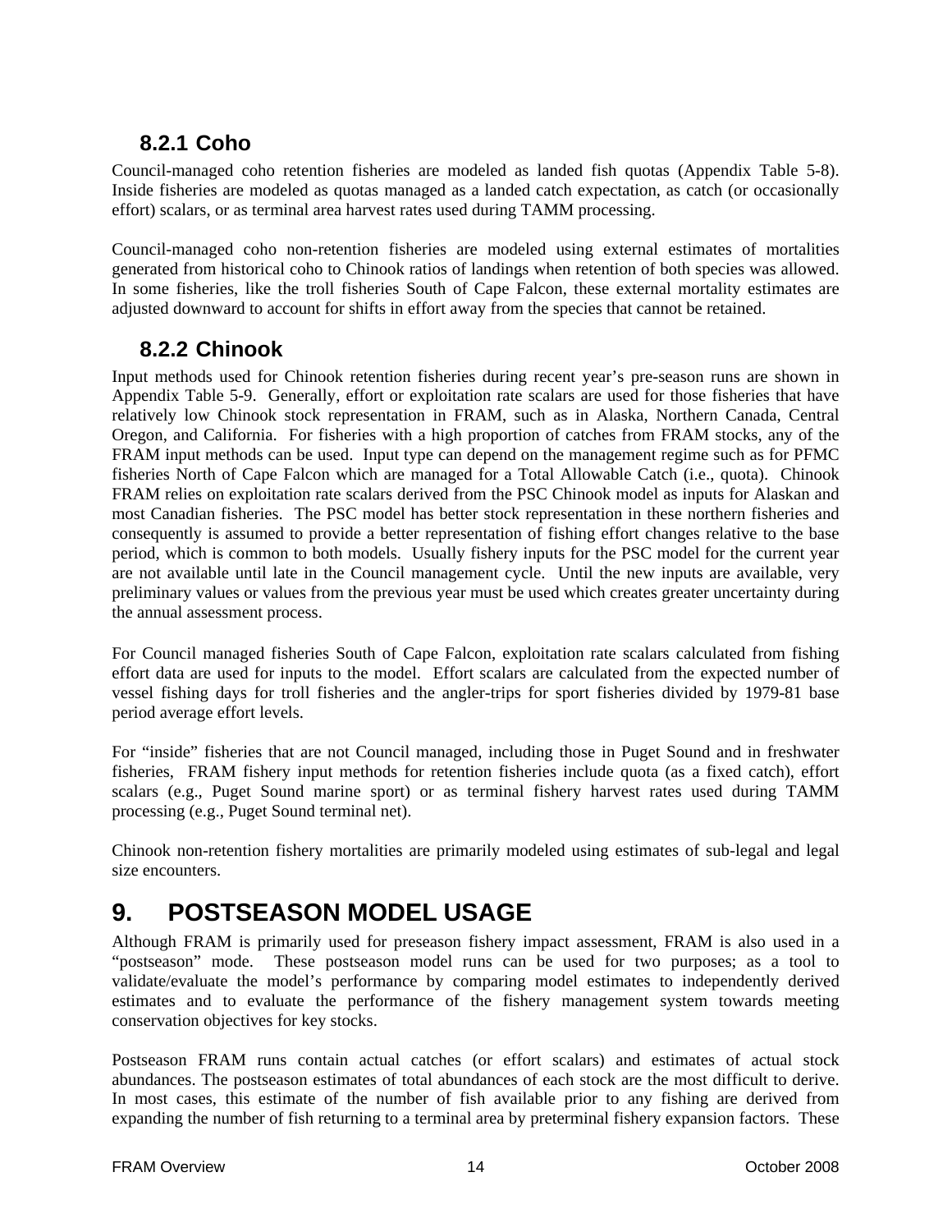### 8.2.1 Coho

Council-managed coho retention fisheries are modeled as landed fish quotas (Appendix Table 5-8). Inside fisheries are modeled as quotas managed as a landed catch expectation, as catch (or occasionally effort) scalars, or as terminal area harvest rates used during TAMM processing.

Council-managed coho non-retention fisheries are modeled using external estimates of mortalities generated from historical coho to Chinook ratios of landings when retention of both species was allowed. In some fisheries, like the troll fisheries South of Cape Falcon, these external mortality estimates are adjusted downward to account for shifts in effort away from the species that cannot be retained.

### 8.2.2 Chinook

Input methods used for Chinook retention fisheries during recent year's pre-season runs are shown in Appendix Table 5-9. Generally, effort or exploitation rate scalars are used for those fisheries that have relatively low Chinook stock representation in FRAM, such as in Alaska, Northern Canada, Central Oregon, and California. For fisheries with a high proportion of catches from FRAM stocks, any of the FRAM input methods can be used. Input type can depend on the management regime such as for PFMC fisheries North of Cape Falcon which are managed for a Total Allowable Catch (i.e., quota). Chinook FRAM relies on exploitation rate scalars derived from the PSC Chinook model as inputs for Alaskan and most Canadian fisheries. The PSC model has better stock representation in these northern fisheries and consequently is assumed to provide a better representation of fishing effort changes relative to the base period, which is common to both models. Usually fishery inputs for the PSC model for the current year are not available until late in the Council management cycle. Until the new inputs are available, very preliminary values or values from the previous year must be used which creates greater uncertainty during the annual assessment process.

For Council managed fisheries South of Cape Falcon, exploitation rate scalars calculated from fishing effort data are used for inputs to the model. Effort scalars are calculated from the expected number of vessel fishing days for troll fisheries and the angler-trips for sport fisheries divided by 1979-81 base period average effort levels.

For "inside" fisheries that are not Council managed, including those in Puget Sound and in freshwater fisheries, FRAM fishery input methods for retention fisheries include quota (as a fixed catch), effort scalars (e.g., Puget Sound marine sport) or as terminal fishery harvest rates used during TAMM processing (e.g., Puget Sound terminal net).

Chinook non-retention fishery mortalities are primarily modeled using estimates of sub-legal and legal size encounters.

# 9. POSTSEASON MODEL USAGE

Although FRAM is primarily used for preseason fishery impact assessment, FRAM is also used in a "postseason" mode. These postseason model runs can be used for two purposes; as a tool to validate/evaluate the model's performance by comparing model estimates to independently derived estimates and to evaluate the performance of the fishery management system towards meeting conservation objectives for key stocks.

Postseason FRAM runs contain actual catches (or effort scalars) and estimates of actual stock abundances. The postseason estimates of total abundances of each stock are the most difficult to derive. In most cases, this estimate of the number of fish available prior to any fishing are derived from expanding the number of fish returning to a terminal area by preterminal fishery expansion factors. These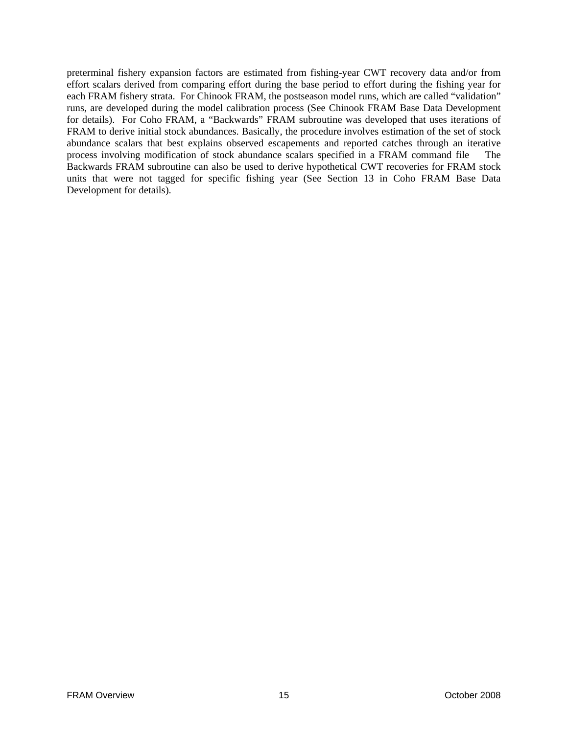preterminal fishery expansion factors are estimated from fishing-year CWT recovery data and/or from effort scalars derived from comparing effort during the base period to effort during the fishing year for each FRAM fishery strata. For Chinook FRAM, the postseason model runs, which are called "validation" runs, are developed during the model calibration process (See Chinook FRAM Base Data Development for details). For Coho FRAM, a "Backwards" FRAM subroutine was developed that uses iterations of FRAM to derive initial stock abundances. Basically, the procedure involves estimation of the set of stock abundance scalars that best explains observed escapements and reported catches through an iterative process involving modification of stock abundance scalars specified in a FRAM command file The Backwards FRAM subroutine can also be used to derive hypothetical CWT recoveries for FRAM stock units that were not tagged for specific fishing year (See Section 13 in Coho FRAM Base Data Development for details).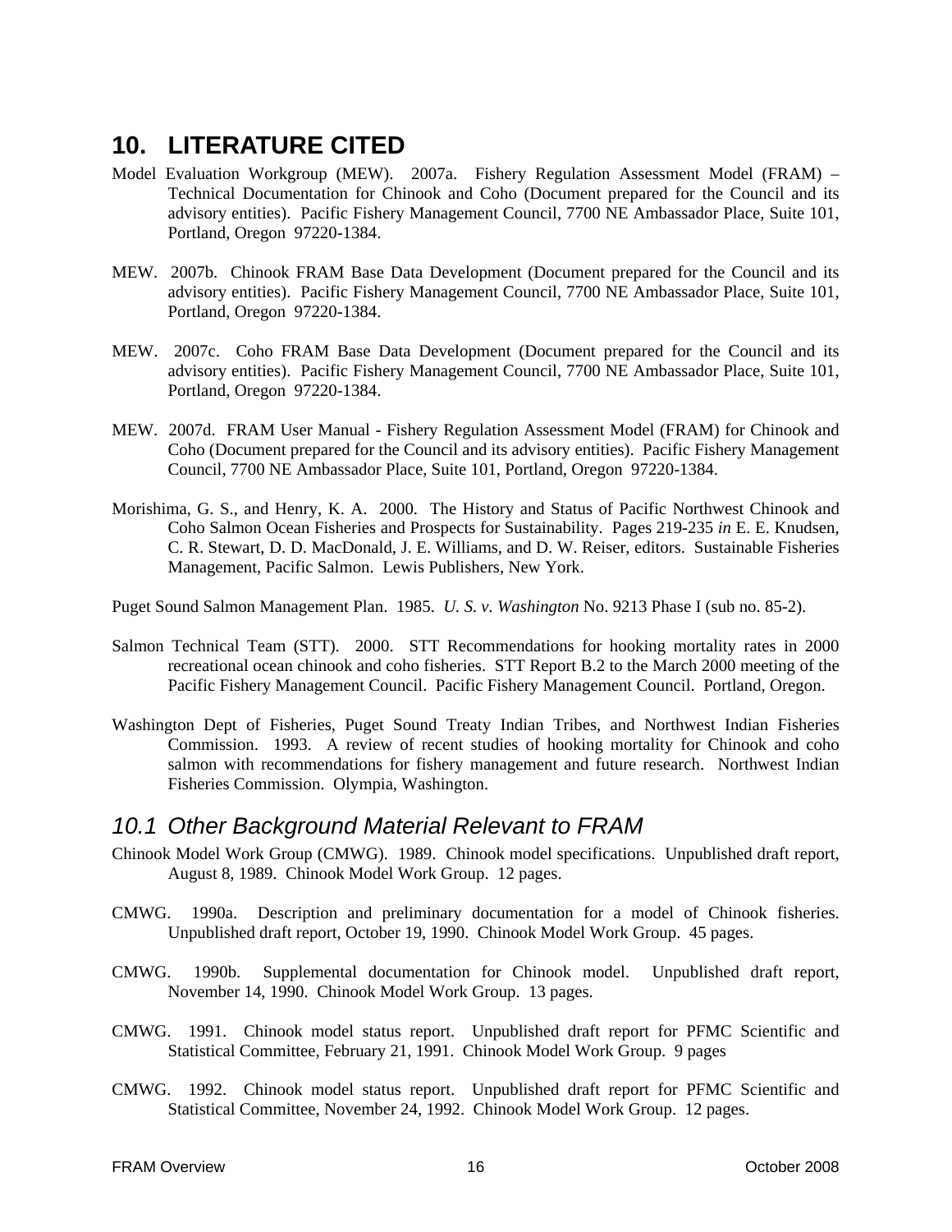# 10. LITERATURE CITED

Model Evaluation Workgroup (MEW). 2007a. Fishery Regulation Assessment Model (FRAM) – Technical Documentation for Chinook and Coho (Document prepared for the Council and its advisory entities). Pacific Fishery Management Council, 7700 NE Ambassador Place, Suite 101, Portland, Oregon 97220-1384.

MEW. 2007b. Chinook FRAM Base Data Development (Document prepared for the Council and its advisory entities). Pacific Fishery Management Council, 7700 NE Ambassador Place, Suite 101, Portland, Oregon 97220-1384.

MEW. 2007c. Coho FRAM Base Data Development (Document prepared for the Council and its advisory entities). Pacific Fishery Management Council, 7700 NE Ambassador Place, Suite 101, Portland, Oregon 97220-1384.

MEW. 2007d. FRAM User Manual - Fishery Regulation Assessment Model (FRAM) for Chinook and Coho (Document prepared for the Council and its advisory entities). Pacific Fishery Management Council, 7700 NE Ambassador Place, Suite 101, Portland, Oregon 97220-1384.

Morishima, G. S., and Henry, K. A. 2000. The History and Status of Pacific Northwest Chinook and Coho Salmon Ocean Fisheries and Prospects for Sustainability. Pages 219-235 *in* E. E. Knudsen, C. R. Stewart, D. D. MacDonald, J. E. Williams, and D. W. Reiser, editors. Sustainable Fisheries Management, Pacific Salmon. Lewis Publishers, New York.

Puget Sound Salmon Management Plan. 1985. *U. S. v. Washington* No. 9213 Phase I (sub no. 85-2).

Salmon Technical Team (STT). 2000. STT Recommendations for hooking mortality rates in 2000 recreational ocean chinook and coho fisheries. STT Report B.2 to the March 2000 meeting of the Pacific Fishery Management Council. Pacific Fishery Management Council. Portland, Oregon.

Washington Dept of Fisheries, Puget Sound Treaty Indian Tribes, and Northwest Indian Fisheries Commission. 1993. A review of recent studies of hooking mortality for Chinook and coho salmon with recommendations for fishery management and future research. Northwest Indian Fisheries Commission. Olympia, Washington.

## *10.1 Other Background Material Relevant to FRAM*

Chinook Model Work Group (CMWG). 1989. Chinook model specifications. Unpublished draft report, August 8, 1989. Chinook Model Work Group. 12 pages.

CMWG. 1990a. Description and preliminary documentation for a model of Chinook fisheries. Unpublished draft report, October 19, 1990. Chinook Model Work Group. 45 pages.

CMWG. 1990b. Supplemental documentation for Chinook model. Unpublished draft report, November 14, 1990. Chinook Model Work Group. 13 pages.

CMWG. 1991. Chinook model status report. Unpublished draft report for PFMC Scientific and Statistical Committee, February 21, 1991. Chinook Model Work Group. 9 pages

CMWG. 1992. Chinook model status report. Unpublished draft report for PFMC Scientific and Statistical Committee, November 24, 1992. Chinook Model Work Group. 12 pages.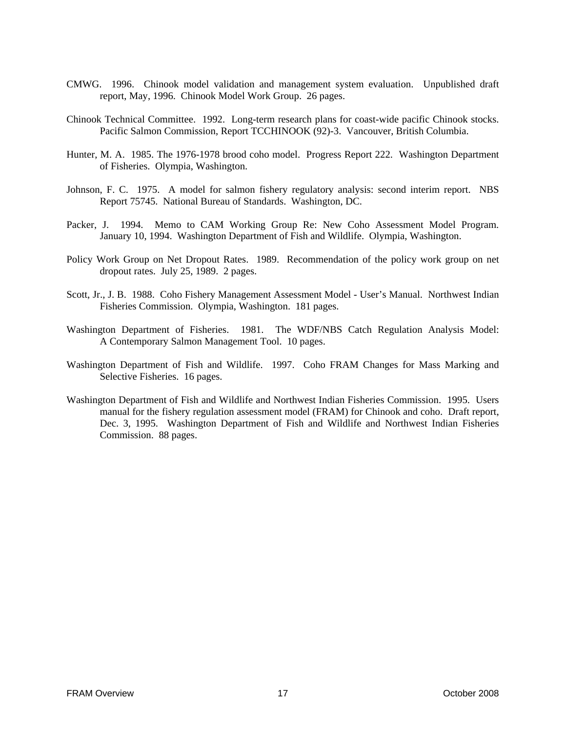CMWG. 1996. Chinook model validation and management system evaluation. Unpublished draft report, May, 1996. Chinook Model Work Group. 26 pages.

Chinook Technical Committee. 1992. Long-term research plans for coast-wide pacific Chinook stocks. Pacific Salmon Commission, Report TCCHINOOK (92)-3. Vancouver, British Columbia.

Hunter, M. A. 1985. The 1976-1978 brood coho model. Progress Report 222. Washington Department of Fisheries. Olympia, Washington.

Johnson, F. C. 1975. A model for salmon fishery regulatory analysis: second interim report. NBS Report 75745. National Bureau of Standards. Washington, DC.

Packer, J. 1994. Memo to CAM Working Group Re: New Coho Assessment Model Program. January 10, 1994. Washington Department of Fish and Wildlife. Olympia, Washington.

Policy Work Group on Net Dropout Rates. 1989. Recommendation of the policy work group on net dropout rates. July 25, 1989. 2 pages.

Scott, Jr., J. B. 1988. Coho Fishery Management Assessment Model - User's Manual. Northwest Indian Fisheries Commission. Olympia, Washington. 181 pages.

Washington Department of Fisheries. 1981. The WDF/NBS Catch Regulation Analysis Model: A Contemporary Salmon Management Tool. 10 pages.

Washington Department of Fish and Wildlife. 1997. Coho FRAM Changes for Mass Marking and Selective Fisheries. 16 pages.

Washington Department of Fish and Wildlife and Northwest Indian Fisheries Commission. 1995. Users manual for the fishery regulation assessment model (FRAM) for Chinook and coho. Draft report, Dec. 3, 1995. Washington Department of Fish and Wildlife and Northwest Indian Fisheries Commission. 88 pages.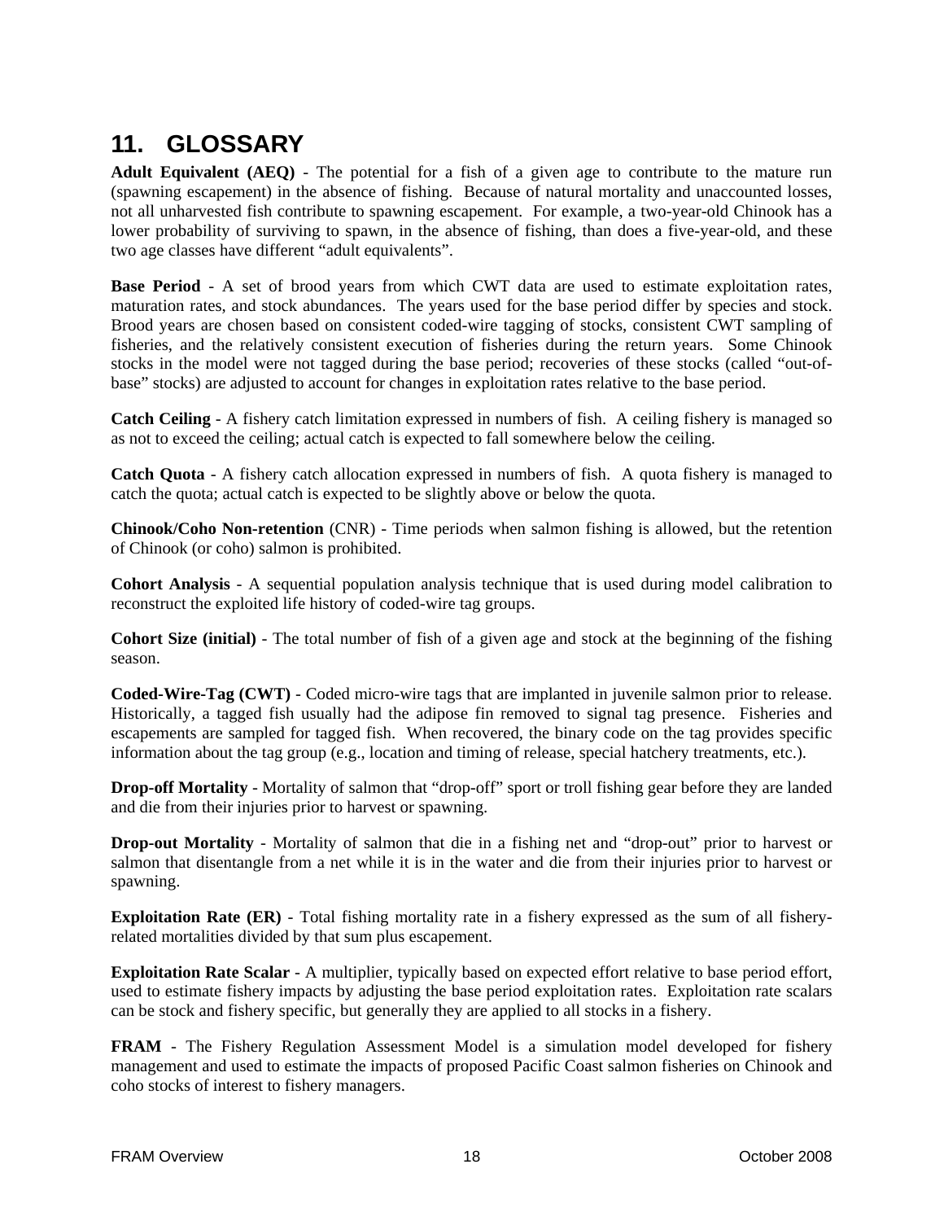# 11. GLOSSARY

**Adult Equivalent (AEQ)** - The potential for a fish of a given age to contribute to the mature run (spawning escapement) in the absence of fishing. Because of natural mortality and unaccounted losses, not all unharvested fish contribute to spawning escapement. For example, a two-year-old Chinook has a lower probability of surviving to spawn, in the absence of fishing, than does a five-year-old, and these two age classes have different "adult equivalents".

**Base Period** - A set of brood years from which CWT data are used to estimate exploitation rates, maturation rates, and stock abundances. The years used for the base period differ by species and stock. Brood years are chosen based on consistent coded-wire tagging of stocks, consistent CWT sampling of fisheries, and the relatively consistent execution of fisheries during the return years. Some Chinook stocks in the model were not tagged during the base period; recoveries of these stocks (called "out-of-base" stocks) are adjusted to account for changes in exploitation rates relative to the base period.

**Catch Ceiling** - A fishery catch limitation expressed in numbers of fish. A ceiling fishery is managed so as not to exceed the ceiling; actual catch is expected to fall somewhere below the ceiling.

**Catch Quota** - A fishery catch allocation expressed in numbers of fish. A quota fishery is managed to catch the quota; actual catch is expected to be slightly above or below the quota.

**Chinook/Coho Non-retention** (CNR) - Time periods when salmon fishing is allowed, but the retention of Chinook (or coho) salmon is prohibited.

**Cohort Analysis** - A sequential population analysis technique that is used during model calibration to reconstruct the exploited life history of coded-wire tag groups.

**Cohort Size (initial)** - The total number of fish of a given age and stock at the beginning of the fishing season.

**Coded-Wire-Tag (CWT)** - Coded micro-wire tags that are implanted in juvenile salmon prior to release. Historically, a tagged fish usually had the adipose fin removed to signal tag presence. Fisheries and escapements are sampled for tagged fish. When recovered, the binary code on the tag provides specific information about the tag group (e.g., location and timing of release, special hatchery treatments, etc.).

**Drop-off Mortality** - Mortality of salmon that "drop-off" sport or troll fishing gear before they are landed and die from their injuries prior to harvest or spawning.

**Drop-out Mortality** - Mortality of salmon that die in a fishing net and "drop-out" prior to harvest or salmon that disentangle from a net while it is in the water and die from their injuries prior to harvest or spawning.

**Exploitation Rate (ER)** - Total fishing mortality rate in a fishery expressed as the sum of all fishery-related mortalities divided by that sum plus escapement.

**Exploitation Rate Scalar** - A multiplier, typically based on expected effort relative to base period effort, used to estimate fishery impacts by adjusting the base period exploitation rates. Exploitation rate scalars can be stock and fishery specific, but generally they are applied to all stocks in a fishery.

**FRAM** - The Fishery Regulation Assessment Model is a simulation model developed for fishery management and used to estimate the impacts of proposed Pacific Coast salmon fisheries on Chinook and coho stocks of interest to fishery managers.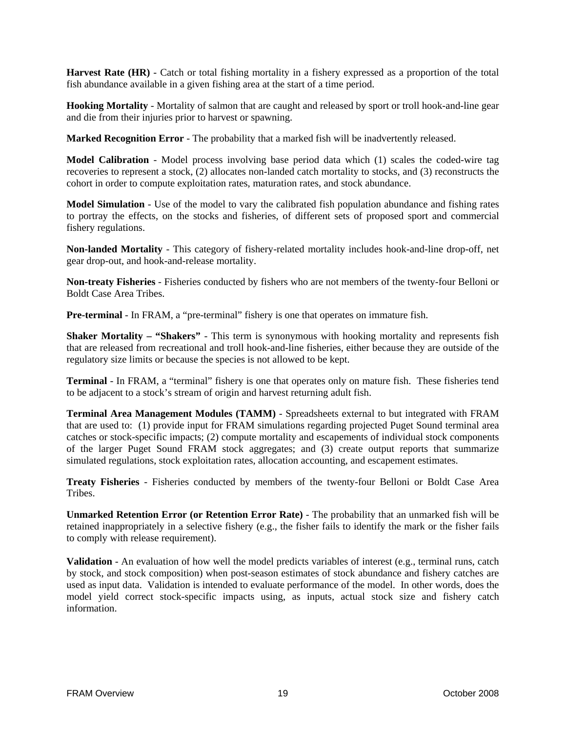**Harvest Rate (HR)** - Catch or total fishing mortality in a fishery expressed as a proportion of the total fish abundance available in a given fishing area at the start of a time period.

**Hooking Mortality** - Mortality of salmon that are caught and released by sport or troll hook-and-line gear and die from their injuries prior to harvest or spawning.

**Marked Recognition Error** - The probability that a marked fish will be inadvertently released.

**Model Calibration** - Model process involving base period data which (1) scales the coded-wire tag recoveries to represent a stock, (2) allocates non-landed catch mortality to stocks, and (3) reconstructs the cohort in order to compute exploitation rates, maturation rates, and stock abundance.

**Model Simulation** - Use of the model to vary the calibrated fish population abundance and fishing rates to portray the effects, on the stocks and fisheries, of different sets of proposed sport and commercial fishery regulations.

**Non-landed Mortality** - This category of fishery-related mortality includes hook-and-line drop-off, net gear drop-out, and hook-and-release mortality.

**Non-treaty Fisheries** - Fisheries conducted by fishers who are not members of the twenty-four Belloni or Boldt Case Area Tribes.

**Pre-terminal** - In FRAM, a "pre-terminal" fishery is one that operates on immature fish.

**Shaker Mortality – "Shakers"** - This term is synonymous with hooking mortality and represents fish that are released from recreational and troll hook-and-line fisheries, either because they are outside of the regulatory size limits or because the species is not allowed to be kept.

**Terminal** - In FRAM, a "terminal" fishery is one that operates only on mature fish. These fisheries tend to be adjacent to a stock's stream of origin and harvest returning adult fish.

**Terminal Area Management Modules (TAMM)** - Spreadsheets external to but integrated with FRAM that are used to: (1) provide input for FRAM simulations regarding projected Puget Sound terminal area catches or stock-specific impacts; (2) compute mortality and escapements of individual stock components of the larger Puget Sound FRAM stock aggregates; and (3) create output reports that summarize simulated regulations, stock exploitation rates, allocation accounting, and escapement estimates.

**Treaty Fisheries** - Fisheries conducted by members of the twenty-four Belloni or Boldt Case Area Tribes.

**Unmarked Retention Error (or Retention Error Rate)** - The probability that an unmarked fish will be retained inappropriately in a selective fishery (e.g., the fisher fails to identify the mark or the fisher fails to comply with release requirement).

**Validation** - An evaluation of how well the model predicts variables of interest (e.g., terminal runs, catch by stock, and stock composition) when post-season estimates of stock abundance and fishery catches are used as input data. Validation is intended to evaluate performance of the model. In other words, does the model yield correct stock-specific impacts using, as inputs, actual stock size and fishery catch information.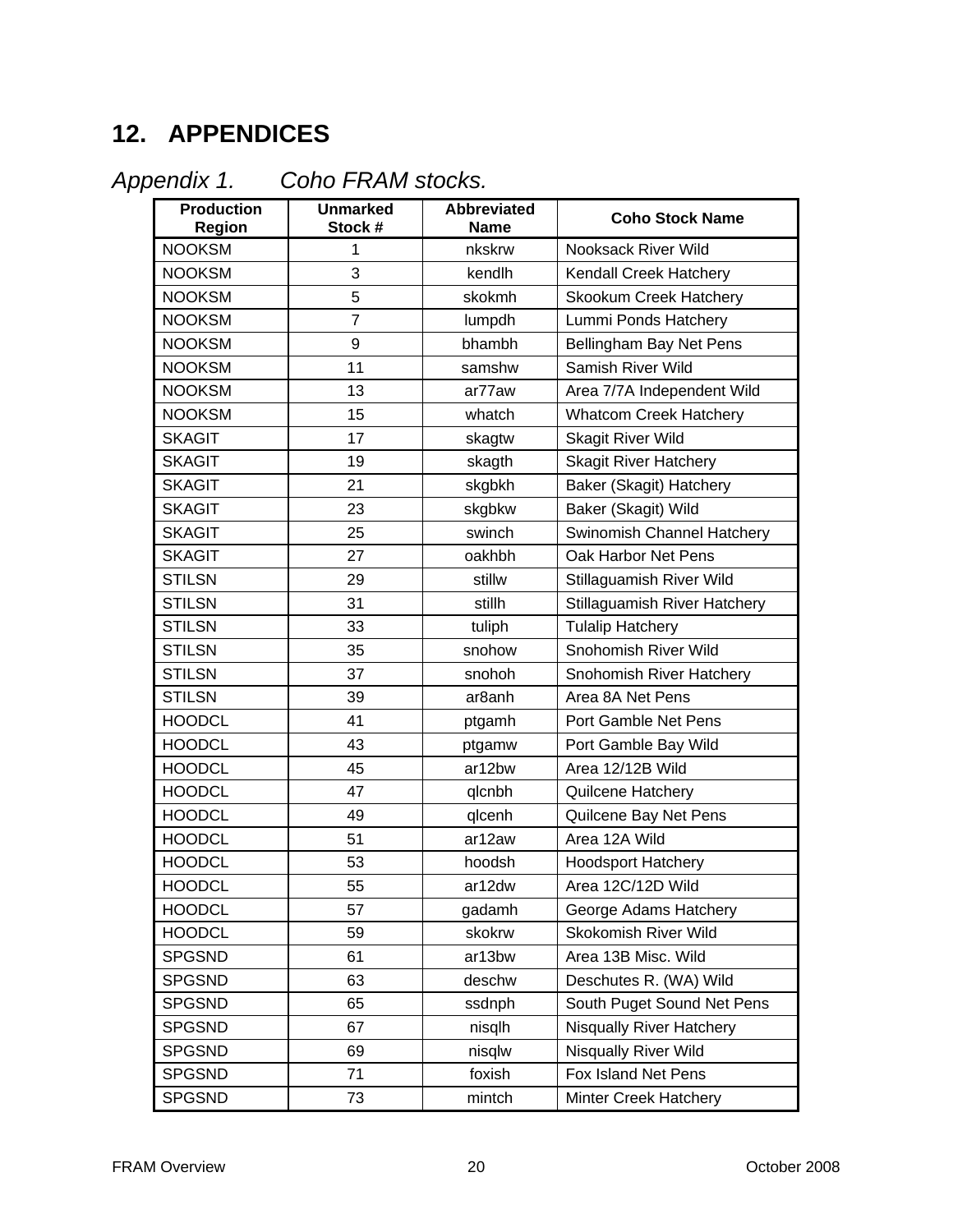# 12. APPENDICES

## *Appendix 1. Coho FRAM stocks.*

| Production Region | Unmarked Stock # | Abbreviated Name | Coho Stock Name |
|---|---|---|---|
| NOOKSM | 1 | nkskrw | Nooksack River Wild |
| NOOKSM | 3 | kendlh | Kendall Creek Hatchery |
| NOOKSM | 5 | skokmh | Skookum Creek Hatchery |
| NOOKSM | 7 | lumpdh | Lummi Ponds Hatchery |
| NOOKSM | 9 | bhambh | Bellingham Bay Net Pens |
| NOOKSM | 11 | samshw | Samish River Wild |
| NOOKSM | 13 | ar77aw | Area 7/7A Independent Wild |
| NOOKSM | 15 | whatch | Whatcom Creek Hatchery |
| SKAGIT | 17 | skagtw | Skagit River Wild |
| SKAGIT | 19 | skagth | Skagit River Hatchery |
| SKAGIT | 21 | skgbkh | Baker (Skagit) Hatchery |
| SKAGIT | 23 | skgbkw | Baker (Skagit) Wild |
| SKAGIT | 25 | swinch | Swinomish Channel Hatchery |
| SKAGIT | 27 | oakhbh | Oak Harbor Net Pens |
| STILSN | 29 | stillw | Stillaguamish River Wild |
| STILSN | 31 | stillh | Stillaguamish River Hatchery |
| STILSN | 33 | tuliph | Tulalip Hatchery |
| STILSN | 35 | snohow | Snohomish River Wild |
| STILSN | 37 | snohoh | Snohomish River Hatchery |
| STILSN | 39 | ar8anh | Area 8A Net Pens |
| HOODCL | 41 | ptgamh | Port Gamble Net Pens |
| HOODCL | 43 | ptgamw | Port Gamble Bay Wild |
| HOODCL | 45 | ar12bw | Area 12/12B Wild |
| HOODCL | 47 | qlcnbh | Quilcene Hatchery |
| HOODCL | 49 | qlcenh | Quilcene Bay Net Pens |
| HOODCL | 51 | ar12aw | Area 12A Wild |
| HOODCL | 53 | hoodsh | Hoodsport Hatchery |
| HOODCL | 55 | ar12dw | Area 12C/12D Wild |
| HOODCL | 57 | gadamh | George Adams Hatchery |
| HOODCL | 59 | skokrw | Skokomish River Wild |
| SPGSND | 61 | ar13bw | Area 13B Misc. Wild |
| SPGSND | 63 | deschw | Deschutes R. (WA) Wild |
| SPGSND | 65 | ssdnph | South Puget Sound Net Pens |
| SPGSND | 67 | nisqlh | Nisqually River Hatchery |
| SPGSND | 69 | nisqlw | Nisqually River Wild |
| SPGSND | 71 | foxish | Fox Island Net Pens |
| SPGSND | 73 | mintch | Minter Creek Hatchery |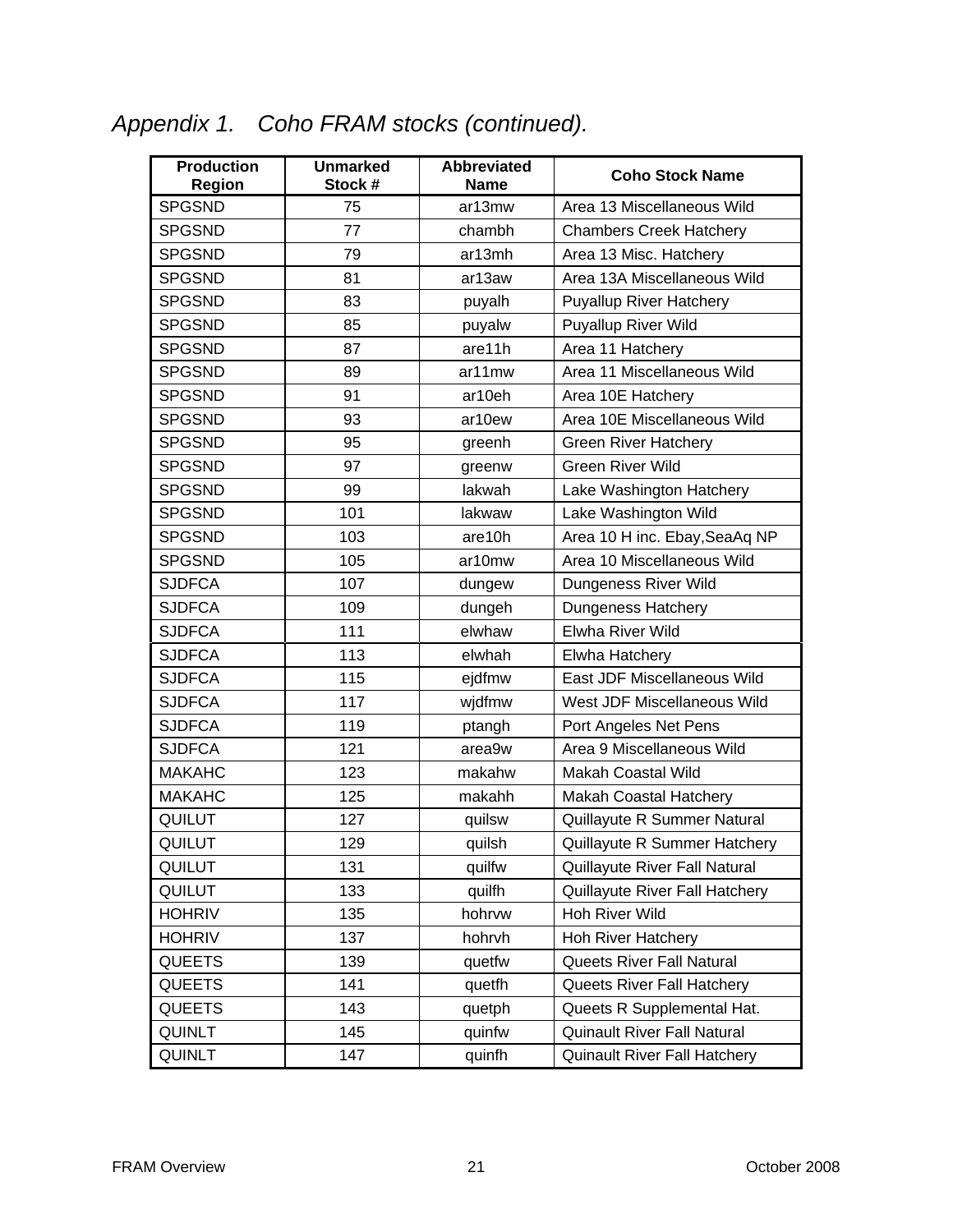*Appendix 1. Coho FRAM stocks (continued).*

| Production Region | Unmarked Stock # | Abbreviated Name | Coho Stock Name |
|---|---|---|---|
| SPGSND | 75 | ar13mw | Area 13 Miscellaneous Wild |
| SPGSND | 77 | chambh | Chambers Creek Hatchery |
| SPGSND | 79 | ar13mh | Area 13 Misc. Hatchery |
| SPGSND | 81 | ar13aw | Area 13A Miscellaneous Wild |
| SPGSND | 83 | puyalh | Puyallup River Hatchery |
| SPGSND | 85 | puyalw | Puyallup River Wild |
| SPGSND | 87 | are11h | Area 11 Hatchery |
| SPGSND | 89 | ar11mw | Area 11 Miscellaneous Wild |
| SPGSND | 91 | ar10eh | Area 10E Hatchery |
| SPGSND | 93 | ar10ew | Area 10E Miscellaneous Wild |
| SPGSND | 95 | greenh | Green River Hatchery |
| SPGSND | 97 | greenw | Green River Wild |
| SPGSND | 99 | lakwah | Lake Washington Hatchery |
| SPGSND | 101 | lakwaw | Lake Washington Wild |
| SPGSND | 103 | are10h | Area 10 H inc. Ebay,SeaAq NP |
| SPGSND | 105 | ar10mw | Area 10 Miscellaneous Wild |
| SJDFCA | 107 | dungew | Dungeness River Wild |
| SJDFCA | 109 | dungeh | Dungeness Hatchery |
| SJDFCA | 111 | elwhaw | Elwha River Wild |
| SJDFCA | 113 | elwhah | Elwha Hatchery |
| SJDFCA | 115 | ejdfmw | East JDF Miscellaneous Wild |
| SJDFCA | 117 | wjdfmw | West JDF Miscellaneous Wild |
| SJDFCA | 119 | ptangh | Port Angeles Net Pens |
| SJDFCA | 121 | area9w | Area 9 Miscellaneous Wild |
| MAKAHC | 123 | makahw | Makah Coastal Wild |
| MAKAHC | 125 | makahh | Makah Coastal Hatchery |
| QUILUT | 127 | quilsw | Quillayute R Summer Natural |
| QUILUT | 129 | quilsh | Quillayute R Summer Hatchery |
| QUILUT | 131 | quilfw | Quillayute River Fall Natural |
| QUILUT | 133 | quilfh | Quillayute River Fall Hatchery |
| HOHRIV | 135 | hohrvw | Hoh River Wild |
| HOHRIV | 137 | hohrvh | Hoh River Hatchery |
| QUEETS | 139 | quetfw | Queets River Fall Natural |
| QUEETS | 141 | quetfh | Queets River Fall Hatchery |
| QUEETS | 143 | quetph | Queets R Supplemental Hat. |
| QUINLT | 145 | quinfw | Quinault River Fall Natural |
| QUINLT | 147 | quinfh | Quinault River Fall Hatchery |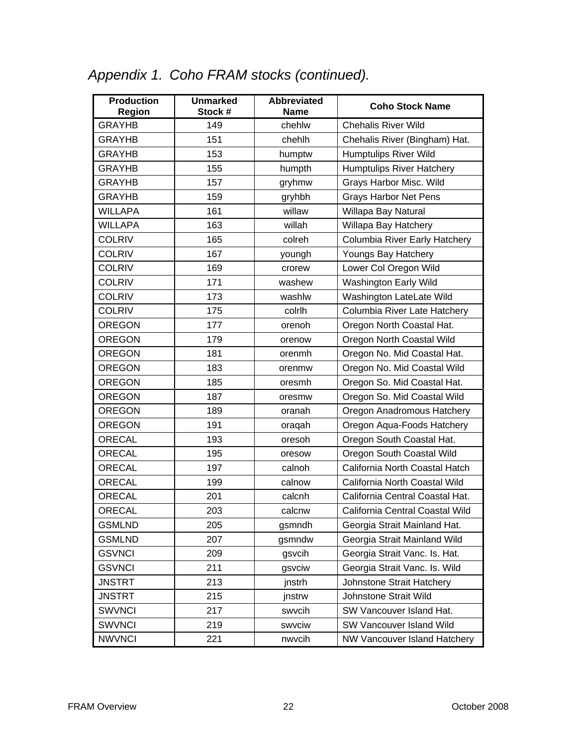*Appendix 1. Coho FRAM stocks (continued).*

| Production Region | Unmarked Stock # | Abbreviated Name | Coho Stock Name |
|---|---|---|---|
| GRAYHB | 149 | chehlw | Chehalis River Wild |
| GRAYHB | 151 | chehlh | Chehalis River (Bingham) Hat. |
| GRAYHB | 153 | humptw | Humptulips River Wild |
| GRAYHB | 155 | humpth | Humptulips River Hatchery |
| GRAYHB | 157 | gryhmw | Grays Harbor Misc. Wild |
| GRAYHB | 159 | gryhbh | Grays Harbor Net Pens |
| WILLAPA | 161 | willaw | Willapa Bay Natural |
| WILLAPA | 163 | willah | Willapa Bay Hatchery |
| COLRIV | 165 | colreh | Columbia River Early Hatchery |
| COLRIV | 167 | youngh | Youngs Bay Hatchery |
| COLRIV | 169 | crorew | Lower Col Oregon Wild |
| COLRIV | 171 | washew | Washington Early Wild |
| COLRIV | 173 | washlw | Washington LateLate Wild |
| COLRIV | 175 | colrlh | Columbia River Late Hatchery |
| OREGON | 177 | orenoh | Oregon North Coastal Hat. |
| OREGON | 179 | orenow | Oregon North Coastal Wild |
| OREGON | 181 | orenmh | Oregon No. Mid Coastal Hat. |
| OREGON | 183 | orenmw | Oregon No. Mid Coastal Wild |
| OREGON | 185 | oresmh | Oregon So. Mid Coastal Hat. |
| OREGON | 187 | oresmw | Oregon So. Mid Coastal Wild |
| OREGON | 189 | oranah | Oregon Anadromous Hatchery |
| OREGON | 191 | oraqah | Oregon Aqua-Foods Hatchery |
| ORECAL | 193 | oresoh | Oregon South Coastal Hat. |
| ORECAL | 195 | oresow | Oregon South Coastal Wild |
| ORECAL | 197 | calnoh | California North Coastal Hatch |
| ORECAL | 199 | calnow | California North Coastal Wild |
| ORECAL | 201 | calcnh | California Central Coastal Hat. |
| ORECAL | 203 | calcnw | California Central Coastal Wild |
| GSMLND | 205 | gsmndh | Georgia Strait Mainland Hat. |
| GSMLND | 207 | gsmndw | Georgia Strait Mainland Wild |
| GSVNCI | 209 | gsvcih | Georgia Strait Vanc. Is. Hat. |
| GSVNCI | 211 | gsvciw | Georgia Strait Vanc. Is. Wild |
| JNSTRT | 213 | jnstrh | Johnstone Strait Hatchery |
| JNSTRT | 215 | jnstrw | Johnstone Strait Wild |
| SWVNCI | 217 | swvcih | SW Vancouver Island Hat. |
| SWVNCI | 219 | swvciw | SW Vancouver Island Wild |
| NWVNCI | 221 | nwvcih | NW Vancouver Island Hatchery |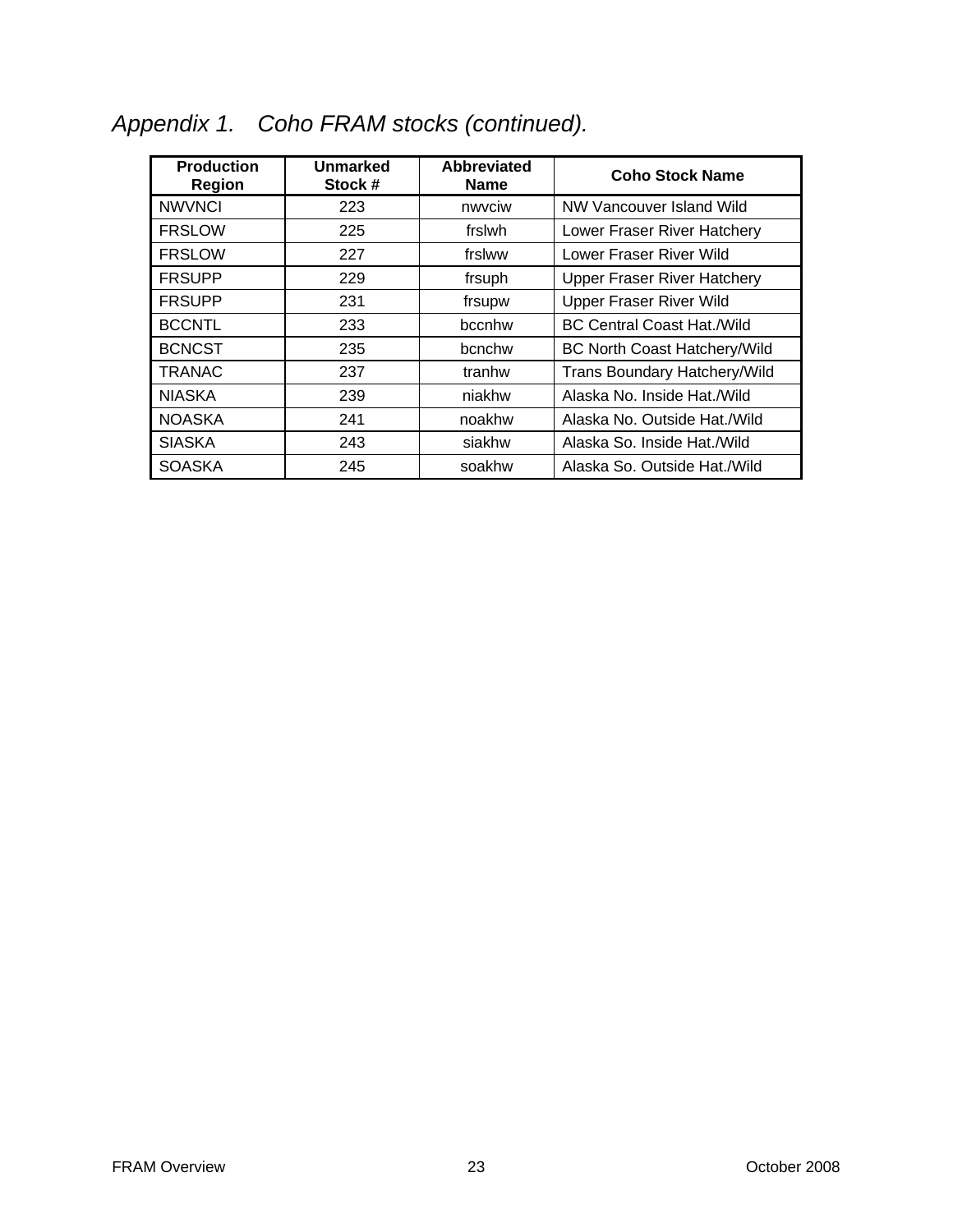*Appendix 1. Coho FRAM stocks (continued).*

| Production Region | Unmarked Stock # | Abbreviated Name | Coho Stock Name |
|---|---|---|---|
| NWVNCI | 223 | nwvciw | NW Vancouver Island Wild |
| FRSLOW | 225 | frslwh | Lower Fraser River Hatchery |
| FRSLOW | 227 | frslww | Lower Fraser River Wild |
| FRSUPP | 229 | frsuph | Upper Fraser River Hatchery |
| FRSUPP | 231 | frsupw | Upper Fraser River Wild |
| BCCNTL | 233 | bccnhw | BC Central Coast Hat./Wild |
| BCNCST | 235 | bcnchw | BC North Coast Hatchery/Wild |
| TRANAC | 237 | tranhw | Trans Boundary Hatchery/Wild |
| NIASKA | 239 | niakhw | Alaska No. Inside Hat./Wild |
| NOASKA | 241 | noakhw | Alaska No. Outside Hat./Wild |
| SIASKA | 243 | siakhw | Alaska So. Inside Hat./Wild |
| SOASKA | 245 | soakhw | Alaska So. Outside Hat./Wild |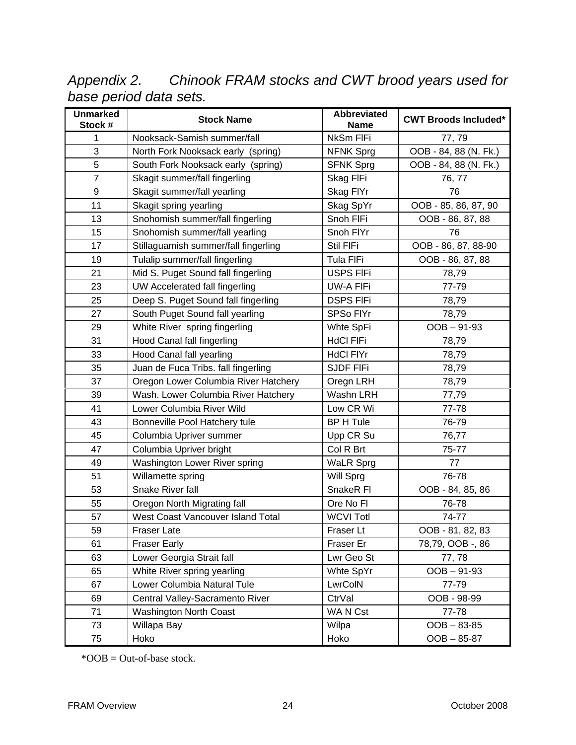*Appendix 2. Chinook FRAM stocks and CWT brood years used for base period data sets.*

| Unmarked Stock # | Stock Name | Abbreviated Name | CWT Broods Included* |
|---|---|---|---|
| 1 | Nooksack-Samish summer/fall | NkSm FlFi | 77, 79 |
| 3 | North Fork Nooksack early (spring) | NFNK Sprg | OOB - 84, 88 (N. Fk.) |
| 5 | South Fork Nooksack early (spring) | SFNK Sprg | OOB - 84, 88 (N. Fk.) |
| 7 | Skagit summer/fall fingerling | Skag FlFi | 76, 77 |
| 9 | Skagit summer/fall yearling | Skag FlYr | 76 |
| 11 | Skagit spring yearling | Skag SpYr | OOB - 85, 86, 87, 90 |
| 13 | Snohomish summer/fall fingerling | Snoh FlFi | OOB - 86, 87, 88 |
| 15 | Snohomish summer/fall yearling | Snoh FlYr | 76 |
| 17 | Stillaguamish summer/fall fingerling | Stil FlFi | OOB - 86, 87, 88-90 |
| 19 | Tulalip summer/fall fingerling | Tula FlFi | OOB - 86, 87, 88 |
| 21 | Mid S. Puget Sound fall fingerling | USPS FlFi | 78,79 |
| 23 | UW Accelerated fall fingerling | UW-A FlFi | 77-79 |
| 25 | Deep S. Puget Sound fall fingerling | DSPS FlFi | 78,79 |
| 27 | South Puget Sound fall yearling | SPSo FlYr | 78,79 |
| 29 | White River spring fingerling | Whte SpFi | OOB – 91-93 |
| 31 | Hood Canal fall fingerling | HdCl FlFi | 78,79 |
| 33 | Hood Canal fall yearling | HdCl FlYr | 78,79 |
| 35 | Juan de Fuca Tribs. fall fingerling | SJDF FlFi | 78,79 |
| 37 | Oregon Lower Columbia River Hatchery | Oregn LRH | 78,79 |
| 39 | Wash. Lower Columbia River Hatchery | Washn LRH | 77,79 |
| 41 | Lower Columbia River Wild | Low CR Wi | 77-78 |
| 43 | Bonneville Pool Hatchery tule | BP H Tule | 76-79 |
| 45 | Columbia Upriver summer | Upp CR Su | 76,77 |
| 47 | Columbia Upriver bright | Col R Brt | 75-77 |
| 49 | Washington Lower River spring | WaLR Sprg | 77 |
| 51 | Willamette spring | Will Sprg | 76-78 |
| 53 | Snake River fall | SnakeR Fl | OOB - 84, 85, 86 |
| 55 | Oregon North Migrating fall | Ore No Fl | 76-78 |
| 57 | West Coast Vancouver Island Total | WCVI Totl | 74-77 |
| 59 | Fraser Late | Fraser Lt | OOB - 81, 82, 83 |
| 61 | Fraser Early | Fraser Er | 78,79, OOB -, 86 |
| 63 | Lower Georgia Strait fall | Lwr Geo St | 77, 78 |
| 65 | White River spring yearling | Whte SpYr | OOB – 91-93 |
| 67 | Lower Columbia Natural Tule | LwrColN | 77-79 |
| 69 | Central Valley-Sacramento River | CtrVal | OOB - 98-99 |
| 71 | Washington North Coast | WA N Cst | 77-78 |
| 73 | Willapa Bay | Wilpa | OOB – 83-85 |
| 75 | Hoko | Hoko | OOB – 85-87 |

*OOB = Out-of-base stock.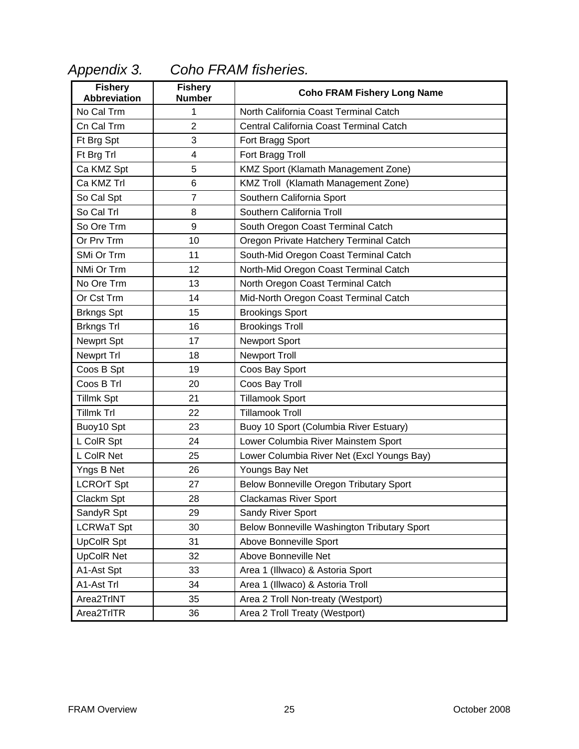## *Appendix 3. Coho FRAM fisheries.*

| Fishery Abbreviation | Fishery Number | Coho FRAM Fishery Long Name |
|---|---|---|
| No Cal Trm | 1 | North California Coast Terminal Catch |
| Cn Cal Trm | 2 | Central California Coast Terminal Catch |
| Ft Brg Spt | 3 | Fort Bragg Sport |
| Ft Brg Trl | 4 | Fort Bragg Troll |
| Ca KMZ Spt | 5 | KMZ Sport (Klamath Management Zone) |
| Ca KMZ Trl | 6 | KMZ Troll (Klamath Management Zone) |
| So Cal Spt | 7 | Southern California Sport |
| So Cal Trl | 8 | Southern California Troll |
| So Ore Trm | 9 | South Oregon Coast Terminal Catch |
| Or Prv Trm | 10 | Oregon Private Hatchery Terminal Catch |
| SMi Or Trm | 11 | South-Mid Oregon Coast Terminal Catch |
| NMi Or Trm | 12 | North-Mid Oregon Coast Terminal Catch |
| No Ore Trm | 13 | North Oregon Coast Terminal Catch |
| Or Cst Trm | 14 | Mid-North Oregon Coast Terminal Catch |
| Brkngs Spt | 15 | Brookings Sport |
| Brkngs Trl | 16 | Brookings Troll |
| Newprt Spt | 17 | Newport Sport |
| Newprt Trl | 18 | Newport Troll |
| Coos B Spt | 19 | Coos Bay Sport |
| Coos B Trl | 20 | Coos Bay Troll |
| Tillmk Spt | 21 | Tillamook Sport |
| Tillmk Trl | 22 | Tillamook Troll |
| Buoy10 Spt | 23 | Buoy 10 Sport (Columbia River Estuary) |
| L ColR Spt | 24 | Lower Columbia River Mainstem Sport |
| L ColR Net | 25 | Lower Columbia River Net (Excl Youngs Bay) |
| Yngs B Net | 26 | Youngs Bay Net |
| LCROrT Spt | 27 | Below Bonneville Oregon Tributary Sport |
| Clackm Spt | 28 | Clackamas River Sport |
| SandyR Spt | 29 | Sandy River Sport |
| LCRWaT Spt | 30 | Below Bonneville Washington Tributary Sport |
| UpColR Spt | 31 | Above Bonneville Sport |
| UpColR Net | 32 | Above Bonneville Net |
| A1-Ast Spt | 33 | Area 1 (Illwaco) & Astoria Sport |
| A1-Ast Trl | 34 | Area 1 (Illwaco) & Astoria Troll |
| Area2TrlNT | 35 | Area 2 Troll Non-treaty (Westport) |
| Area2TrlTR | 36 | Area 2 Troll Treaty (Westport) |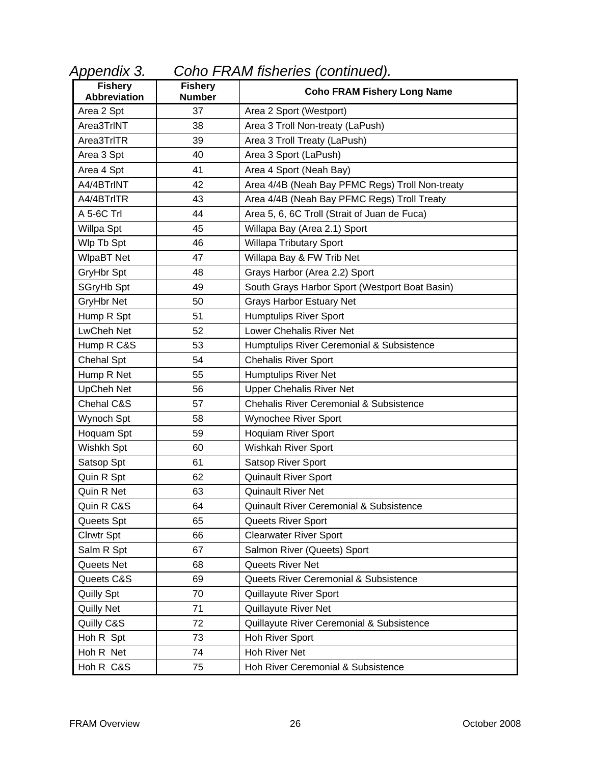*Appendix 3. Coho FRAM fisheries (continued).*

| Fishery Abbreviation | Fishery Number | Coho FRAM Fishery Long Name |
|---|---|---|
| Area 2 Spt | 37 | Area 2 Sport (Westport) |
| Area3TrlNT | 38 | Area 3 Troll Non-treaty (LaPush) |
| Area3TrlTR | 39 | Area 3 Troll Treaty (LaPush) |
| Area 3 Spt | 40 | Area 3 Sport (LaPush) |
| Area 4 Spt | 41 | Area 4 Sport (Neah Bay) |
| A4/4BTrlNT | 42 | Area 4/4B (Neah Bay PFMC Regs) Troll Non-treaty |
| A4/4BTrlTR | 43 | Area 4/4B (Neah Bay PFMC Regs) Troll Treaty |
| A 5-6C Trl | 44 | Area 5, 6, 6C Troll (Strait of Juan de Fuca) |
| Willpa Spt | 45 | Willapa Bay (Area 2.1) Sport |
| Wlp Tb Spt | 46 | Willapa Tributary Sport |
| WlpaBT Net | 47 | Willapa Bay & FW Trib Net |
| GryHbr Spt | 48 | Grays Harbor (Area 2.2) Sport |
| SGryHb Spt | 49 | South Grays Harbor Sport (Westport Boat Basin) |
| GryHbr Net | 50 | Grays Harbor Estuary Net |
| Hump R Spt | 51 | Humptulips River Sport |
| LwCheh Net | 52 | Lower Chehalis River Net |
| Hump R C&S | 53 | Humptulips River Ceremonial & Subsistence |
| Chehal Spt | 54 | Chehalis River Sport |
| Hump R Net | 55 | Humptulips River Net |
| UpCheh Net | 56 | Upper Chehalis River Net |
| Chehal C&S | 57 | Chehalis River Ceremonial & Subsistence |
| Wynoch Spt | 58 | Wynochee River Sport |
| Hoquam Spt | 59 | Hoquiam River Sport |
| Wishkh Spt | 60 | Wishkah River Sport |
| Satsop Spt | 61 | Satsop River Sport |
| Quin R Spt | 62 | Quinault River Sport |
| Quin R Net | 63 | Quinault River Net |
| Quin R C&S | 64 | Quinault River Ceremonial & Subsistence |
| Queets Spt | 65 | Queets River Sport |
| Clrwtr Spt | 66 | Clearwater River Sport |
| Salm R Spt | 67 | Salmon River (Queets) Sport |
| Queets Net | 68 | Queets River Net |
| Queets C&S | 69 | Queets River Ceremonial & Subsistence |
| Quilly Spt | 70 | Quillayute River Sport |
| Quilly Net | 71 | Quillayute River Net |
| Quilly C&S | 72 | Quillayute River Ceremonial & Subsistence |
| Hoh R Spt | 73 | Hoh River Sport |
| Hoh R Net | 74 | Hoh River Net |
| Hoh R C&S | 75 | Hoh River Ceremonial & Subsistence |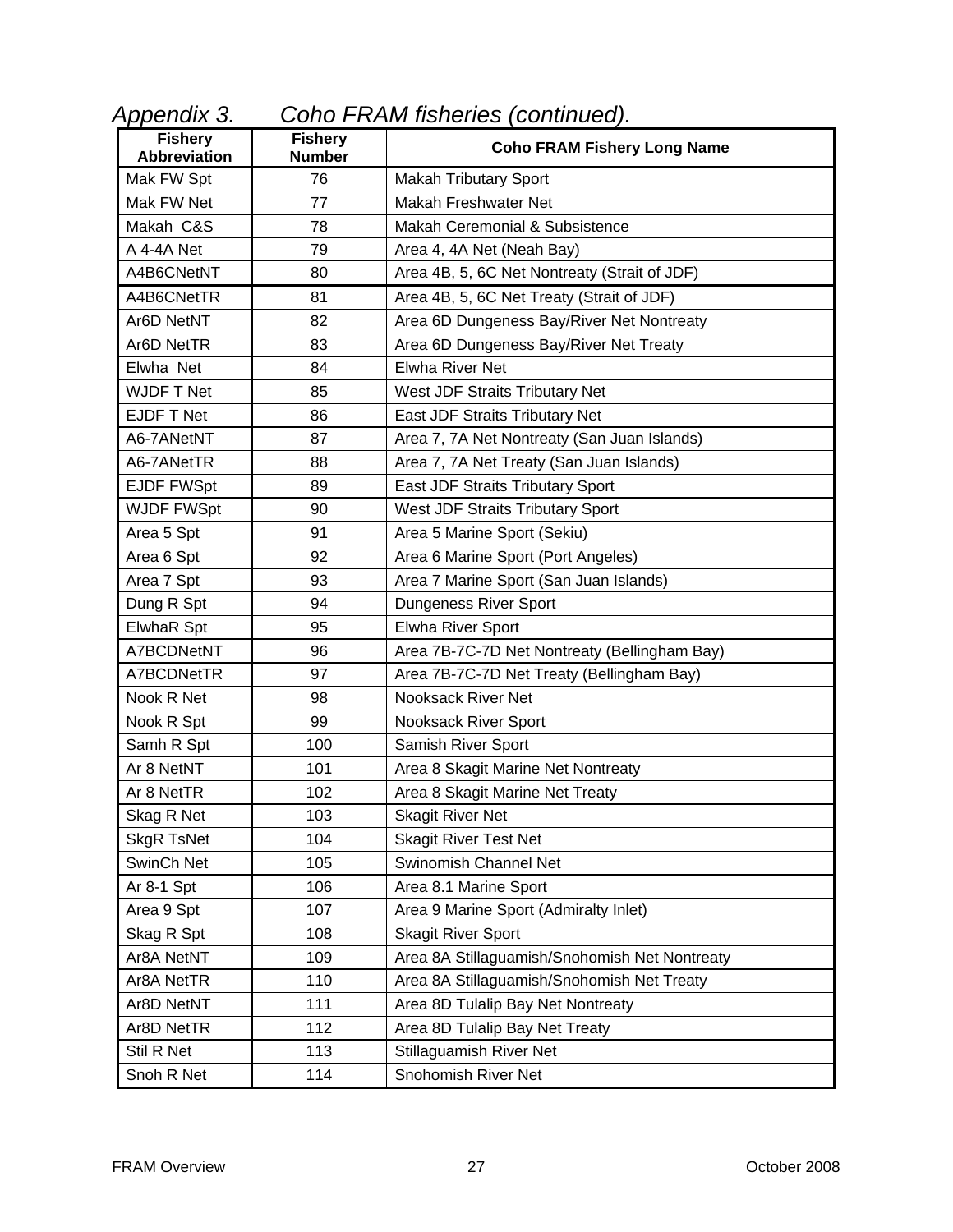*Appendix 3. Coho FRAM fisheries (continued).*

| Fishery Abbreviation | Fishery Number | Coho FRAM Fishery Long Name |
|---|---|---|
| Mak FW Spt | 76 | Makah Tributary Sport |
| Mak FW Net | 77 | Makah Freshwater Net |
| Makah C&S | 78 | Makah Ceremonial & Subsistence |
| A 4-4A Net | 79 | Area 4, 4A Net (Neah Bay) |
| A4B6CNetNT | 80 | Area 4B, 5, 6C Net Nontreaty (Strait of JDF) |
| A4B6CNetTR | 81 | Area 4B, 5, 6C Net Treaty (Strait of JDF) |
| Ar6D NetNT | 82 | Area 6D Dungeness Bay/River Net Nontreaty |
| Ar6D NetTR | 83 | Area 6D Dungeness Bay/River Net Treaty |
| Elwha Net | 84 | Elwha River Net |
| WJDF T Net | 85 | West JDF Straits Tributary Net |
| EJDF T Net | 86 | East JDF Straits Tributary Net |
| A6-7ANetNT | 87 | Area 7, 7A Net Nontreaty (San Juan Islands) |
| A6-7ANetTR | 88 | Area 7, 7A Net Treaty (San Juan Islands) |
| EJDF FWSpt | 89 | East JDF Straits Tributary Sport |
| WJDF FWSpt | 90 | West JDF Straits Tributary Sport |
| Area 5 Spt | 91 | Area 5 Marine Sport (Sekiu) |
| Area 6 Spt | 92 | Area 6 Marine Sport (Port Angeles) |
| Area 7 Spt | 93 | Area 7 Marine Sport (San Juan Islands) |
| Dung R Spt | 94 | Dungeness River Sport |
| ElwhaR Spt | 95 | Elwha River Sport |
| A7BCDNetNT | 96 | Area 7B-7C-7D Net Nontreaty (Bellingham Bay) |
| A7BCDNetTR | 97 | Area 7B-7C-7D Net Treaty (Bellingham Bay) |
| Nook R Net | 98 | Nooksack River Net |
| Nook R Spt | 99 | Nooksack River Sport |
| Samh R Spt | 100 | Samish River Sport |
| Ar 8 NetNT | 101 | Area 8 Skagit Marine Net Nontreaty |
| Ar 8 NetTR | 102 | Area 8 Skagit Marine Net Treaty |
| Skag R Net | 103 | Skagit River Net |
| SkgR TsNet | 104 | Skagit River Test Net |
| SwinCh Net | 105 | Swinomish Channel Net |
| Ar 8-1 Spt | 106 | Area 8.1 Marine Sport |
| Area 9 Spt | 107 | Area 9 Marine Sport (Admiralty Inlet) |
| Skag R Spt | 108 | Skagit River Sport |
| Ar8A NetNT | 109 | Area 8A Stillaguamish/Snohomish Net Nontreaty |
| Ar8A NetTR | 110 | Area 8A Stillaguamish/Snohomish Net Treaty |
| Ar8D NetNT | 111 | Area 8D Tulalip Bay Net Nontreaty |
| Ar8D NetTR | 112 | Area 8D Tulalip Bay Net Treaty |
| Stil R Net | 113 | Stillaguamish River Net |
| Snoh R Net | 114 | Snohomish River Net |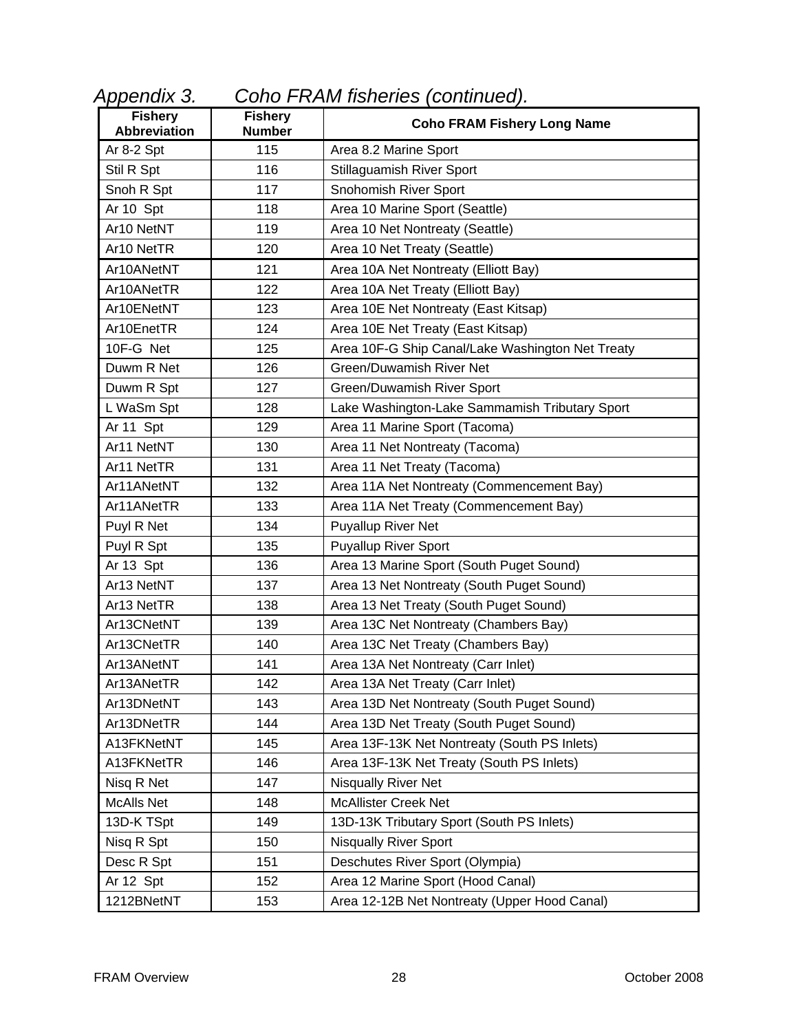*Appendix 3. Coho FRAM fisheries (continued).*

| Fishery Abbreviation | Fishery Number | Coho FRAM Fishery Long Name |
|---|---|---|
| Ar 8-2 Spt | 115 | Area 8.2 Marine Sport |
| Stil R Spt | 116 | Stillaguamish River Sport |
| Snoh R Spt | 117 | Snohomish River Sport |
| Ar 10 Spt | 118 | Area 10 Marine Sport (Seattle) |
| Ar10 NetNT | 119 | Area 10 Net Nontreaty (Seattle) |
| Ar10 NetTR | 120 | Area 10 Net Treaty (Seattle) |
| Ar10ANetNT | 121 | Area 10A Net Nontreaty (Elliott Bay) |
| Ar10ANetTR | 122 | Area 10A Net Treaty (Elliott Bay) |
| Ar10ENetNT | 123 | Area 10E Net Nontreaty (East Kitsap) |
| Ar10EnetTR | 124 | Area 10E Net Treaty (East Kitsap) |
| 10F-G Net | 125 | Area 10F-G Ship Canal/Lake Washington Net Treaty |
| Duwm R Net | 126 | Green/Duwamish River Net |
| Duwm R Spt | 127 | Green/Duwamish River Sport |
| L WaSm Spt | 128 | Lake Washington-Lake Sammamish Tributary Sport |
| Ar 11 Spt | 129 | Area 11 Marine Sport (Tacoma) |
| Ar11 NetNT | 130 | Area 11 Net Nontreaty (Tacoma) |
| Ar11 NetTR | 131 | Area 11 Net Treaty (Tacoma) |
| Ar11ANetNT | 132 | Area 11A Net Nontreaty (Commencement Bay) |
| Ar11ANetTR | 133 | Area 11A Net Treaty (Commencement Bay) |
| Puyl R Net | 134 | Puyallup River Net |
| Puyl R Spt | 135 | Puyallup River Sport |
| Ar 13 Spt | 136 | Area 13 Marine Sport (South Puget Sound) |
| Ar13 NetNT | 137 | Area 13 Net Nontreaty (South Puget Sound) |
| Ar13 NetTR | 138 | Area 13 Net Treaty (South Puget Sound) |
| Ar13CNetNT | 139 | Area 13C Net Nontreaty (Chambers Bay) |
| Ar13CNetTR | 140 | Area 13C Net Treaty (Chambers Bay) |
| Ar13ANetNT | 141 | Area 13A Net Nontreaty (Carr Inlet) |
| Ar13ANetTR | 142 | Area 13A Net Treaty (Carr Inlet) |
| Ar13DNetNT | 143 | Area 13D Net Nontreaty (South Puget Sound) |
| Ar13DNetTR | 144 | Area 13D Net Treaty (South Puget Sound) |
| A13FKNetNT | 145 | Area 13F-13K Net Nontreaty (South PS Inlets) |
| A13FKNetTR | 146 | Area 13F-13K Net Treaty (South PS Inlets) |
| Nisq R Net | 147 | Nisqually River Net |
| McAlls Net | 148 | McAllister Creek Net |
| 13D-K TSpt | 149 | 13D-13K Tributary Sport (South PS Inlets) |
| Nisq R Spt | 150 | Nisqually River Sport |
| Desc R Spt | 151 | Deschutes River Sport (Olympia) |
| Ar 12 Spt | 152 | Area 12 Marine Sport (Hood Canal) |
| 1212BNetNT | 153 | Area 12-12B Net Nontreaty (Upper Hood Canal) |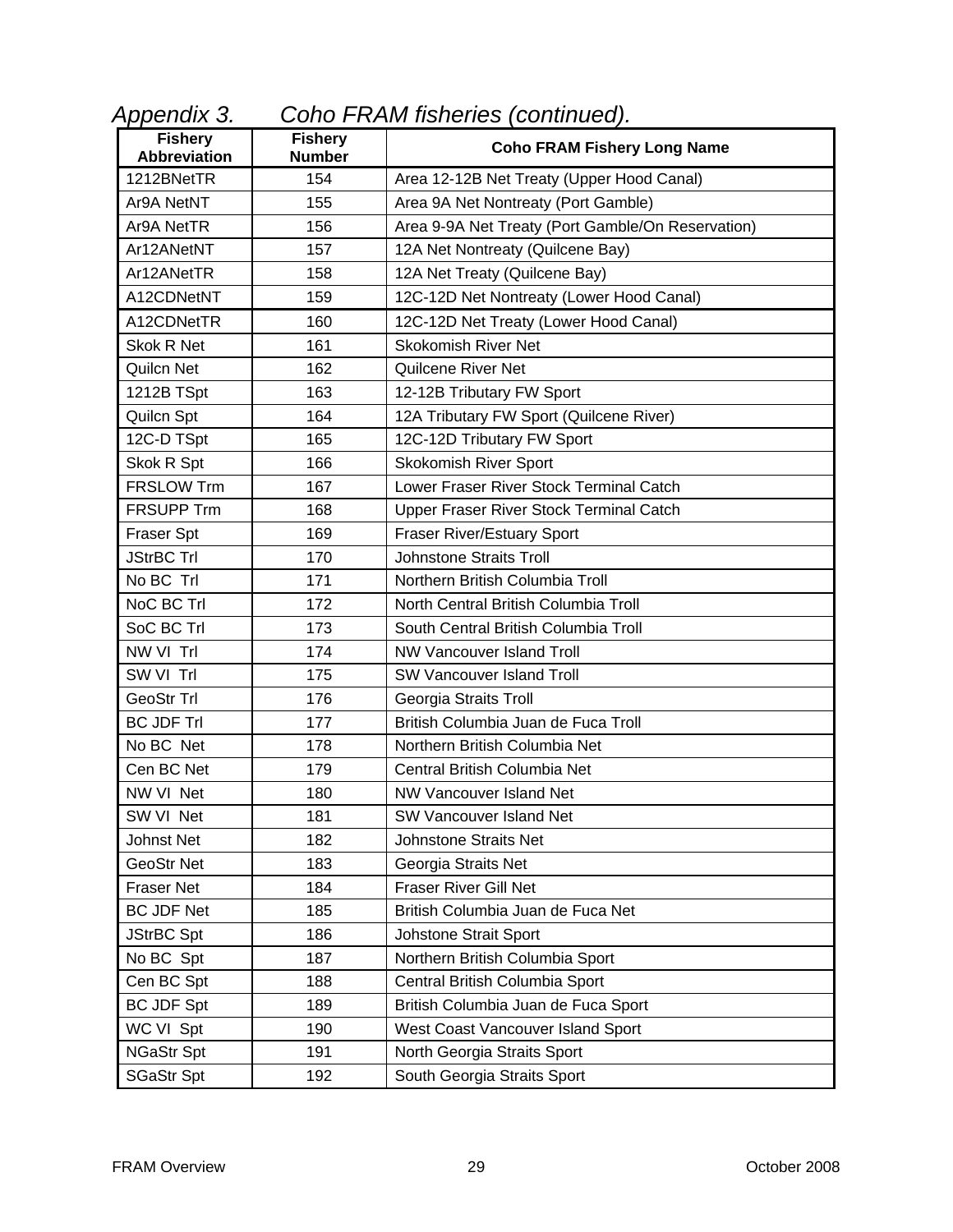*Appendix 3. Coho FRAM fisheries (continued).*

| Fishery Abbreviation | Fishery Number | Coho FRAM Fishery Long Name |
|---|---|---|
| 1212BNetTR | 154 | Area 12-12B Net Treaty (Upper Hood Canal) |
| Ar9A NetNT | 155 | Area 9A Net Nontreaty (Port Gamble) |
| Ar9A NetTR | 156 | Area 9-9A Net Treaty (Port Gamble/On Reservation) |
| Ar12ANetNT | 157 | 12A Net Nontreaty (Quilcene Bay) |
| Ar12ANetTR | 158 | 12A Net Treaty (Quilcene Bay) |
| A12CDNetNT | 159 | 12C-12D Net Nontreaty (Lower Hood Canal) |
| A12CDNetTR | 160 | 12C-12D Net Treaty (Lower Hood Canal) |
| Skok R Net | 161 | Skokomish River Net |
| Quilcn Net | 162 | Quilcene River Net |
| 1212B TSpt | 163 | 12-12B Tributary FW Sport |
| Quilcn Spt | 164 | 12A Tributary FW Sport (Quilcene River) |
| 12C-D TSpt | 165 | 12C-12D Tributary FW Sport |
| Skok R Spt | 166 | Skokomish River Sport |
| FRSLOW Trm | 167 | Lower Fraser River Stock Terminal Catch |
| FRSUPP Trm | 168 | Upper Fraser River Stock Terminal Catch |
| Fraser Spt | 169 | Fraser River/Estuary Sport |
| JStrBC Trl | 170 | Johnstone Straits Troll |
| No BC Trl | 171 | Northern British Columbia Troll |
| NoC BC Trl | 172 | North Central British Columbia Troll |
| SoC BC Trl | 173 | South Central British Columbia Troll |
| NW VI Trl | 174 | NW Vancouver Island Troll |
| SW VI Trl | 175 | SW Vancouver Island Troll |
| GeoStr Trl | 176 | Georgia Straits Troll |
| BC JDF Trl | 177 | British Columbia Juan de Fuca Troll |
| No BC Net | 178 | Northern British Columbia Net |
| Cen BC Net | 179 | Central British Columbia Net |
| NW VI Net | 180 | NW Vancouver Island Net |
| SW VI Net | 181 | SW Vancouver Island Net |
| Johnst Net | 182 | Johnstone Straits Net |
| GeoStr Net | 183 | Georgia Straits Net |
| Fraser Net | 184 | Fraser River Gill Net |
| BC JDF Net | 185 | British Columbia Juan de Fuca Net |
| JStrBC Spt | 186 | Johstone Strait Sport |
| No BC Spt | 187 | Northern British Columbia Sport |
| Cen BC Spt | 188 | Central British Columbia Sport |
| BC JDF Spt | 189 | British Columbia Juan de Fuca Sport |
| WC VI Spt | 190 | West Coast Vancouver Island Sport |
| NGaStr Spt | 191 | North Georgia Straits Sport |
| SGaStr Spt | 192 | South Georgia Straits Sport |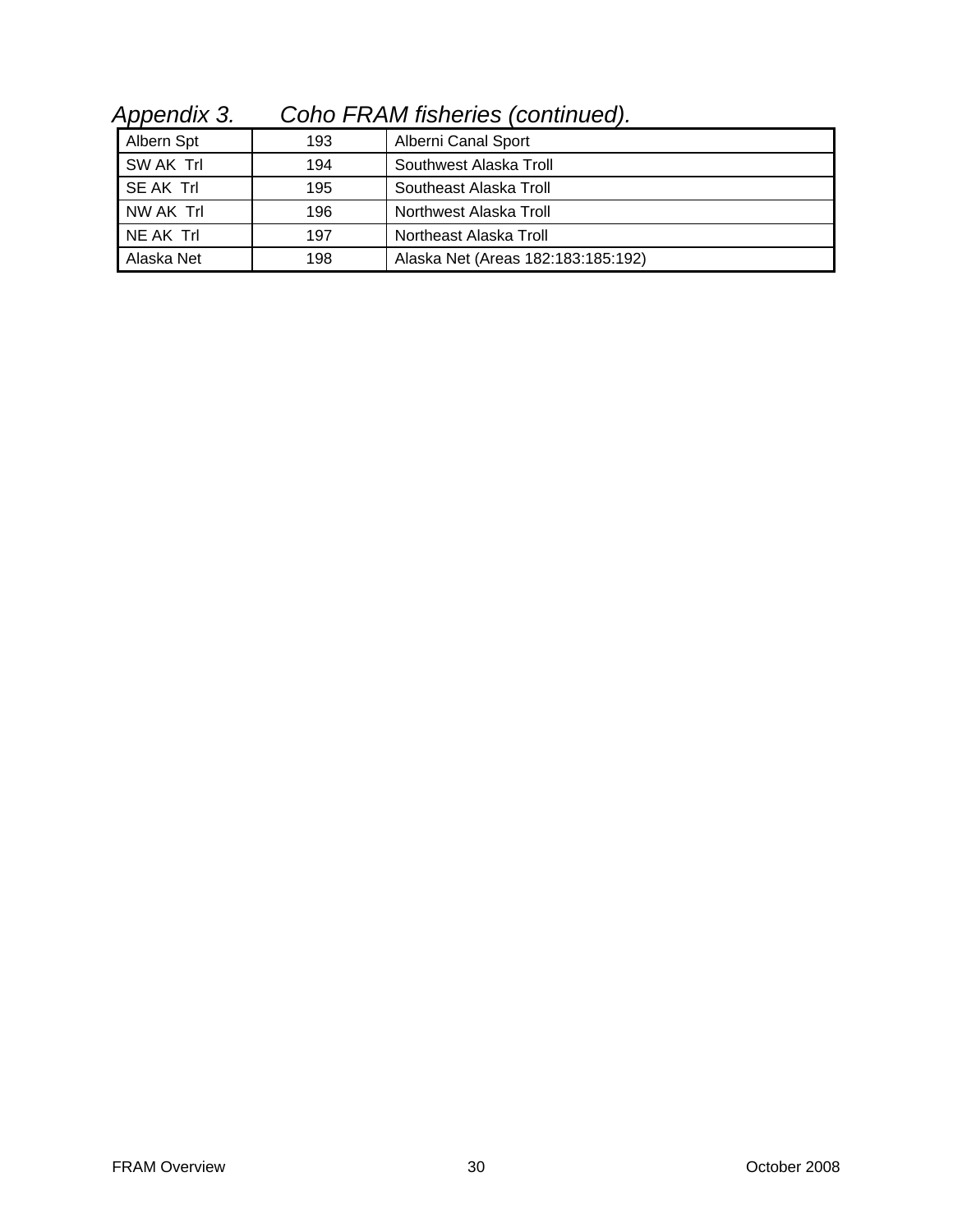*Appendix 3. Coho FRAM fisheries (continued).*

| Albern Spt | 193 | Alberni Canal Sport |
|---|---|---|
| SW AK  Trl | 194 | Southwest Alaska Troll |
| SE AK  Trl | 195 | Southeast Alaska Troll |
| NW AK  Trl | 196 | Northwest Alaska Troll |
| NE AK  Trl | 197 | Northeast Alaska Troll |
| Alaska Net | 198 | Alaska Net (Areas 182:183:185:192) |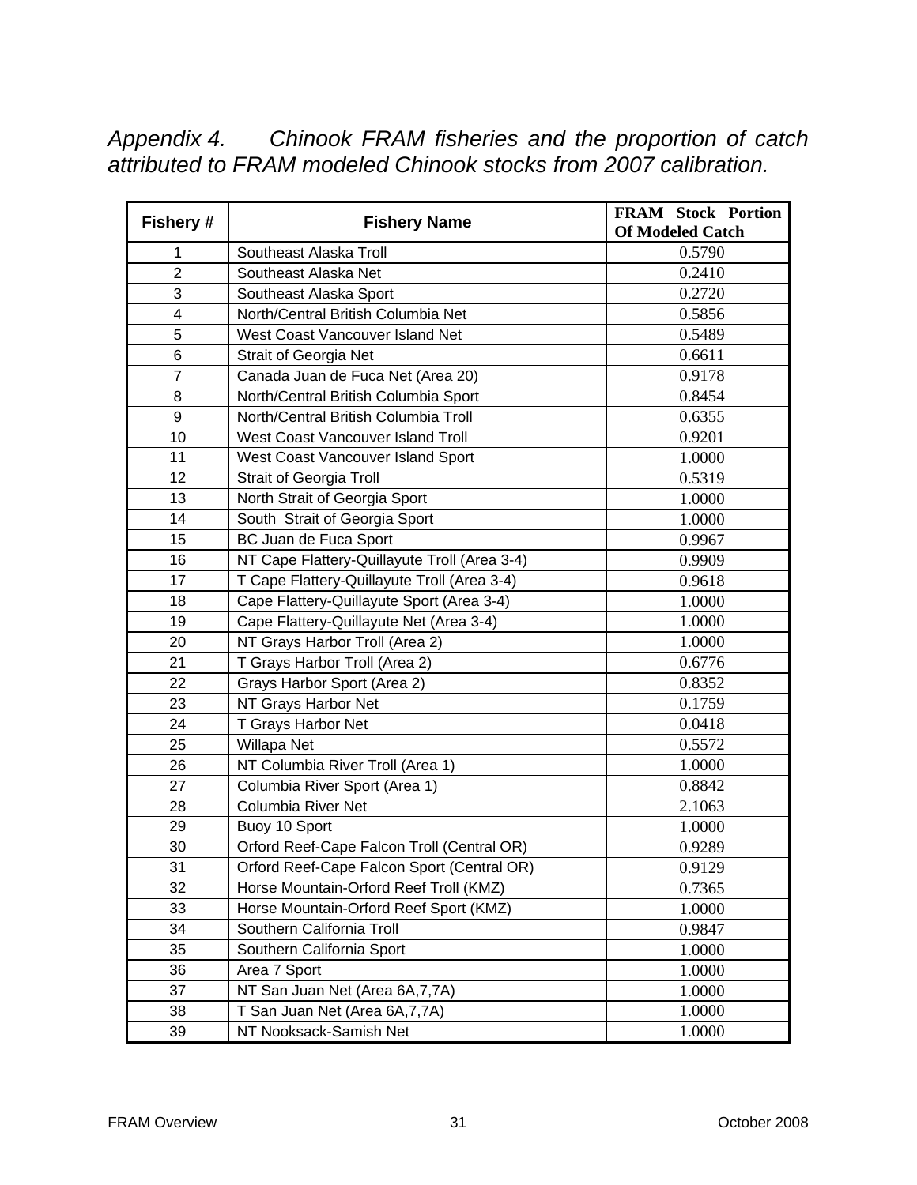*Appendix 4. Chinook FRAM fisheries and the proportion of catch attributed to FRAM modeled Chinook stocks from 2007 calibration.*

| Fishery # | Fishery Name | FRAM Stock Portion Of Modeled Catch |
|---|---|---|
| 1 | Southeast Alaska Troll | 0.5790 |
| 2 | Southeast Alaska Net | 0.2410 |
| 3 | Southeast Alaska Sport | 0.2720 |
| 4 | North/Central British Columbia Net | 0.5856 |
| 5 | West Coast Vancouver Island Net | 0.5489 |
| 6 | Strait of Georgia Net | 0.6611 |
| 7 | Canada Juan de Fuca Net (Area 20) | 0.9178 |
| 8 | North/Central British Columbia Sport | 0.8454 |
| 9 | North/Central British Columbia Troll | 0.6355 |
| 10 | West Coast Vancouver Island Troll | 0.9201 |
| 11 | West Coast Vancouver Island Sport | 1.0000 |
| 12 | Strait of Georgia Troll | 0.5319 |
| 13 | North Strait of Georgia Sport | 1.0000 |
| 14 | South Strait of Georgia Sport | 1.0000 |
| 15 | BC Juan de Fuca Sport | 0.9967 |
| 16 | NT Cape Flattery-Quillayute Troll (Area 3-4) | 0.9909 |
| 17 | T Cape Flattery-Quillayute Troll (Area 3-4) | 0.9618 |
| 18 | Cape Flattery-Quillayute Sport (Area 3-4) | 1.0000 |
| 19 | Cape Flattery-Quillayute Net (Area 3-4) | 1.0000 |
| 20 | NT Grays Harbor Troll (Area 2) | 1.0000 |
| 21 | T Grays Harbor Troll (Area 2) | 0.6776 |
| 22 | Grays Harbor Sport (Area 2) | 0.8352 |
| 23 | NT Grays Harbor Net | 0.1759 |
| 24 | T Grays Harbor Net | 0.0418 |
| 25 | Willapa Net | 0.5572 |
| 26 | NT Columbia River Troll (Area 1) | 1.0000 |
| 27 | Columbia River Sport (Area 1) | 0.8842 |
| 28 | Columbia River Net | 2.1063 |
| 29 | Buoy 10 Sport | 1.0000 |
| 30 | Orford Reef-Cape Falcon Troll (Central OR) | 0.9289 |
| 31 | Orford Reef-Cape Falcon Sport (Central OR) | 0.9129 |
| 32 | Horse Mountain-Orford Reef Troll (KMZ) | 0.7365 |
| 33 | Horse Mountain-Orford Reef Sport (KMZ) | 1.0000 |
| 34 | Southern California Troll | 0.9847 |
| 35 | Southern California Sport | 1.0000 |
| 36 | Area 7 Sport | 1.0000 |
| 37 | NT San Juan Net (Area 6A,7,7A) | 1.0000 |
| 38 | T San Juan Net (Area 6A,7,7A) | 1.0000 |
| 39 | NT Nooksack-Samish Net | 1.0000 |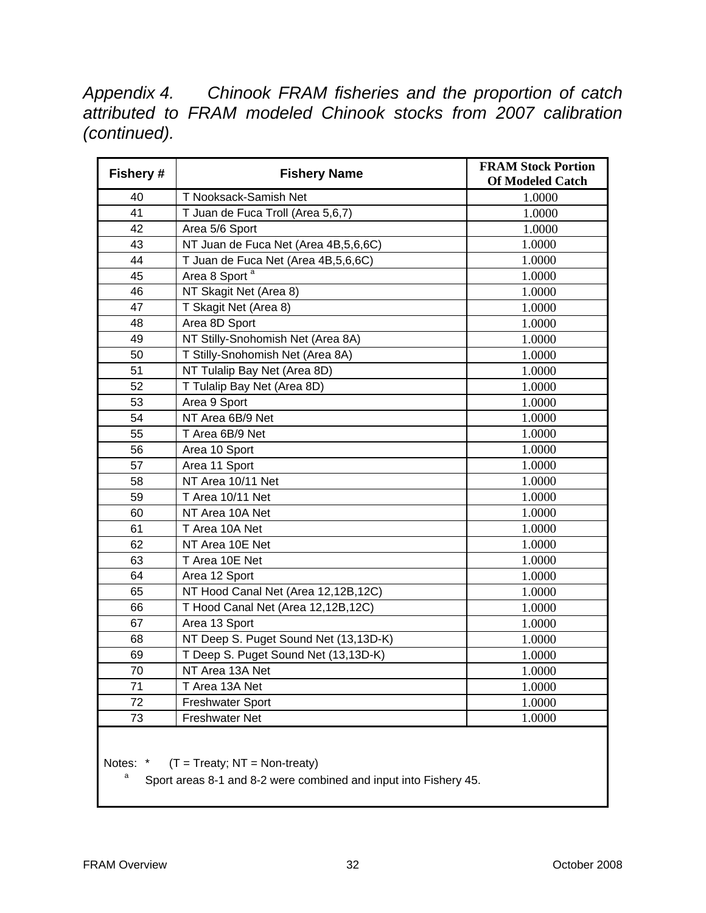*Appendix 4. Chinook FRAM fisheries and the proportion of catch attributed to FRAM modeled Chinook stocks from 2007 calibration (continued).*

| Fishery # | Fishery Name | FRAM Stock Portion Of Modeled Catch |
|---|---|---|
| 40 | T Nooksack-Samish Net | 1.0000 |
| 41 | T Juan de Fuca Troll (Area 5,6,7) | 1.0000 |
| 42 | Area 5/6 Sport | 1.0000 |
| 43 | NT Juan de Fuca Net (Area 4B,5,6,6C) | 1.0000 |
| 44 | T Juan de Fuca Net (Area 4B,5,6,6C) | 1.0000 |
| 45 | Area 8 Sport [a] | 1.0000 |
| 46 | NT Skagit Net (Area 8) | 1.0000 |
| 47 | T Skagit Net (Area 8) | 1.0000 |
| 48 | Area 8D Sport | 1.0000 |
| 49 | NT Stilly-Snohomish Net (Area 8A) | 1.0000 |
| 50 | T Stilly-Snohomish Net (Area 8A) | 1.0000 |
| 51 | NT Tulalip Bay Net (Area 8D) | 1.0000 |
| 52 | T Tulalip Bay Net (Area 8D) | 1.0000 |
| 53 | Area 9 Sport | 1.0000 |
| 54 | NT Area 6B/9 Net | 1.0000 |
| 55 | T Area 6B/9 Net | 1.0000 |
| 56 | Area 10 Sport | 1.0000 |
| 57 | Area 11 Sport | 1.0000 |
| 58 | NT Area 10/11 Net | 1.0000 |
| 59 | T Area 10/11 Net | 1.0000 |
| 60 | NT Area 10A Net | 1.0000 |
| 61 | T Area 10A Net | 1.0000 |
| 62 | NT Area 10E Net | 1.0000 |
| 63 | T Area 10E Net | 1.0000 |
| 64 | Area 12 Sport | 1.0000 |
| 65 | NT Hood Canal Net (Area 12,12B,12C) | 1.0000 |
| 66 | T Hood Canal Net (Area 12,12B,12C) | 1.0000 |
| 67 | Area 13 Sport | 1.0000 |
| 68 | NT Deep S. Puget Sound Net (13,13D-K) | 1.0000 |
| 69 | T Deep S. Puget Sound Net (13,13D-K) | 1.0000 |
| 70 | NT Area 13A Net | 1.0000 |
| 71 | T Area 13A Net | 1.0000 |
| 72 | Freshwater Sport | 1.0000 |
| 73 | Freshwater Net | 1.0000 |

Notes: * (T = Treaty; NT = Non-treaty)

[a] Sport areas 8-1 and 8-2 were combined and input into Fishery 45.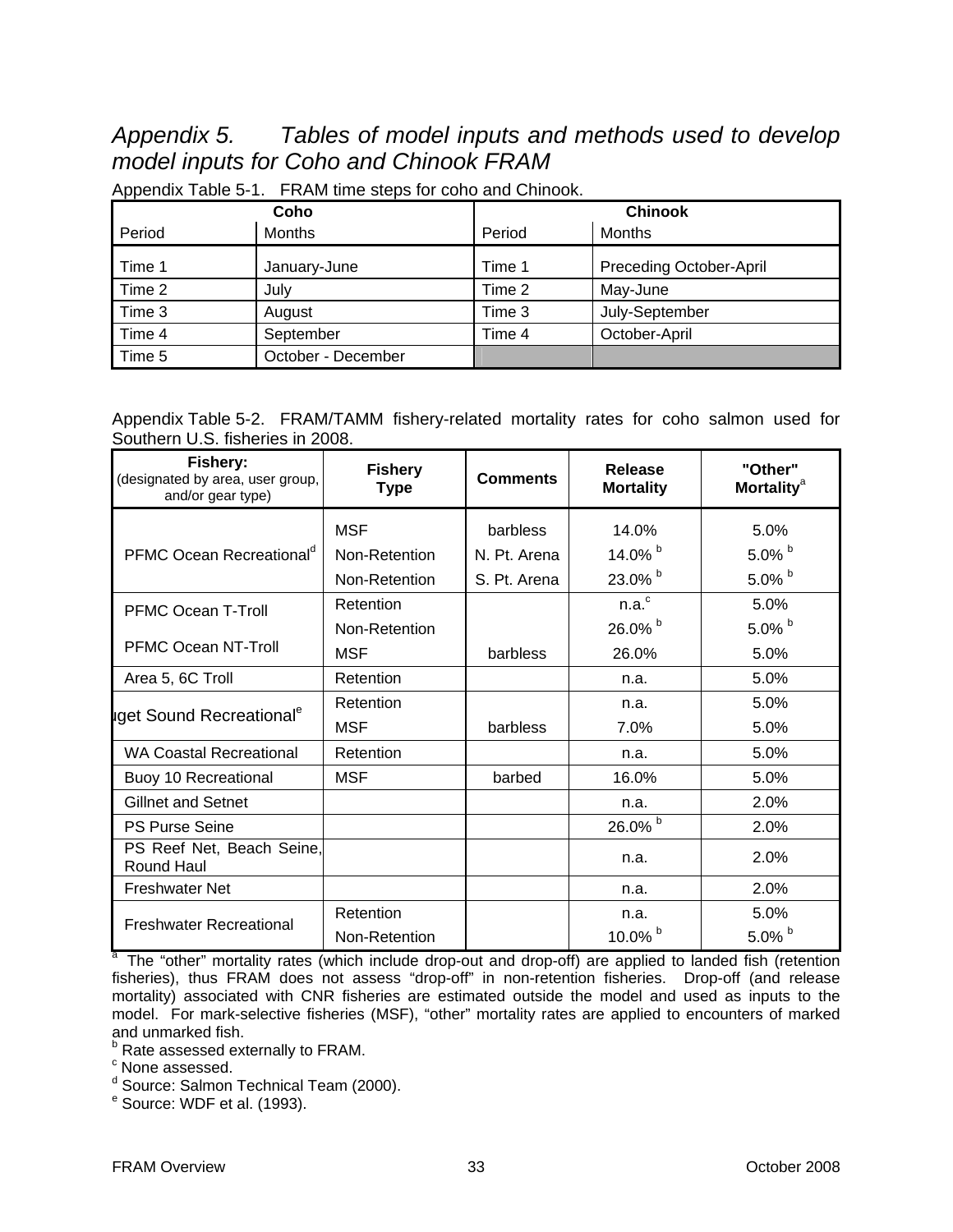# *Appendix 5. Tables of model inputs and methods used to develop model inputs for Coho and Chinook FRAM*

Appendix Table 5-1. FRAM time steps for coho and Chinook.

| Coho | | Chinook | |
|---|---|---|---|
| Period | Months | Period | Months |
| Time 1 | January-June | Time 1 | Preceding October-April |
| Time 2 | July | Time 2 | May-June |
| Time 3 | August | Time 3 | July-September |
| Time 4 | September | Time 4 | October-April |
| Time 5 | October - December | | |

Appendix Table 5-2. FRAM/TAMM fishery-related mortality rates for coho salmon used for Southern U.S. fisheries in 2008.

| Fishery: (designated by area, user group, and/or gear type) | Fishery Type | Comments | Release Mortality | "Other" Mortality[a] |
|---|---|---|---|---|
| PFMC Ocean Recreational[d] | MSF | barbless | 14.0% | 5.0% |
| | Non-Retention | N. Pt. Arena | 14.0% [b] | 5.0% [b] |
| | Non-Retention | S. Pt. Arena | 23.0% [b] | 5.0% [b] |
| PFMC Ocean T-Troll | Retention | | n.a.[c] | 5.0% |
| | Non-Retention | | 26.0% [b] | 5.0% [b] |
| PFMC Ocean NT-Troll | MSF | barbless | 26.0% | 5.0% |
| Area 5, 6C Troll | Retention | | n.a. | 5.0% |
| Puget Sound Recreational[e] | Retention | | n.a. | 5.0% |
| | MSF | barbless | 7.0% | 5.0% |
| WA Coastal Recreational | Retention | | n.a. | 5.0% |
| Buoy 10 Recreational | MSF | barbed | 16.0% | 5.0% |
| Gillnet and Setnet | | | n.a. | 2.0% |
| PS Purse Seine | | | 26.0% [b] | 2.0% |
| PS Reef Net, Beach Seine, Round Haul | | | n.a. | 2.0% |
| Freshwater Net | | | n.a. | 2.0% |
| Freshwater Recreational | Retention | | n.a. | 5.0% |
| | Non-Retention | | 10.0% [b] | 5.0% [b] |

[a] The "other" mortality rates (which include drop-out and drop-off) are applied to landed fish (retention fisheries), thus FRAM does not assess "drop-off" in non-retention fisheries. Drop-off (and release mortality) associated with CNR fisheries are estimated outside the model and used as inputs to the model. For mark-selective fisheries (MSF), "other" mortality rates are applied to encounters of marked and unmarked fish.

[b] Rate assessed externally to FRAM.

[c] None assessed.

[d] Source: Salmon Technical Team (2000).

[e] Source: WDF et al. (1993).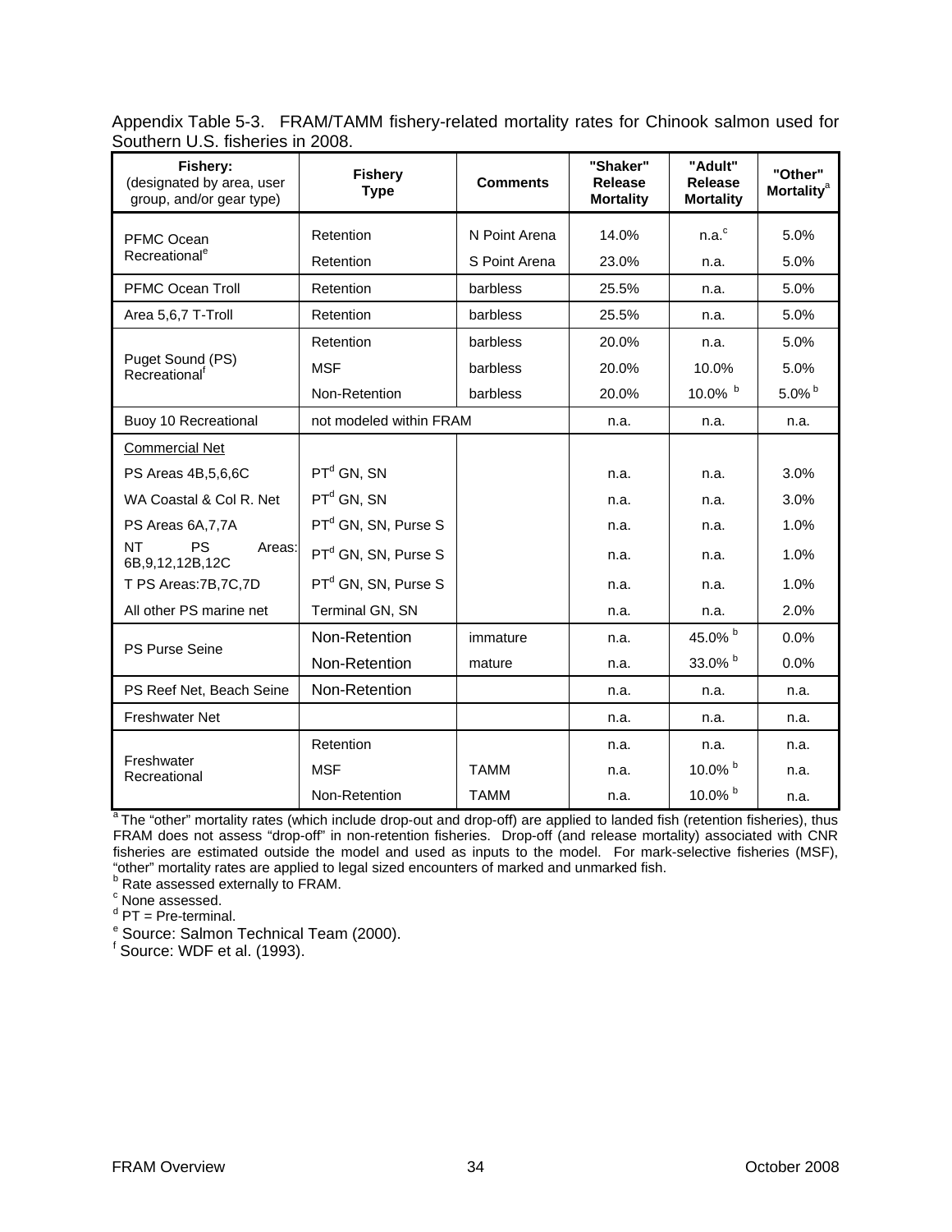Appendix Table 5-3. FRAM/TAMM fishery-related mortality rates for Chinook salmon used for Southern U.S. fisheries in 2008.

| Fishery: (designated by area, user group, and/or gear type) | Fishery Type | Comments | "Shaker" Release Mortality | "Adult" Release Mortality | "Other" Mortality[a] |
|---|---|---|---|---|---|
| PFMC Ocean Recreational[e] | Retention | N Point Arena | 14.0% | n.a.[c] | 5.0% |
| | Retention | S Point Arena | 23.0% | n.a. | 5.0% |
| PFMC Ocean Troll | Retention | barbless | 25.5% | n.a. | 5.0% |
| Area 5,6,7 T-Troll | Retention | barbless | 25.5% | n.a. | 5.0% |
| Puget Sound (PS) Recreational[f] | Retention | barbless | 20.0% | n.a. | 5.0% |
| | MSF | barbless | 20.0% | 10.0% | 5.0% |
| | Non-Retention | barbless | 20.0% | 10.0% [b] | 5.0% [b] |
| Buoy 10 Recreational | not modeled within FRAM | | n.a. | n.a. | n.a. |
| Commercial Net | | | | | |
| PS Areas 4B,5,6,6C | PT[d] GN, SN | | n.a. | n.a. | 3.0% |
| WA Coastal & Col R. Net | PT[d] GN, SN | | n.a. | n.a. | 3.0% |
| PS Areas 6A,7,7A | PT[d] GN, SN, Purse S | | n.a. | n.a. | 1.0% |
| NT PS Areas: 6B,9,12,12B,12C | PT[d] GN, SN, Purse S | | n.a. | n.a. | 1.0% |
| T PS Areas:7B,7C,7D | PT[d] GN, SN, Purse S | | n.a. | n.a. | 1.0% |
| All other PS marine net | Terminal GN, SN | | n.a. | n.a. | 2.0% |
| PS Purse Seine | Non-Retention | immature | n.a. | 45.0% [b] | 0.0% |
| | Non-Retention | mature | n.a. | 33.0% [b] | 0.0% |
| PS Reef Net, Beach Seine | Non-Retention | | n.a. | n.a. | n.a. |
| Freshwater Net | | | n.a. | n.a. | n.a. |
| Freshwater Recreational | Retention | | n.a. | n.a. | n.a. |
| | MSF | TAMM | n.a. | 10.0% [b] | n.a. |
| | Non-Retention | TAMM | n.a. | 10.0% [b] | n.a. |

[a] The "other" mortality rates (which include drop-out and drop-off) are applied to landed fish (retention fisheries), thus FRAM does not assess "drop-off" in non-retention fisheries. Drop-off (and release mortality) associated with CNR fisheries are estimated outside the model and used as inputs to the model. For mark-selective fisheries (MSF), "other" mortality rates are applied to legal sized encounters of marked and unmarked fish.
[b] Rate assessed externally to FRAM.
[c] None assessed.
[d] PT = Pre-terminal.
[e] Source: Salmon Technical Team (2000).
[f] Source: WDF et al. (1993).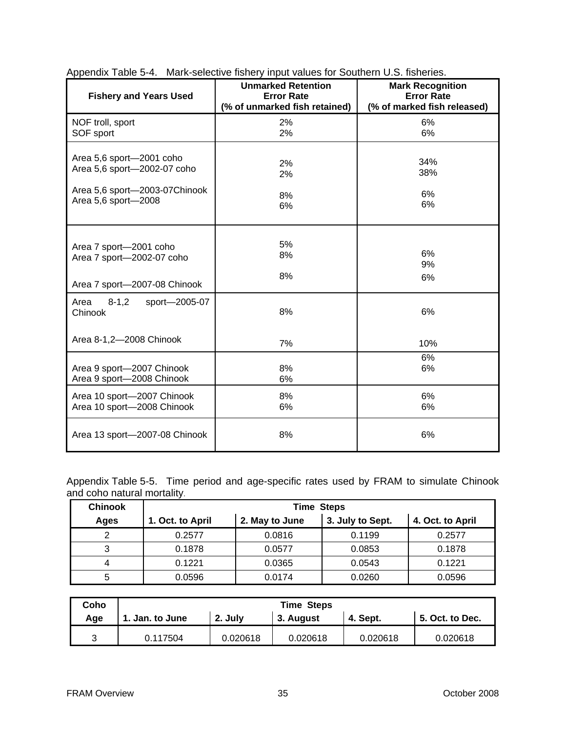Appendix Table 5-4. Mark-selective fishery input values for Southern U.S. fisheries.

| Fishery and Years Used | Unmarked Retention Error Rate (% of unmarked fish retained) | Mark Recognition Error Rate (% of marked fish released) |
|---|---|---|
| NOF troll, sport | 2% | 6% |
| SOF sport | 2% | 6% |
| Area 5,6 sport—2001 coho | 2% | 34% |
| Area 5,6 sport—2002-07 coho | 2% | 38% |
| Area 5,6 sport—2003-07Chinook | 8% | 6% |
| Area 5,6 sport—2008 | 6% | 6% |
| Area 7 sport—2001 coho | 5% | 6% |
| Area 7 sport—2002-07 coho | 8% | 9% |
| Area 7 sport—2007-08 Chinook | 8% | 6% |
| Area 8-1,2 sport—2005-07 Chinook | 8% | 6% |
| Area 8-1,2—2008 Chinook | 7% | 10% |
| Area 9 sport—2007 Chinook | 8% | 6% |
| Area 9 sport—2008 Chinook | 6% | 6% |
| Area 10 sport—2007 Chinook | 8% | 6% |
| Area 10 sport—2008 Chinook | 6% | 6% |
| Area 13 sport—2007-08 Chinook | 8% | 6% |

Appendix Table 5-5. Time period and age-specific rates used by FRAM to simulate Chinook and coho natural mortality.

| Chinook | Time Steps | | | |
|---|---|---|---|---|
| Ages | 1. Oct. to April | 2. May to June | 3. July to Sept. | 4. Oct. to April |
| 2 | 0.2577 | 0.0816 | 0.1199 | 0.2577 |
| 3 | 0.1878 | 0.0577 | 0.0853 | 0.1878 |
| 4 | 0.1221 | 0.0365 | 0.0543 | 0.1221 |
| 5 | 0.0596 | 0.0174 | 0.0260 | 0.0596 |

| Coho | Time Steps | | | | |
|---|---|---|---|---|---|
| Age | 1. Jan. to June | 2. July | 3. August | 4. Sept. | 5. Oct. to Dec. |
| 3 | 0.117504 | 0.020618 | 0.020618 | 0.020618 | 0.020618 |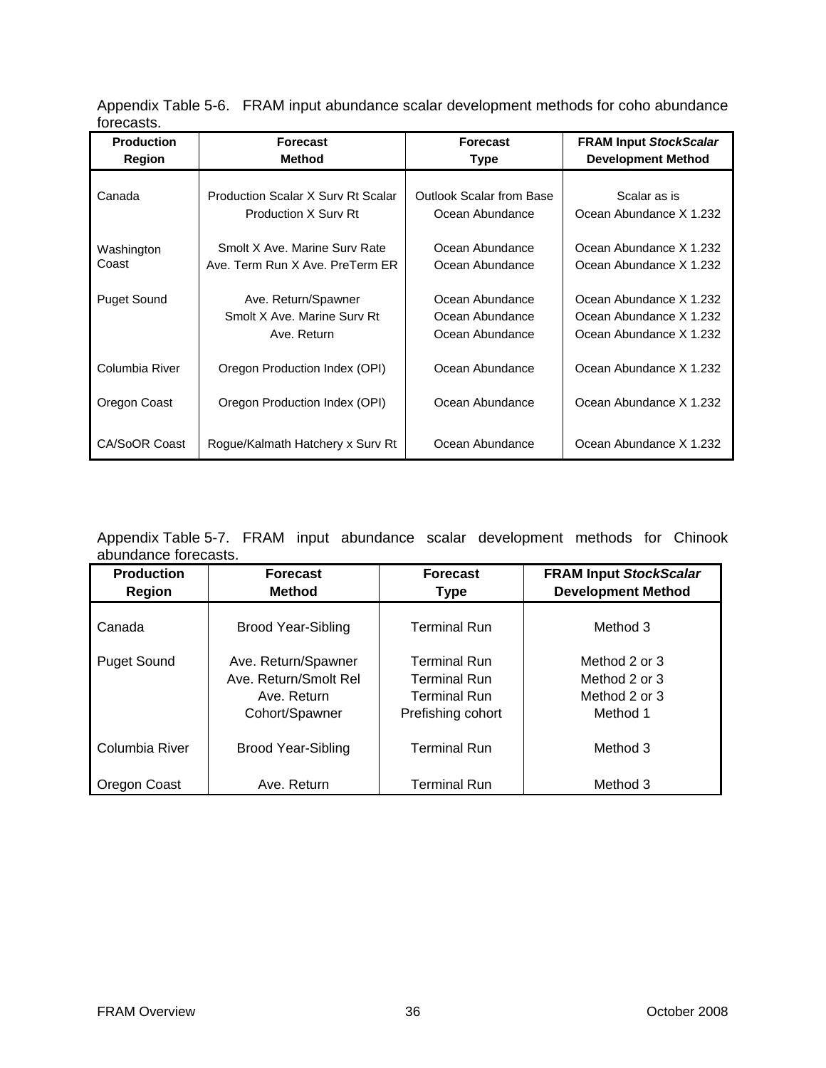Appendix Table 5-6. FRAM input abundance scalar development methods for coho abundance forecasts.

| Production Region | Forecast Method | Forecast Type | FRAM Input *StockScalar* Development Method |
|---|---|---|---|
| Canada | Production Scalar X Surv Rt Scalar | Outlook Scalar from Base | Scalar as is |
| | Production X Surv Rt | Ocean Abundance | Ocean Abundance X 1.232 |
| Washington Coast | Smolt X Ave. Marine Surv Rate | Ocean Abundance | Ocean Abundance X 1.232 |
| | Ave. Term Run X Ave. PreTerm ER | Ocean Abundance | Ocean Abundance X 1.232 |
| Puget Sound | Ave. Return/Spawner | Ocean Abundance | Ocean Abundance X 1.232 |
| | Smolt X Ave. Marine Surv Rt | Ocean Abundance | Ocean Abundance X 1.232 |
| | Ave. Return | Ocean Abundance | Ocean Abundance X 1.232 |
| Columbia River | Oregon Production Index (OPI) | Ocean Abundance | Ocean Abundance X 1.232 |
| Oregon Coast | Oregon Production Index (OPI) | Ocean Abundance | Ocean Abundance X 1.232 |
| CA/SoOR Coast | Rogue/Kalmath Hatchery x Surv Rt | Ocean Abundance | Ocean Abundance X 1.232 |

Appendix Table 5-7. FRAM input abundance scalar development methods for Chinook abundance forecasts.

| Production Region | Forecast Method | Forecast Type | FRAM Input *StockScalar* Development Method |
|---|---|---|---|
| Canada | Brood Year-Sibling | Terminal Run | Method 3 |
| Puget Sound | Ave. Return/Spawner | Terminal Run | Method 2 or 3 |
| | Ave. Return/Smolt Rel | Terminal Run | Method 2 or 3 |
| | Ave. Return | Terminal Run | Method 2 or 3 |
| | Cohort/Spawner | Prefishing cohort | Method 1 |
| Columbia River | Brood Year-Sibling | Terminal Run | Method 3 |
| Oregon Coast | Ave. Return | Terminal Run | Method 3 |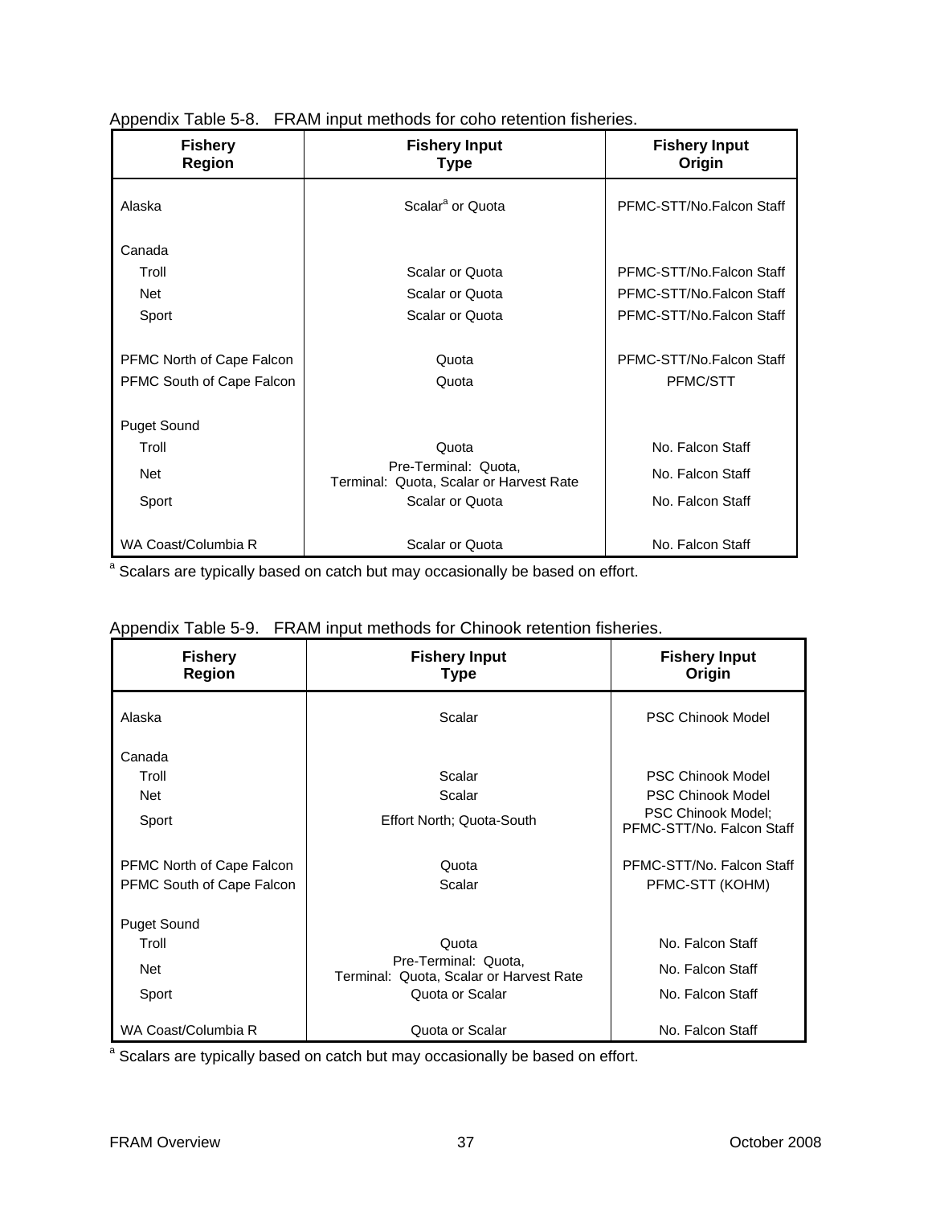Appendix Table 5-8. FRAM input methods for coho retention fisheries.

| Fishery Region | Fishery Input Type | Fishery Input Origin |
|---|---|---|
| Alaska | Scalar[a] or Quota | PFMC-STT/No.Falcon Staff |
| Canada | | |
| Troll | Scalar or Quota | PFMC-STT/No.Falcon Staff |
| Net | Scalar or Quota | PFMC-STT/No.Falcon Staff |
| Sport | Scalar or Quota | PFMC-STT/No.Falcon Staff |
| PFMC North of Cape Falcon | Quota | PFMC-STT/No.Falcon Staff |
| PFMC South of Cape Falcon | Quota | PFMC/STT |
| Puget Sound | | |
| Troll | Quota | No. Falcon Staff |
| Net | Pre-Terminal: Quota, Terminal: Quota, Scalar or Harvest Rate | No. Falcon Staff |
| Sport | Scalar or Quota | No. Falcon Staff |
| WA Coast/Columbia R | Scalar or Quota | No. Falcon Staff |

[a] Scalars are typically based on catch but may occasionally be based on effort.

Appendix Table 5-9. FRAM input methods for Chinook retention fisheries.

| Fishery Region | Fishery Input Type | Fishery Input Origin |
|---|---|---|
| Alaska | Scalar | PSC Chinook Model |
| Canada | | |
| Troll | Scalar | PSC Chinook Model |
| Net | Scalar | PSC Chinook Model |
| Sport | Effort North; Quota-South | PSC Chinook Model; PFMC-STT/No. Falcon Staff |
| PFMC North of Cape Falcon | Quota | PFMC-STT/No. Falcon Staff |
| PFMC South of Cape Falcon | Scalar | PFMC-STT (KOHM) |
| Puget Sound | | |
| Troll | Quota | No. Falcon Staff |
| Net | Pre-Terminal: Quota, Terminal: Quota, Scalar or Harvest Rate | No. Falcon Staff |
| Sport | Quota or Scalar | No. Falcon Staff |
| WA Coast/Columbia R | Quota or Scalar | No. Falcon Staff |

[a] Scalars are typically based on catch but may occasionally be based on effort.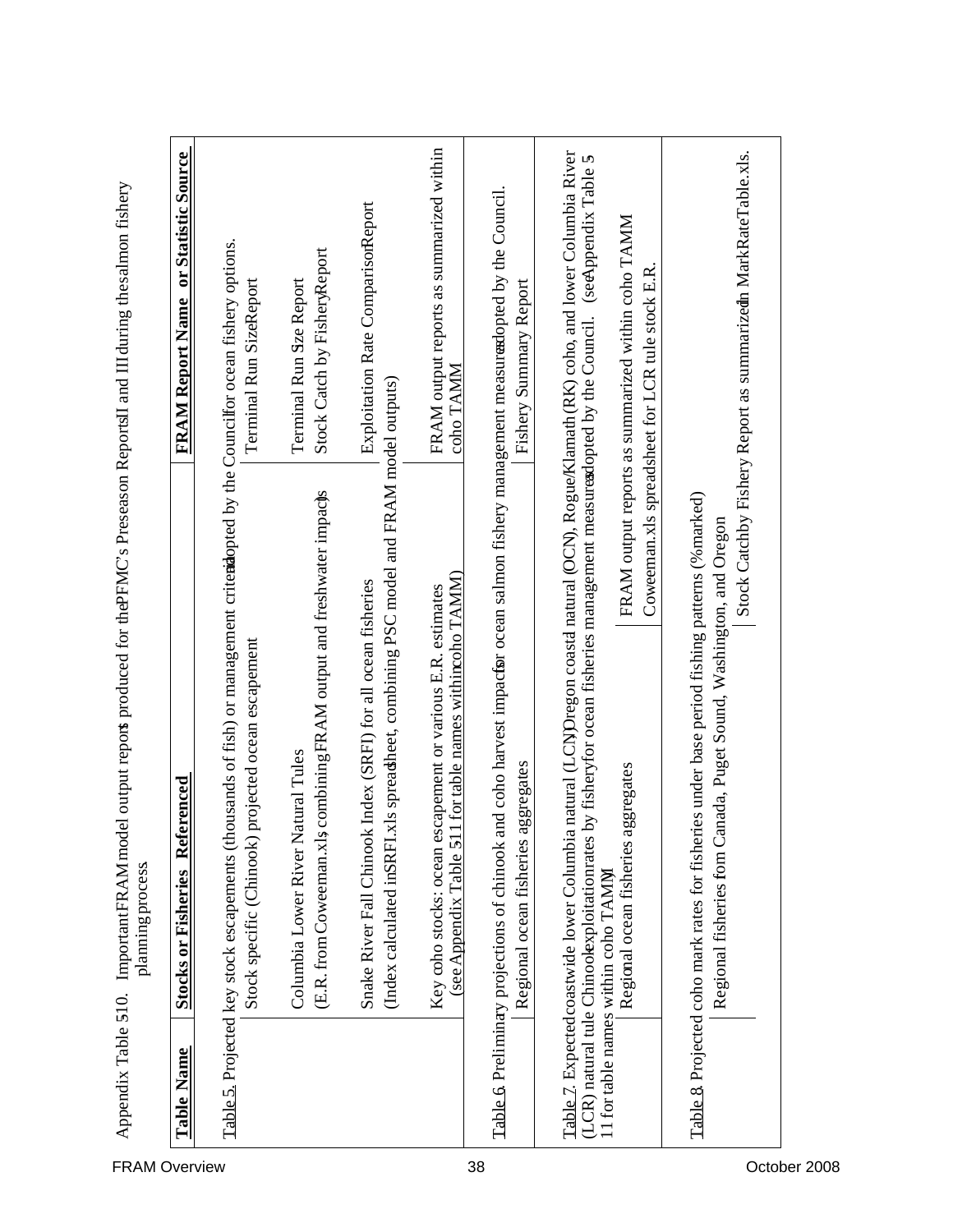Appendix Table 5-10. Important FRAM model output reports produced for the PFMC's Preseason Reports II and III during the salmon fishery planning process

| Table Name | Stocks or Fisheries Referenced | FRAM Report Name or Statistic Source |
|---|---|---|
| Table 5. Projected key stock escapements (thousands of fish) or management criteria adopted by the Council for ocean fishery options. | | |
| | Stock specific (Chinook) projected ocean escapement | Terminal Run Size Report |
| | Columbia Lower River Natural Tules | Terminal Run Size Report |
| | (E.R. from Coweeman.xls, combining FRAM output and freshwater impacts) | Stock Catch by Fishery Report |
| | Snake River Fall Chinook Index (SRFI) for all ocean fisheries | Exploitation Rate Comparison Report |
| | (Index calculated in SRFI.xls spreadsheet, combining PSC model and FRAM model outputs) | |
| | Key coho stocks: ocean escapement or various E.R. estimates (see Appendix Table 5-11 for table names within coho TAMM) | FRAM output reports as summarized within coho TAMM |
| Table 6. Preliminary projections of chinook and coho harvest impacts for ocean salmon fishery management measures adopted by the Council. | | |
| | Regional ocean fisheries aggregates | Fishery Summary Report |
| Table 7. Expected coastwide lower Columbia natural (LCN), Oregon coastal natural (OCN), Rogue/Klamath (RK) coho, and lower Columbia River (LCR) natural tule Chinook exploitation rates by fishery for ocean fisheries management measures adopted by the Council. (see Appendix Table 5-11 for table names within coho TAMM) | | |
| | Regional ocean fisheries aggregates | FRAM output reports as summarized within coho TAMM |
| | | Coweeman.xls spreadsheet for LCR tule stock E.R. |
| Table 8. Projected coho mark rates for fisheries under base period fishing patterns (% marked) | | |
| | Regional fisheries from Canada, Puget Sound, Washington, and Oregon | Stock Catch by Fishery Report as summarized in MarkRateTable.xls. |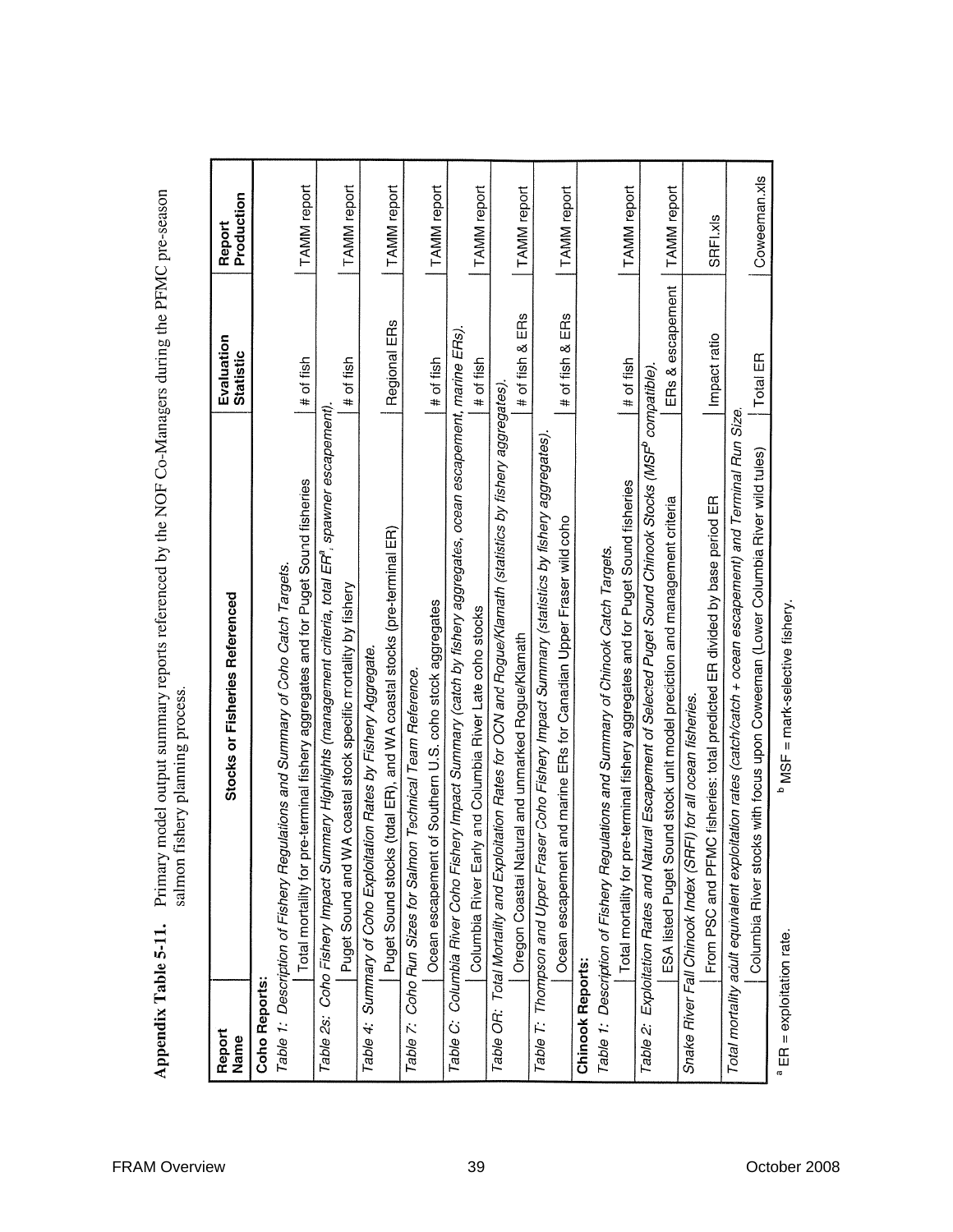**Appendix Table 5-11.** Primary model output summary reports referenced by the NOF Co-Managers during the PFMC pre-season salmon fishery planning process.

| Report Name | Stocks or Fisheries Referenced | Evaluation Statistic | Report Production |
|---|---|---|---|
| **Coho Reports:** | | | |
| *Table 1: Description of Fishery Regulations and Summary of Coho Catch Targets.* | | | |
| | Total mortality for pre-terminal fishery aggregates and for Puget Sound fisheries | # of fish | TAMM report |
| *Table 2s: Coho Fishery Impact Summary Highlights (management criteria, total ER[a], spawner escapement).* | | | |
| | Puget Sound and WA coastal stock specific mortality by fishery | # of fish | TAMM report |
| *Table 4: Summary of Coho Exploitation Rates by Fishery Aggregate.* | | | |
| | Puget Sound stocks (total ER), and WA coastal stocks (pre-terminal ER) | Regional ERs | TAMM report |
| *Table 7: Coho Run Sizes for Salmon Technical Team Reference.* | | | |
| | Ocean escapement of Southern U.S. coho stock aggregates | # of fish | TAMM report |
| *Table C: Columbia River Coho Fishery Impact Summary (catch by fishery aggregates, ocean escapement, marine ERs).* | | | |
| | Columbia River Early and Columbia River Late coho stocks | # of fish | TAMM report |
| *Table OR: Total Mortality and Exploitation Rates for OCN and Rogue/Klamath (statistics by fishery aggregates).* | | | |
| | Oregon Coastal Natural and unmarked Rogue/Klamath | # of fish & ERs | TAMM report |
| *Table T: Thompson and Upper Fraser Coho Fishery Impact Summary (statistics by fishery aggregates).* | | | |
| | Ocean escapement and marine ERs for Canadian Upper Fraser wild coho | # of fish & ERs | TAMM report |
| **Chinook Reports:** | | | |
| *Table 1: Description of Fishery Regulations and Summary of Chinook Catch Targets.* | | | |
| | Total mortality for pre-terminal fishery aggregates and for Puget Sound fisheries | # of fish | TAMM report |
| *Table 2: Exploitation Rates and Natural Escapement of Selected Puget Sound Chinook Stocks (MSF[b] compatible).* | | | |
| | ESA listed Puget Sound stock unit model preciction and management criteria | ERs & escapement | TAMM report |
| *Snake River Fall Chinook Index (SRFI) for all ocean fisheries.* | | | |
| | From PSC and PFMC fisheries: total predicted ER divided by base period ER | Impact ratio | SRFI.xls |
| *Total mortality adult equivalent exploitation rates (catch/catch + ocean escapement) and Terminal Run Size.* | | | |
| | Columbia River stocks with focus upon Coweeman (Lower Columbia River wild tules) | Total ER | Coweeman.xls |

[a] ER = exploitation rate. [b] MSF = mark-selective fishery.